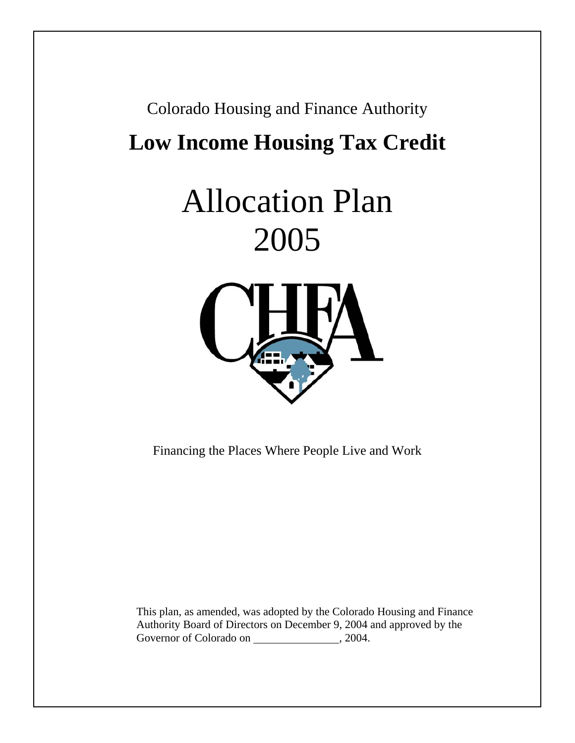Colorado Housing and Finance Authority

# Low Income Housing Tax Credit

# Allocation Plan 2005

CHFA

Financing the Places Where People Live and Work

This plan, as amended, was adopted by the Colorado Housing and Finance Authority Board of Directors on December 9, 2004 and approved by the Governor of Colorado on _______________, 2004.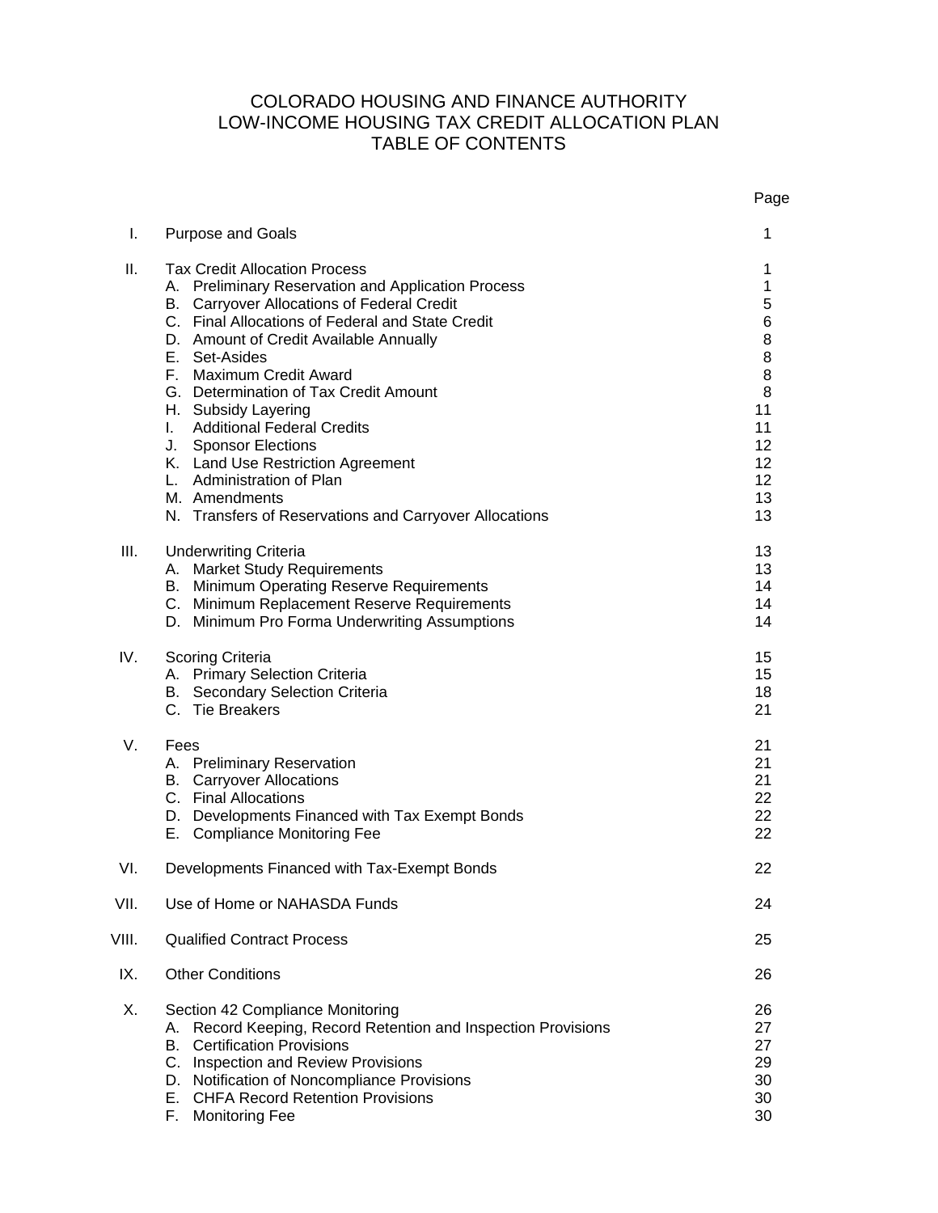# COLORADO HOUSING AND FINANCE AUTHORITY
# LOW-INCOME HOUSING TAX CREDIT ALLOCATION PLAN
# TABLE OF CONTENTS

| | | Page |
|---|---|---|
| I. | Purpose and Goals | 1 |
| II. | Tax Credit Allocation Process | 1 |
| | A. Preliminary Reservation and Application Process | 1 |
| | B. Carryover Allocations of Federal Credit | 5 |
| | C. Final Allocations of Federal and State Credit | 6 |
| | D. Amount of Credit Available Annually | 8 |
| | E. Set-Asides | 8 |
| | F. Maximum Credit Award | 8 |
| | G. Determination of Tax Credit Amount | 8 |
| | H. Subsidy Layering | 11 |
| | I. Additional Federal Credits | 11 |
| | J. Sponsor Elections | 12 |
| | K. Land Use Restriction Agreement | 12 |
| | L. Administration of Plan | 12 |
| | M. Amendments | 13 |
| | N. Transfers of Reservations and Carryover Allocations | 13 |
| III. | Underwriting Criteria | 13 |
| | A. Market Study Requirements | 13 |
| | B. Minimum Operating Reserve Requirements | 14 |
| | C. Minimum Replacement Reserve Requirements | 14 |
| | D. Minimum Pro Forma Underwriting Assumptions | 14 |
| IV. | Scoring Criteria | 15 |
| | A. Primary Selection Criteria | 15 |
| | B. Secondary Selection Criteria | 18 |
| | C. Tie Breakers | 21 |
| V. | Fees | 21 |
| | A. Preliminary Reservation | 21 |
| | B. Carryover Allocations | 21 |
| | C. Final Allocations | 22 |
| | D. Developments Financed with Tax Exempt Bonds | 22 |
| | E. Compliance Monitoring Fee | 22 |
| VI. | Developments Financed with Tax-Exempt Bonds | 22 |
| VII. | Use of Home or NAHASDA Funds | 24 |
| VIII. | Qualified Contract Process | 25 |
| IX. | Other Conditions | 26 |
| X. | Section 42 Compliance Monitoring | 26 |
| | A. Record Keeping, Record Retention and Inspection Provisions | 27 |
| | B. Certification Provisions | 27 |
| | C. Inspection and Review Provisions | 29 |
| | D. Notification of Noncompliance Provisions | 30 |
| | E. CHFA Record Retention Provisions | 30 |
| | F. Monitoring Fee | 30 |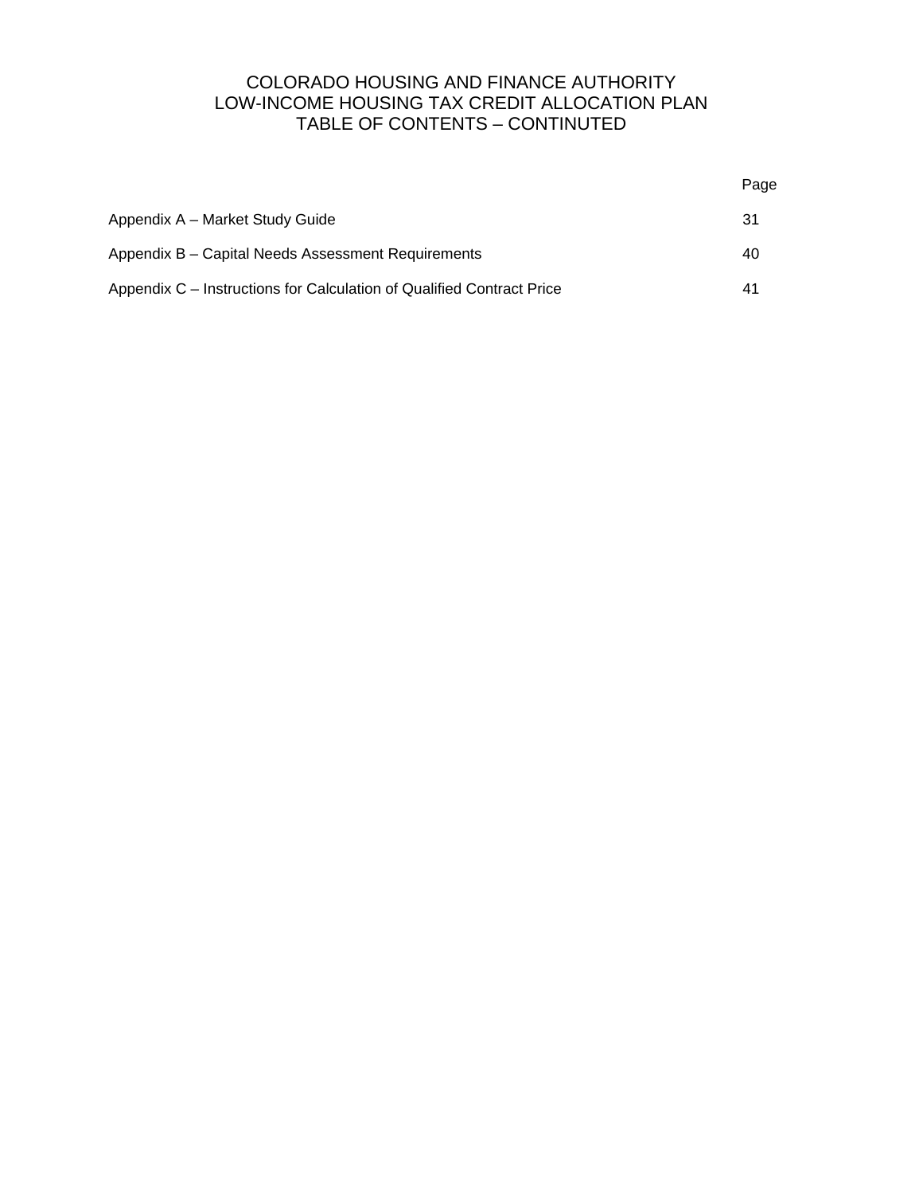# COLORADO HOUSING AND FINANCE AUTHORITY
# LOW-INCOME HOUSING TAX CREDIT ALLOCATION PLAN
# TABLE OF CONTENTS – CONTINTUTED

| | Page |
|---|---|
| Appendix A – Market Study Guide | 31 |
| Appendix B – Capital Needs Assessment Requirements | 40 |
| Appendix C – Instructions for Calculation of Qualified Contract Price | 41 |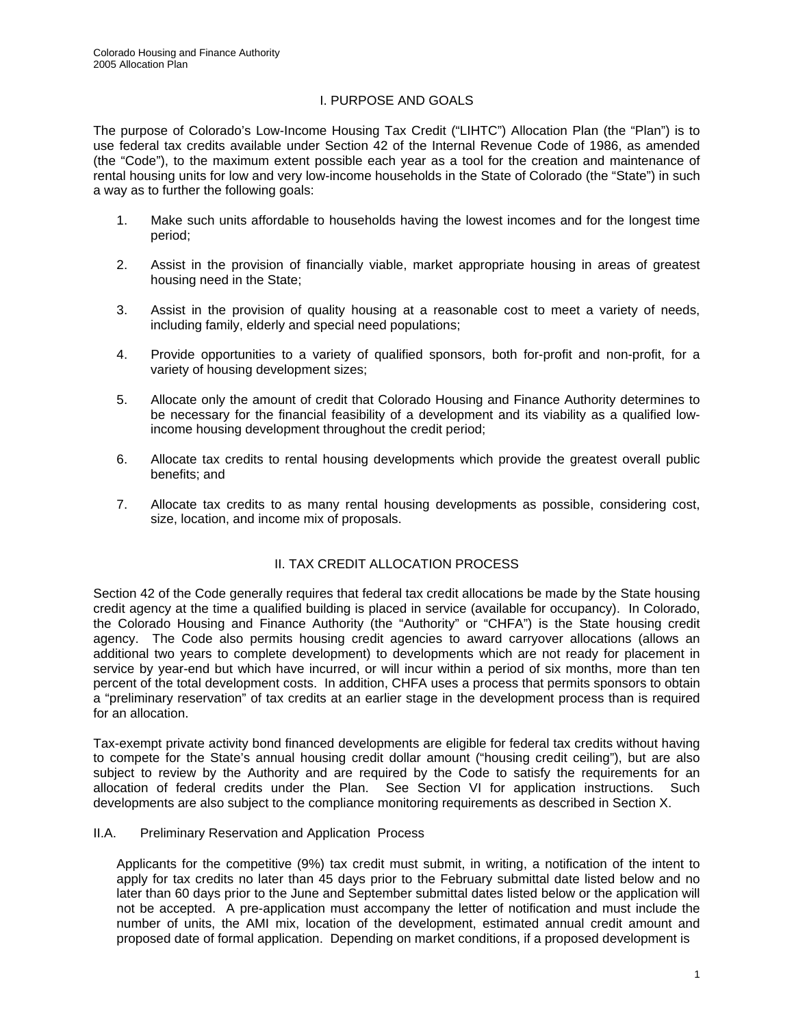# I. PURPOSE AND GOALS

The purpose of Colorado's Low-Income Housing Tax Credit ("LIHTC") Allocation Plan (the "Plan") is to use federal tax credits available under Section 42 of the Internal Revenue Code of 1986, as amended (the "Code"), to the maximum extent possible each year as a tool for the creation and maintenance of rental housing units for low and very low-income households in the State of Colorado (the "State") in such a way as to further the following goals:

1. Make such units affordable to households having the lowest incomes and for the longest time period;

2. Assist in the provision of financially viable, market appropriate housing in areas of greatest housing need in the State;

3. Assist in the provision of quality housing at a reasonable cost to meet a variety of needs, including family, elderly and special need populations;

4. Provide opportunities to a variety of qualified sponsors, both for-profit and non-profit, for a variety of housing development sizes;

5. Allocate only the amount of credit that Colorado Housing and Finance Authority determines to be necessary for the financial feasibility of a development and its viability as a qualified low-income housing development throughout the credit period;

6. Allocate tax credits to rental housing developments which provide the greatest overall public benefits; and

7. Allocate tax credits to as many rental housing developments as possible, considering cost, size, location, and income mix of proposals.

# II. TAX CREDIT ALLOCATION PROCESS

Section 42 of the Code generally requires that federal tax credit allocations be made by the State housing credit agency at the time a qualified building is placed in service (available for occupancy). In Colorado, the Colorado Housing and Finance Authority (the "Authority" or "CHFA") is the State housing credit agency. The Code also permits housing credit agencies to award carryover allocations (allows an additional two years to complete development) to developments which are not ready for placement in service by year-end but which have incurred, or will incur within a period of six months, more than ten percent of the total development costs. In addition, CHFA uses a process that permits sponsors to obtain a "preliminary reservation" of tax credits at an earlier stage in the development process than is required for an allocation.

Tax-exempt private activity bond financed developments are eligible for federal tax credits without having to compete for the State's annual housing credit dollar amount ("housing credit ceiling"), but are also subject to review by the Authority and are required by the Code to satisfy the requirements for an allocation of federal credits under the Plan. See Section VI for application instructions. Such developments are also subject to the compliance monitoring requirements as described in Section X.

## II.A. Preliminary Reservation and Application Process

Applicants for the competitive (9%) tax credit must submit, in writing, a notification of the intent to apply for tax credits no later than 45 days prior to the February submittal date listed below and no later than 60 days prior to the June and September submittal dates listed below or the application will not be accepted. A pre-application must accompany the letter of notification and must include the number of units, the AMI mix, location of the development, estimated annual credit amount and proposed date of formal application. Depending on market conditions, if a proposed development is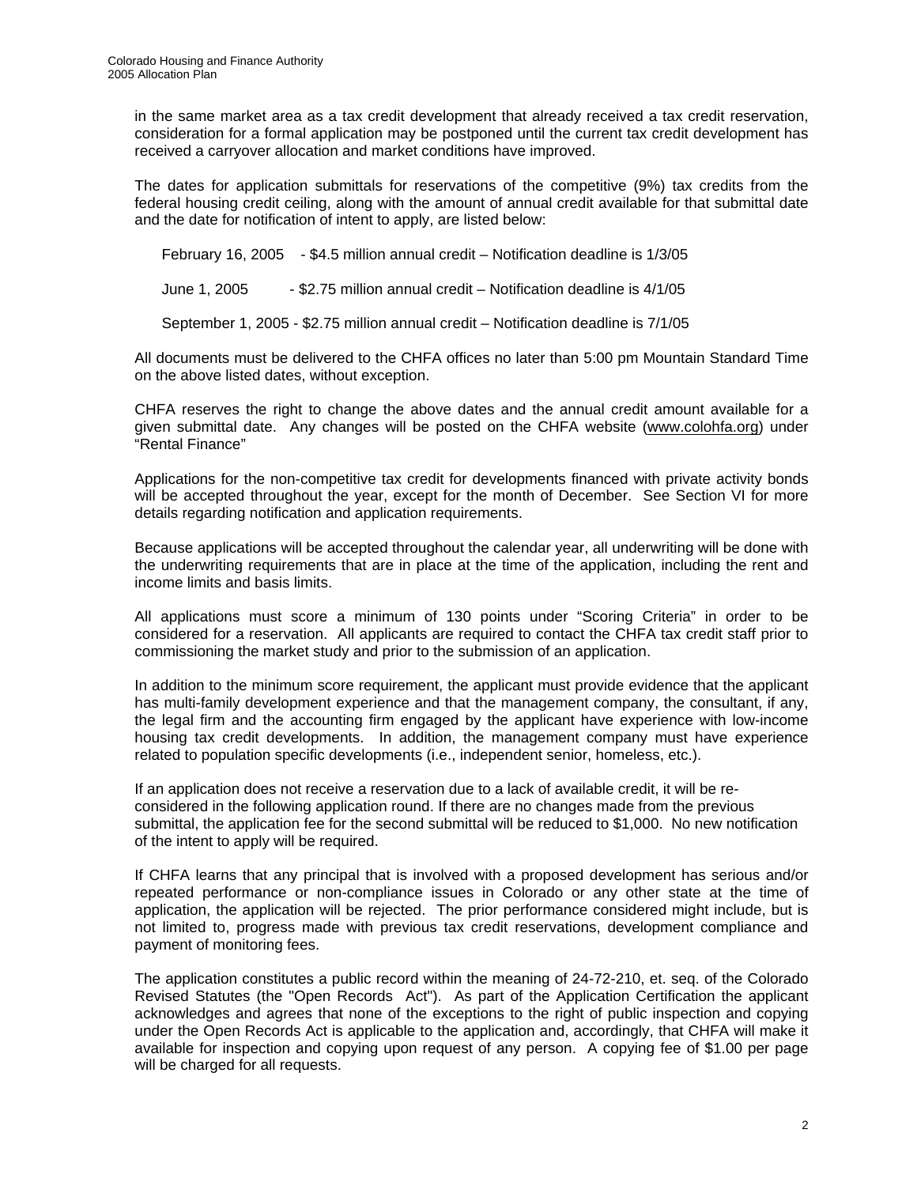in the same market area as a tax credit development that already received a tax credit reservation, consideration for a formal application may be postponed until the current tax credit development has received a carryover allocation and market conditions have improved.

The dates for application submittals for reservations of the competitive (9%) tax credits from the federal housing credit ceiling, along with the amount of annual credit available for that submittal date and the date for notification of intent to apply, are listed below:

February 16, 2005 - $4.5 million annual credit – Notification deadline is 1/3/05

June 1, 2005 - $2.75 million annual credit – Notification deadline is 4/1/05

September 1, 2005 - $2.75 million annual credit – Notification deadline is 7/1/05

All documents must be delivered to the CHFA offices no later than 5:00 pm Mountain Standard Time on the above listed dates, without exception.

CHFA reserves the right to change the above dates and the annual credit amount available for a given submittal date. Any changes will be posted on the CHFA website (www.colohfa.org) under "Rental Finance"

Applications for the non-competitive tax credit for developments financed with private activity bonds will be accepted throughout the year, except for the month of December. See Section VI for more details regarding notification and application requirements.

Because applications will be accepted throughout the calendar year, all underwriting will be done with the underwriting requirements that are in place at the time of the application, including the rent and income limits and basis limits.

All applications must score a minimum of 130 points under "Scoring Criteria" in order to be considered for a reservation. All applicants are required to contact the CHFA tax credit staff prior to commissioning the market study and prior to the submission of an application.

In addition to the minimum score requirement, the applicant must provide evidence that the applicant has multi-family development experience and that the management company, the consultant, if any, the legal firm and the accounting firm engaged by the applicant have experience with low-income housing tax credit developments. In addition, the management company must have experience related to population specific developments (i.e., independent senior, homeless, etc.).

If an application does not receive a reservation due to a lack of available credit, it will be re-considered in the following application round. If there are no changes made from the previous submittal, the application fee for the second submittal will be reduced to $1,000. No new notification of the intent to apply will be required.

If CHFA learns that any principal that is involved with a proposed development has serious and/or repeated performance or non-compliance issues in Colorado or any other state at the time of application, the application will be rejected. The prior performance considered might include, but is not limited to, progress made with previous tax credit reservations, development compliance and payment of monitoring fees.

The application constitutes a public record within the meaning of 24-72-210, et. seq. of the Colorado Revised Statutes (the "Open Records Act"). As part of the Application Certification the applicant acknowledges and agrees that none of the exceptions to the right of public inspection and copying under the Open Records Act is applicable to the application and, accordingly, that CHFA will make it available for inspection and copying upon request of any person. A copying fee of $1.00 per page will be charged for all requests.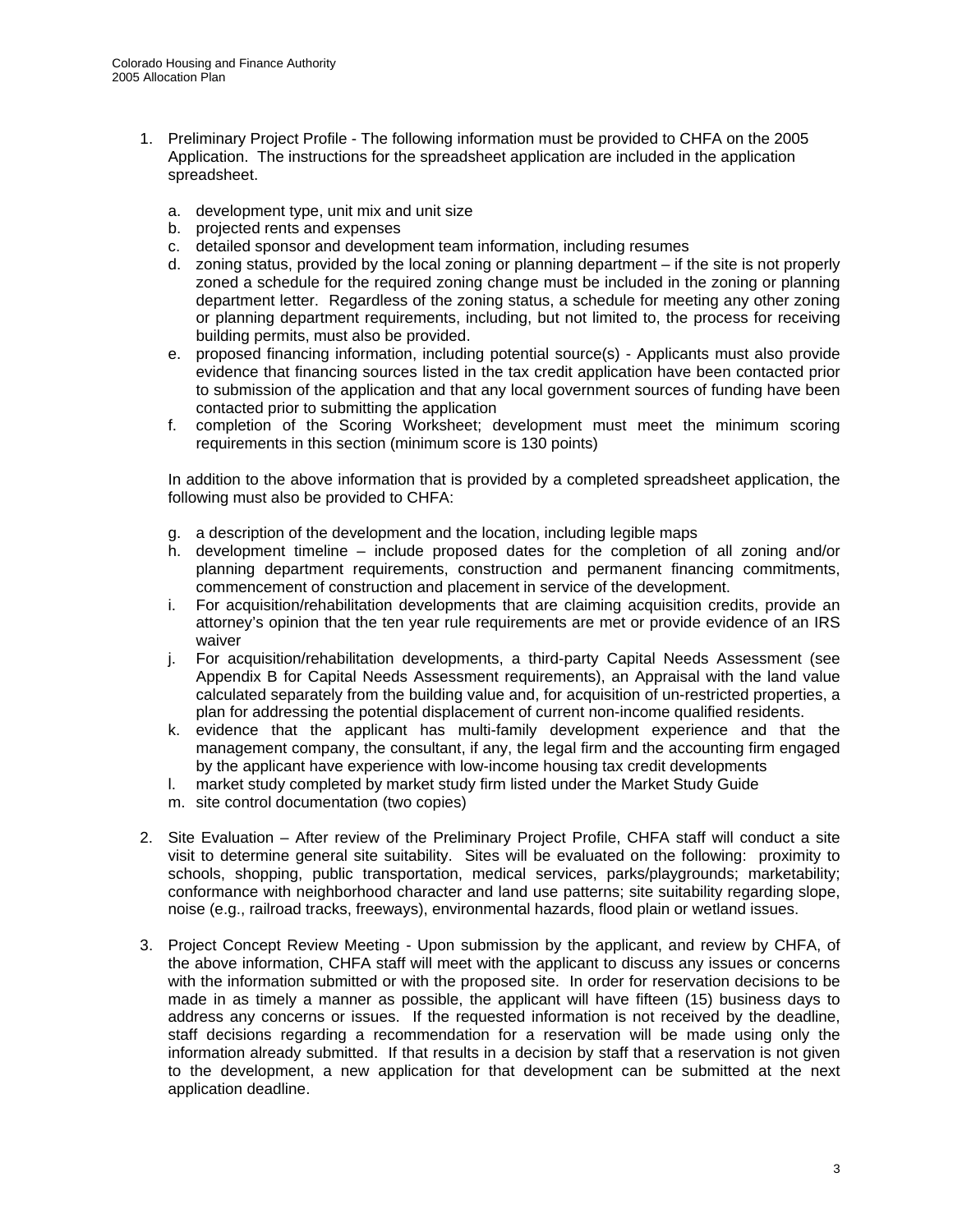1. Preliminary Project Profile - The following information must be provided to CHFA on the 2005 Application. The instructions for the spreadsheet application are included in the application spreadsheet.

    a. development type, unit mix and unit size
    b. projected rents and expenses
    c. detailed sponsor and development team information, including resumes
    d. zoning status, provided by the local zoning or planning department – if the site is not properly zoned a schedule for the required zoning change must be included in the zoning or planning department letter. Regardless of the zoning status, a schedule for meeting any other zoning or planning department requirements, including, but not limited to, the process for receiving building permits, must also be provided.
    e. proposed financing information, including potential source(s) - Applicants must also provide evidence that financing sources listed in the tax credit application have been contacted prior to submission of the application and that any local government sources of funding have been contacted prior to submitting the application
    f. completion of the Scoring Worksheet; development must meet the minimum scoring requirements in this section (minimum score is 130 points)

    In addition to the above information that is provided by a completed spreadsheet application, the following must also be provided to CHFA:

    g. a description of the development and the location, including legible maps
    h. development timeline – include proposed dates for the completion of all zoning and/or planning department requirements, construction and permanent financing commitments, commencement of construction and placement in service of the development.
    i. For acquisition/rehabilitation developments that are claiming acquisition credits, provide an attorney's opinion that the ten year rule requirements are met or provide evidence of an IRS waiver
    j. For acquisition/rehabilitation developments, a third-party Capital Needs Assessment (see Appendix B for Capital Needs Assessment requirements), an Appraisal with the land value calculated separately from the building value and, for acquisition of un-restricted properties, a plan for addressing the potential displacement of current non-income qualified residents.
    k. evidence that the applicant has multi-family development experience and that the management company, the consultant, if any, the legal firm and the accounting firm engaged by the applicant have experience with low-income housing tax credit developments
    l. market study completed by market study firm listed under the Market Study Guide
    m. site control documentation (two copies)

2. Site Evaluation – After review of the Preliminary Project Profile, CHFA staff will conduct a site visit to determine general site suitability. Sites will be evaluated on the following: proximity to schools, shopping, public transportation, medical services, parks/playgrounds; marketability; conformance with neighborhood character and land use patterns; site suitability regarding slope, noise (e.g., railroad tracks, freeways), environmental hazards, flood plain or wetland issues.

3. Project Concept Review Meeting - Upon submission by the applicant, and review by CHFA, of the above information, CHFA staff will meet with the applicant to discuss any issues or concerns with the information submitted or with the proposed site. In order for reservation decisions to be made in as timely a manner as possible, the applicant will have fifteen (15) business days to address any concerns or issues. If the requested information is not received by the deadline, staff decisions regarding a recommendation for a reservation will be made using only the information already submitted. If that results in a decision by staff that a reservation is not given to the development, a new application for that development can be submitted at the next application deadline.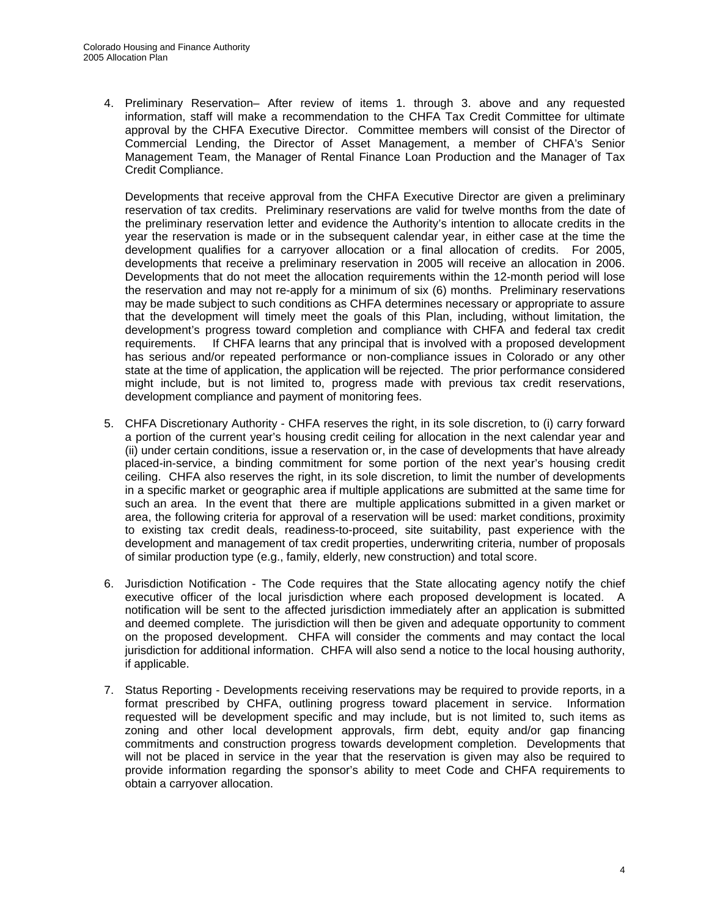4. Preliminary Reservation– After review of items 1. through 3. above and any requested information, staff will make a recommendation to the CHFA Tax Credit Committee for ultimate approval by the CHFA Executive Director. Committee members will consist of the Director of Commercial Lending, the Director of Asset Management, a member of CHFA's Senior Management Team, the Manager of Rental Finance Loan Production and the Manager of Tax Credit Compliance.

   Developments that receive approval from the CHFA Executive Director are given a preliminary reservation of tax credits. Preliminary reservations are valid for twelve months from the date of the preliminary reservation letter and evidence the Authority's intention to allocate credits in the year the reservation is made or in the subsequent calendar year, in either case at the time the development qualifies for a carryover allocation or a final allocation of credits. For 2005, developments that receive a preliminary reservation in 2005 will receive an allocation in 2006. Developments that do not meet the allocation requirements within the 12-month period will lose the reservation and may not re-apply for a minimum of six (6) months. Preliminary reservations may be made subject to such conditions as CHFA determines necessary or appropriate to assure that the development will timely meet the goals of this Plan, including, without limitation, the development's progress toward completion and compliance with CHFA and federal tax credit requirements. If CHFA learns that any principal that is involved with a proposed development has serious and/or repeated performance or non-compliance issues in Colorado or any other state at the time of application, the application will be rejected. The prior performance considered might include, but is not limited to, progress made with previous tax credit reservations, development compliance and payment of monitoring fees.

5. CHFA Discretionary Authority - CHFA reserves the right, in its sole discretion, to (i) carry forward a portion of the current year's housing credit ceiling for allocation in the next calendar year and (ii) under certain conditions, issue a reservation or, in the case of developments that have already placed-in-service, a binding commitment for some portion of the next year's housing credit ceiling. CHFA also reserves the right, in its sole discretion, to limit the number of developments in a specific market or geographic area if multiple applications are submitted at the same time for such an area. In the event that there are multiple applications submitted in a given market or area, the following criteria for approval of a reservation will be used: market conditions, proximity to existing tax credit deals, readiness-to-proceed, site suitability, past experience with the development and management of tax credit properties, underwriting criteria, number of proposals of similar production type (e.g., family, elderly, new construction) and total score.

6. Jurisdiction Notification - The Code requires that the State allocating agency notify the chief executive officer of the local jurisdiction where each proposed development is located. A notification will be sent to the affected jurisdiction immediately after an application is submitted and deemed complete. The jurisdiction will then be given and adequate opportunity to comment on the proposed development. CHFA will consider the comments and may contact the local jurisdiction for additional information. CHFA will also send a notice to the local housing authority, if applicable.

7. Status Reporting - Developments receiving reservations may be required to provide reports, in a format prescribed by CHFA, outlining progress toward placement in service. Information requested will be development specific and may include, but is not limited to, such items as zoning and other local development approvals, firm debt, equity and/or gap financing commitments and construction progress towards development completion. Developments that will not be placed in service in the year that the reservation is given may also be required to provide information regarding the sponsor's ability to meet Code and CHFA requirements to obtain a carryover allocation.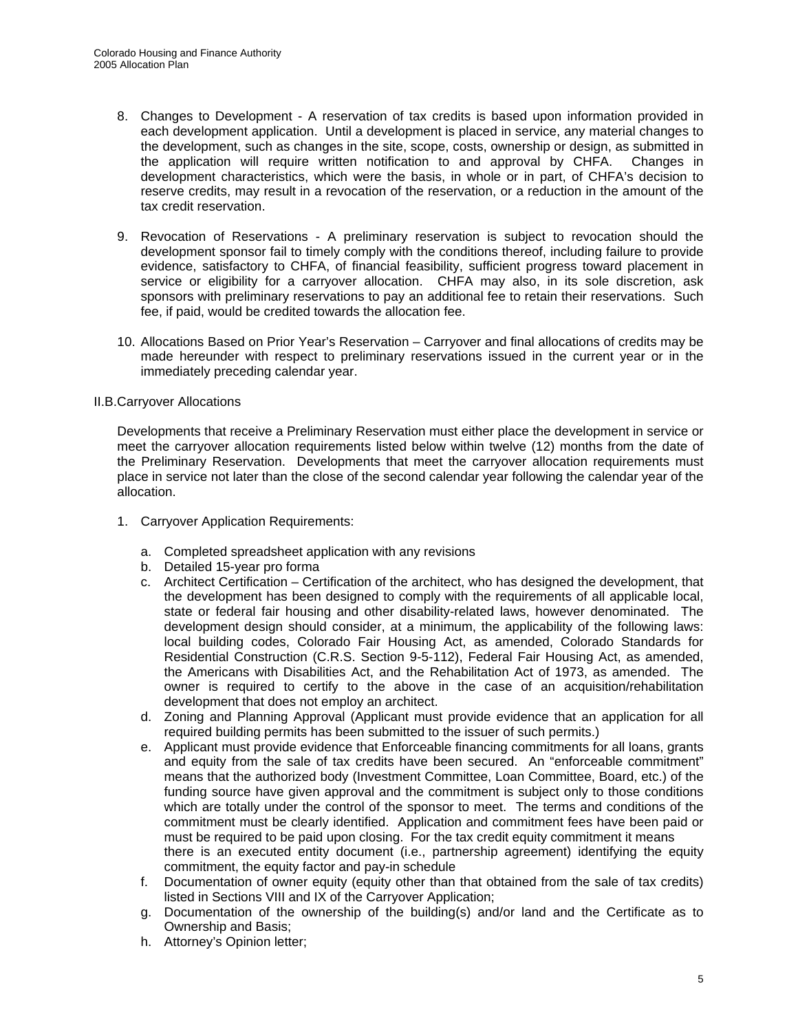8. Changes to Development - A reservation of tax credits is based upon information provided in each development application. Until a development is placed in service, any material changes to the development, such as changes in the site, scope, costs, ownership or design, as submitted in the application will require written notification to and approval by CHFA. Changes in development characteristics, which were the basis, in whole or in part, of CHFA's decision to reserve credits, may result in a revocation of the reservation, or a reduction in the amount of the tax credit reservation.

9. Revocation of Reservations - A preliminary reservation is subject to revocation should the development sponsor fail to timely comply with the conditions thereof, including failure to provide evidence, satisfactory to CHFA, of financial feasibility, sufficient progress toward placement in service or eligibility for a carryover allocation. CHFA may also, in its sole discretion, ask sponsors with preliminary reservations to pay an additional fee to retain their reservations. Such fee, if paid, would be credited towards the allocation fee.

10. Allocations Based on Prior Year's Reservation – Carryover and final allocations of credits may be made hereunder with respect to preliminary reservations issued in the current year or in the immediately preceding calendar year.

## II.B. Carryover Allocations

Developments that receive a Preliminary Reservation must either place the development in service or meet the carryover allocation requirements listed below within twelve (12) months from the date of the Preliminary Reservation. Developments that meet the carryover allocation requirements must place in service not later than the close of the second calendar year following the calendar year of the allocation.

1. Carryover Application Requirements:

   a. Completed spreadsheet application with any revisions
   b. Detailed 15-year pro forma
   c. Architect Certification – Certification of the architect, who has designed the development, that the development has been designed to comply with the requirements of all applicable local, state or federal fair housing and other disability-related laws, however denominated. The development design should consider, at a minimum, the applicability of the following laws: local building codes, Colorado Fair Housing Act, as amended, Colorado Standards for Residential Construction (C.R.S. Section 9-5-112), Federal Fair Housing Act, as amended, the Americans with Disabilities Act, and the Rehabilitation Act of 1973, as amended. The owner is required to certify to the above in the case of an acquisition/rehabilitation development that does not employ an architect.
   d. Zoning and Planning Approval (Applicant must provide evidence that an application for all required building permits has been submitted to the issuer of such permits.)
   e. Applicant must provide evidence that Enforceable financing commitments for all loans, grants and equity from the sale of tax credits have been secured. An "enforceable commitment" means that the authorized body (Investment Committee, Loan Committee, Board, etc.) of the funding source have given approval and the commitment is subject only to those conditions which are totally under the control of the sponsor to meet. The terms and conditions of the commitment must be clearly identified. Application and commitment fees have been paid or must be required to be paid upon closing. For the tax credit equity commitment it means there is an executed entity document (i.e., partnership agreement) identifying the equity commitment, the equity factor and pay-in schedule
   f. Documentation of owner equity (equity other than that obtained from the sale of tax credits) listed in Sections VIII and IX of the Carryover Application;
   g. Documentation of the ownership of the building(s) and/or land and the Certificate as to Ownership and Basis;
   h. Attorney's Opinion letter;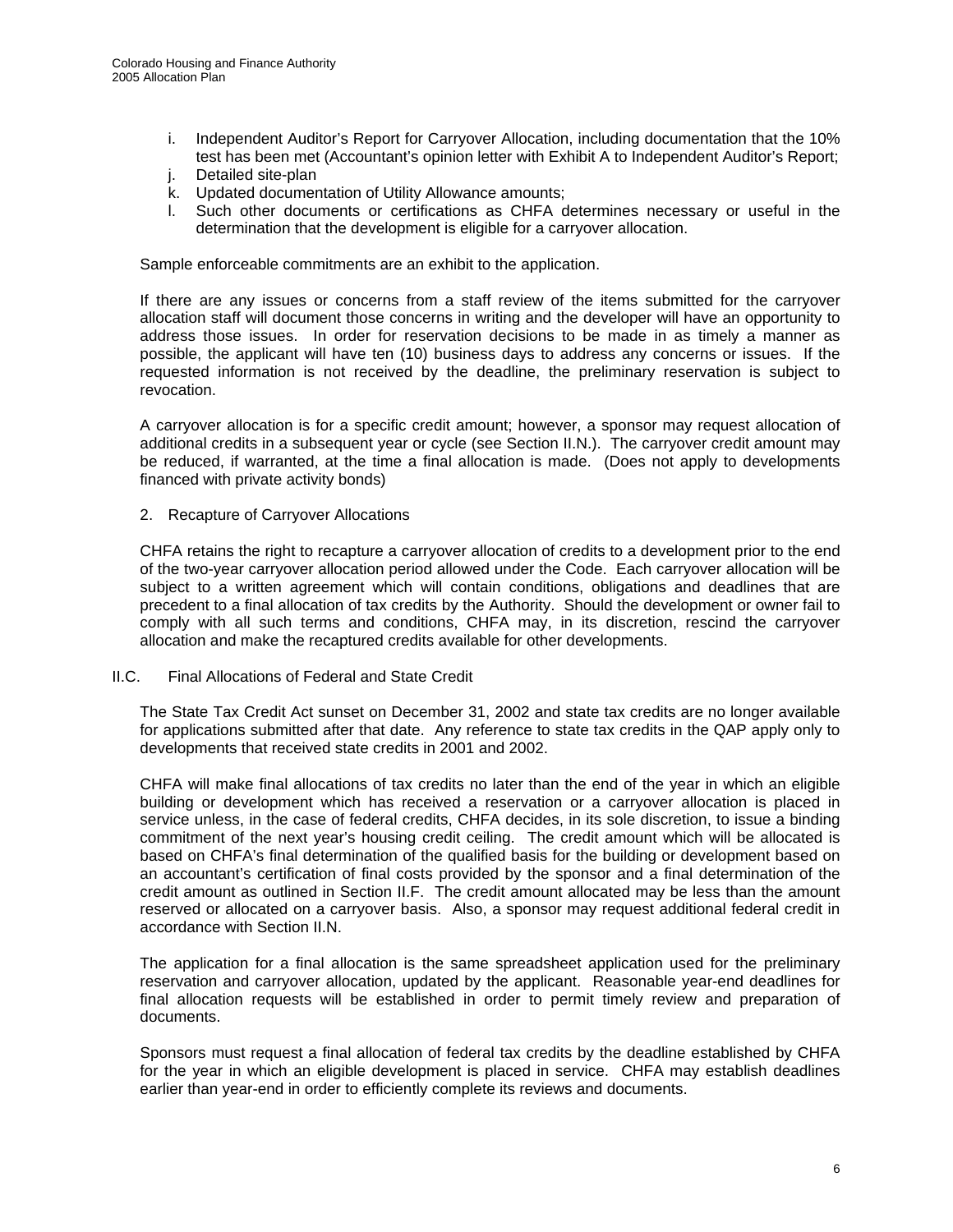i. Independent Auditor's Report for Carryover Allocation, including documentation that the 10% test has been met (Accountant's opinion letter with Exhibit A to Independent Auditor's Report;
j. Detailed site-plan
k. Updated documentation of Utility Allowance amounts;
l. Such other documents or certifications as CHFA determines necessary or useful in the determination that the development is eligible for a carryover allocation.

Sample enforceable commitments are an exhibit to the application.

If there are any issues or concerns from a staff review of the items submitted for the carryover allocation staff will document those concerns in writing and the developer will have an opportunity to address those issues. In order for reservation decisions to be made in as timely a manner as possible, the applicant will have ten (10) business days to address any concerns or issues. If the requested information is not received by the deadline, the preliminary reservation is subject to revocation.

A carryover allocation is for a specific credit amount; however, a sponsor may request allocation of additional credits in a subsequent year or cycle (see Section II.N.). The carryover credit amount may be reduced, if warranted, at the time a final allocation is made. (Does not apply to developments financed with private activity bonds)

2. Recapture of Carryover Allocations

CHFA retains the right to recapture a carryover allocation of credits to a development prior to the end of the two-year carryover allocation period allowed under the Code. Each carryover allocation will be subject to a written agreement which will contain conditions, obligations and deadlines that are precedent to a final allocation of tax credits by the Authority. Should the development or owner fail to comply with all such terms and conditions, CHFA may, in its discretion, rescind the carryover allocation and make the recaptured credits available for other developments.

## II.C. Final Allocations of Federal and State Credit

The State Tax Credit Act sunset on December 31, 2002 and state tax credits are no longer available for applications submitted after that date. Any reference to state tax credits in the QAP apply only to developments that received state credits in 2001 and 2002.

CHFA will make final allocations of tax credits no later than the end of the year in which an eligible building or development which has received a reservation or a carryover allocation is placed in service unless, in the case of federal credits, CHFA decides, in its sole discretion, to issue a binding commitment of the next year's housing credit ceiling. The credit amount which will be allocated is based on CHFA's final determination of the qualified basis for the building or development based on an accountant's certification of final costs provided by the sponsor and a final determination of the credit amount as outlined in Section II.F. The credit amount allocated may be less than the amount reserved or allocated on a carryover basis. Also, a sponsor may request additional federal credit in accordance with Section II.N.

The application for a final allocation is the same spreadsheet application used for the preliminary reservation and carryover allocation, updated by the applicant. Reasonable year-end deadlines for final allocation requests will be established in order to permit timely review and preparation of documents.

Sponsors must request a final allocation of federal tax credits by the deadline established by CHFA for the year in which an eligible development is placed in service. CHFA may establish deadlines earlier than year-end in order to efficiently complete its reviews and documents.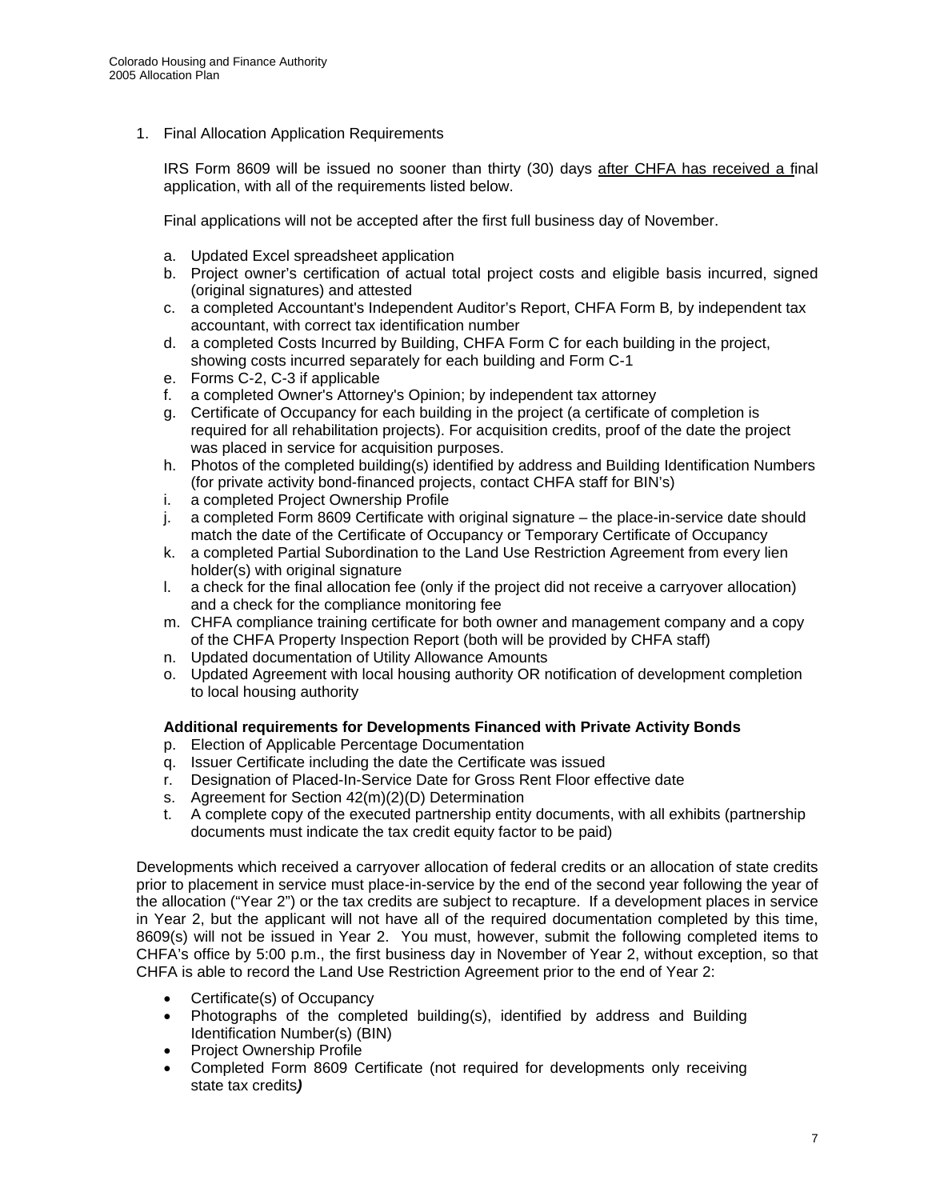1. Final Allocation Application Requirements

   IRS Form 8609 will be issued no sooner than thirty (30) days after CHFA has received a final application, with all of the requirements listed below.

   Final applications will not be accepted after the first full business day of November.

   a. Updated Excel spreadsheet application
   b. Project owner's certification of actual total project costs and eligible basis incurred, signed (original signatures) and attested
   c. a completed Accountant's Independent Auditor's Report, CHFA Form B*,* by independent tax accountant, with correct tax identification number
   d. a completed Costs Incurred by Building, CHFA Form C for each building in the project, showing costs incurred separately for each building and Form C-1
   e. Forms C-2, C-3 if applicable
   f. a completed Owner's Attorney's Opinion; by independent tax attorney
   g. Certificate of Occupancy for each building in the project (a certificate of completion is required for all rehabilitation projects). For acquisition credits, proof of the date the project was placed in service for acquisition purposes.
   h. Photos of the completed building(s) identified by address and Building Identification Numbers (for private activity bond-financed projects, contact CHFA staff for BIN's)
   i. a completed Project Ownership Profile
   j. a completed Form 8609 Certificate with original signature – the place-in-service date should match the date of the Certificate of Occupancy or Temporary Certificate of Occupancy
   k. a completed Partial Subordination to the Land Use Restriction Agreement from every lien holder(s) with original signature
   l. a check for the final allocation fee (only if the project did not receive a carryover allocation) and a check for the compliance monitoring fee
   m. CHFA compliance training certificate for both owner and management company and a copy of the CHFA Property Inspection Report (both will be provided by CHFA staff)
   n. Updated documentation of Utility Allowance Amounts
   o. Updated Agreement with local housing authority OR notification of development completion to local housing authority

   **Additional requirements for Developments Financed with Private Activity Bonds**

   p. Election of Applicable Percentage Documentation
   q. Issuer Certificate including the date the Certificate was issued
   r. Designation of Placed-In-Service Date for Gross Rent Floor effective date
   s. Agreement for Section 42(m)(2)(D) Determination
   t. A complete copy of the executed partnership entity documents, with all exhibits (partnership documents must indicate the tax credit equity factor to be paid)

Developments which received a carryover allocation of federal credits or an allocation of state credits prior to placement in service must place-in-service by the end of the second year following the year of the allocation ("Year 2") or the tax credits are subject to recapture. If a development places in service in Year 2, but the applicant will not have all of the required documentation completed by this time, 8609(s) will not be issued in Year 2. You must, however, submit the following completed items to CHFA's office by 5:00 p.m., the first business day in November of Year 2, without exception, so that CHFA is able to record the Land Use Restriction Agreement prior to the end of Year 2:

- Certificate(s) of Occupancy
- Photographs of the completed building(s), identified by address and Building Identification Number(s) (BIN)
- Project Ownership Profile
- Completed Form 8609 Certificate (not required for developments only receiving state tax credits***)***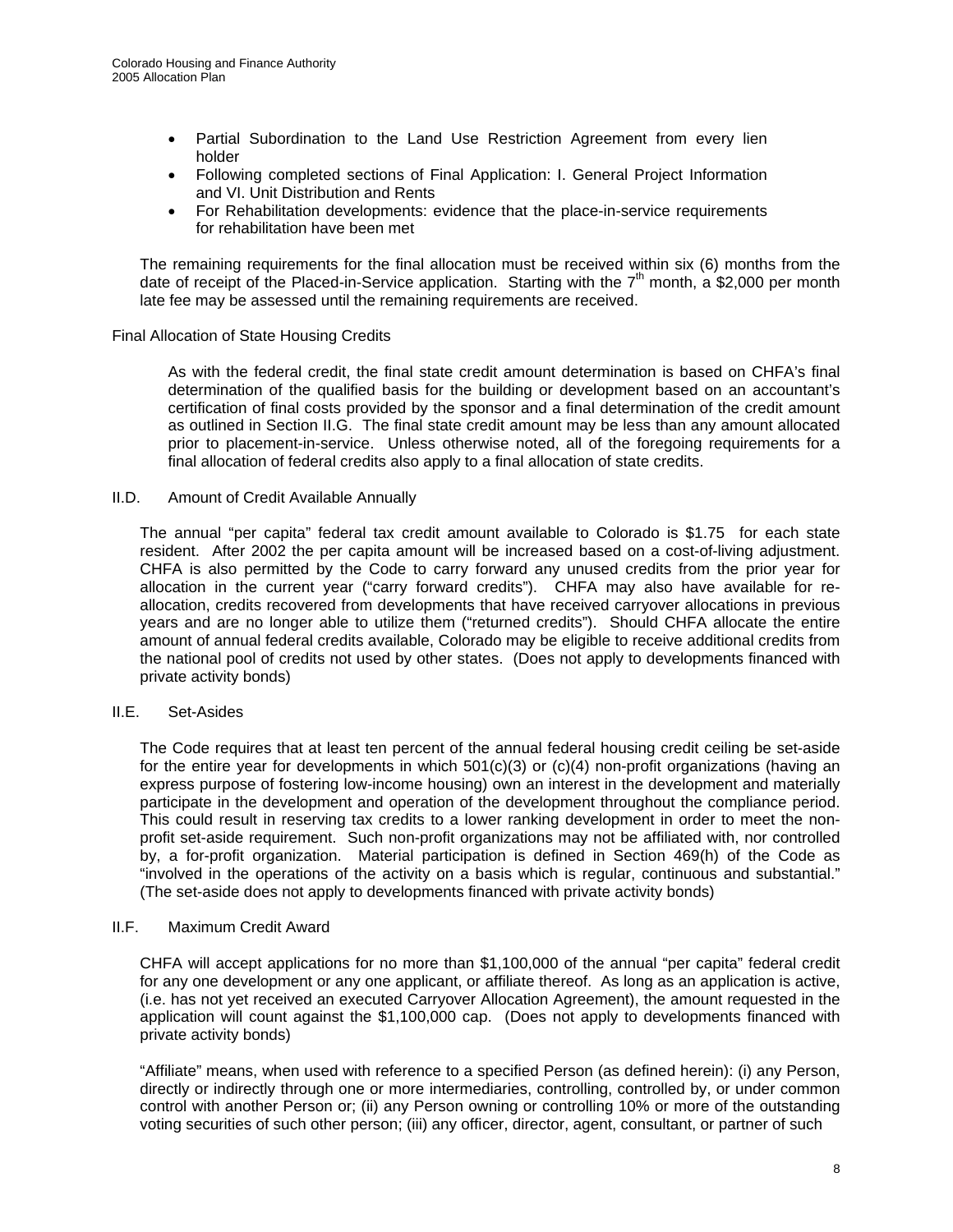- Partial Subordination to the Land Use Restriction Agreement from every lien holder
- Following completed sections of Final Application: I. General Project Information and VI. Unit Distribution and Rents
- For Rehabilitation developments: evidence that the place-in-service requirements for rehabilitation have been met

The remaining requirements for the final allocation must be received within six (6) months from the date of receipt of the Placed-in-Service application. Starting with the 7th month, a $2,000 per month late fee may be assessed until the remaining requirements are received.

Final Allocation of State Housing Credits

As with the federal credit, the final state credit amount determination is based on CHFA's final determination of the qualified basis for the building or development based on an accountant's certification of final costs provided by the sponsor and a final determination of the credit amount as outlined in Section II.G. The final state credit amount may be less than any amount allocated prior to placement-in-service. Unless otherwise noted, all of the foregoing requirements for a final allocation of federal credits also apply to a final allocation of state credits.

## II.D. Amount of Credit Available Annually

The annual "per capita" federal tax credit amount available to Colorado is $1.75 for each state resident. After 2002 the per capita amount will be increased based on a cost-of-living adjustment. CHFA is also permitted by the Code to carry forward any unused credits from the prior year for allocation in the current year ("carry forward credits"). CHFA may also have available for re-allocation, credits recovered from developments that have received carryover allocations in previous years and are no longer able to utilize them ("returned credits"). Should CHFA allocate the entire amount of annual federal credits available, Colorado may be eligible to receive additional credits from the national pool of credits not used by other states. (Does not apply to developments financed with private activity bonds)

## II.E. Set-Asides

The Code requires that at least ten percent of the annual federal housing credit ceiling be set-aside for the entire year for developments in which 501(c)(3) or (c)(4) non-profit organizations (having an express purpose of fostering low-income housing) own an interest in the development and materially participate in the development and operation of the development throughout the compliance period. This could result in reserving tax credits to a lower ranking development in order to meet the non-profit set-aside requirement. Such non-profit organizations may not be affiliated with, nor controlled by, a for-profit organization. Material participation is defined in Section 469(h) of the Code as "involved in the operations of the activity on a basis which is regular, continuous and substantial." (The set-aside does not apply to developments financed with private activity bonds)

## II.F. Maximum Credit Award

CHFA will accept applications for no more than $1,100,000 of the annual "per capita" federal credit for any one development or any one applicant, or affiliate thereof. As long as an application is active, (i.e. has not yet received an executed Carryover Allocation Agreement), the amount requested in the application will count against the $1,100,000 cap. (Does not apply to developments financed with private activity bonds)

"Affiliate" means, when used with reference to a specified Person (as defined herein): (i) any Person, directly or indirectly through one or more intermediaries, controlling, controlled by, or under common control with another Person or; (ii) any Person owning or controlling 10% or more of the outstanding voting securities of such other person; (iii) any officer, director, agent, consultant, or partner of such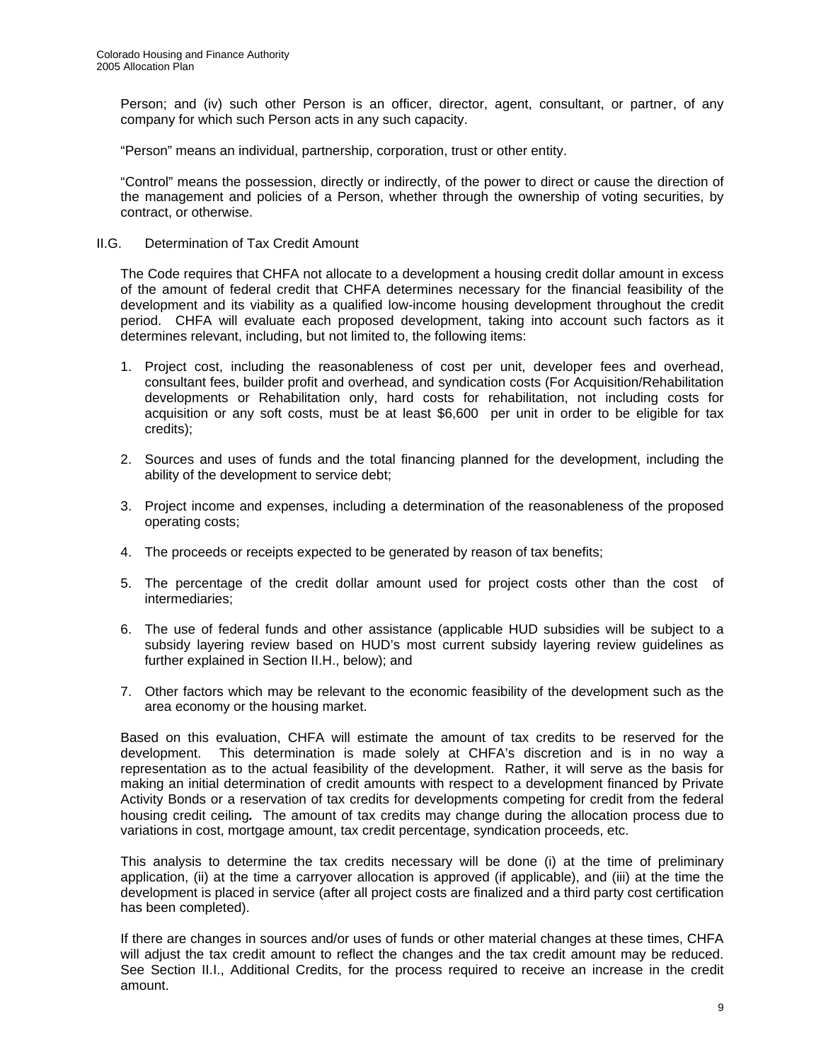Person; and (iv) such other Person is an officer, director, agent, consultant, or partner, of any company for which such Person acts in any such capacity.

"Person" means an individual, partnership, corporation, trust or other entity.

"Control" means the possession, directly or indirectly, of the power to direct or cause the direction of the management and policies of a Person, whether through the ownership of voting securities, by contract, or otherwise.

## II.G. Determination of Tax Credit Amount

The Code requires that CHFA not allocate to a development a housing credit dollar amount in excess of the amount of federal credit that CHFA determines necessary for the financial feasibility of the development and its viability as a qualified low-income housing development throughout the credit period. CHFA will evaluate each proposed development, taking into account such factors as it determines relevant, including, but not limited to, the following items:

1. Project cost, including the reasonableness of cost per unit, developer fees and overhead, consultant fees, builder profit and overhead, and syndication costs (For Acquisition/Rehabilitation developments or Rehabilitation only, hard costs for rehabilitation, not including costs for acquisition or any soft costs, must be at least $6,600 per unit in order to be eligible for tax credits);

2. Sources and uses of funds and the total financing planned for the development, including the ability of the development to service debt;

3. Project income and expenses, including a determination of the reasonableness of the proposed operating costs;

4. The proceeds or receipts expected to be generated by reason of tax benefits;

5. The percentage of the credit dollar amount used for project costs other than the cost of intermediaries;

6. The use of federal funds and other assistance (applicable HUD subsidies will be subject to a subsidy layering review based on HUD's most current subsidy layering review guidelines as further explained in Section II.H., below); and

7. Other factors which may be relevant to the economic feasibility of the development such as the area economy or the housing market.

Based on this evaluation, CHFA will estimate the amount of tax credits to be reserved for the development. This determination is made solely at CHFA's discretion and is in no way a representation as to the actual feasibility of the development. Rather, it will serve as the basis for making an initial determination of credit amounts with respect to a development financed by Private Activity Bonds or a reservation of tax credits for developments competing for credit from the federal housing credit ceiling. The amount of tax credits may change during the allocation process due to variations in cost, mortgage amount, tax credit percentage, syndication proceeds, etc.

This analysis to determine the tax credits necessary will be done (i) at the time of preliminary application, (ii) at the time a carryover allocation is approved (if applicable), and (iii) at the time the development is placed in service (after all project costs are finalized and a third party cost certification has been completed).

If there are changes in sources and/or uses of funds or other material changes at these times, CHFA will adjust the tax credit amount to reflect the changes and the tax credit amount may be reduced. See Section II.I., Additional Credits, for the process required to receive an increase in the credit amount.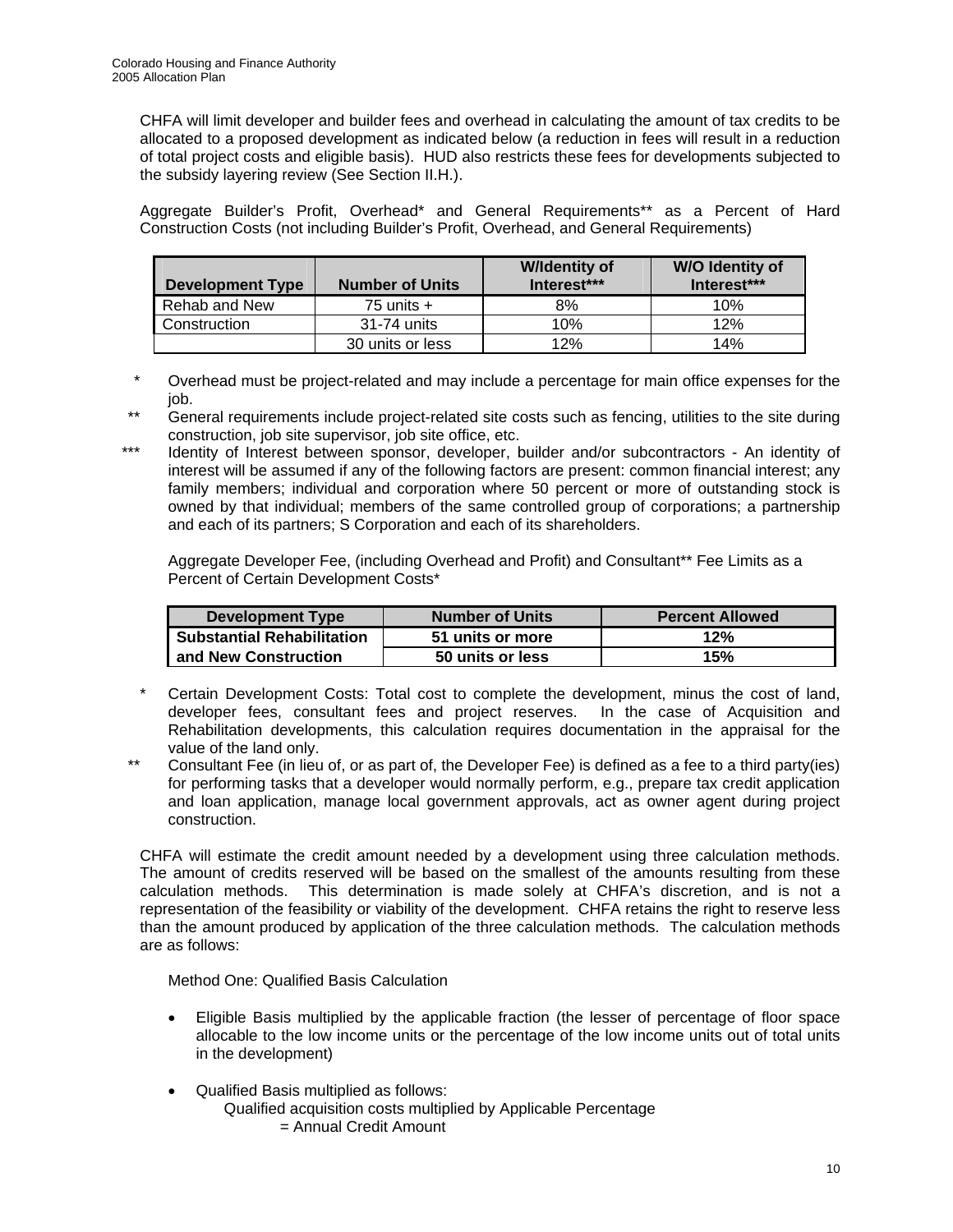CHFA will limit developer and builder fees and overhead in calculating the amount of tax credits to be allocated to a proposed development as indicated below (a reduction in fees will result in a reduction of total project costs and eligible basis). HUD also restricts these fees for developments subjected to the subsidy layering review (See Section II.H.).

Aggregate Builder's Profit, Overhead* and General Requirements** as a Percent of Hard Construction Costs (not including Builder's Profit, Overhead, and General Requirements)

| Development Type | Number of Units | W/Identity of Interest*** | W/O Identity of Interest*** |
|---|---|---|---|
| Rehab and New | 75 units + | 8% | 10% |
| Construction | 31-74 units | 10% | 12% |
| | 30 units or less | 12% | 14% |

\* Overhead must be project-related and may include a percentage for main office expenses for the job.

\** General requirements include project-related site costs such as fencing, utilities to the site during construction, job site supervisor, job site office, etc.

\*** Identity of Interest between sponsor, developer, builder and/or subcontractors - An identity of interest will be assumed if any of the following factors are present: common financial interest; any family members; individual and corporation where 50 percent or more of outstanding stock is owned by that individual; members of the same controlled group of corporations; a partnership and each of its partners; S Corporation and each of its shareholders.

Aggregate Developer Fee, (including Overhead and Profit) and Consultant** Fee Limits as a Percent of Certain Development Costs*

| Development Type | Number of Units | Percent Allowed |
|---|---|---|
| **Substantial Rehabilitation** | **51 units or more** | **12%** |
| **and New Construction** | **50 units or less** | **15%** |

\* Certain Development Costs: Total cost to complete the development, minus the cost of land, developer fees, consultant fees and project reserves. In the case of Acquisition and Rehabilitation developments, this calculation requires documentation in the appraisal for the value of the land only.

\** Consultant Fee (in lieu of, or as part of, the Developer Fee) is defined as a fee to a third party(ies) for performing tasks that a developer would normally perform, e.g., prepare tax credit application and loan application, manage local government approvals, act as owner agent during project construction.

CHFA will estimate the credit amount needed by a development using three calculation methods. The amount of credits reserved will be based on the smallest of the amounts resulting from these calculation methods. This determination is made solely at CHFA's discretion, and is not a representation of the feasibility or viability of the development. CHFA retains the right to reserve less than the amount produced by application of the three calculation methods. The calculation methods are as follows:

Method One: Qualified Basis Calculation

- Eligible Basis multiplied by the applicable fraction (the lesser of percentage of floor space allocable to the low income units or the percentage of the low income units out of total units in the development)
- Qualified Basis multiplied as follows:
  Qualified acquisition costs multiplied by Applicable Percentage
  = Annual Credit Amount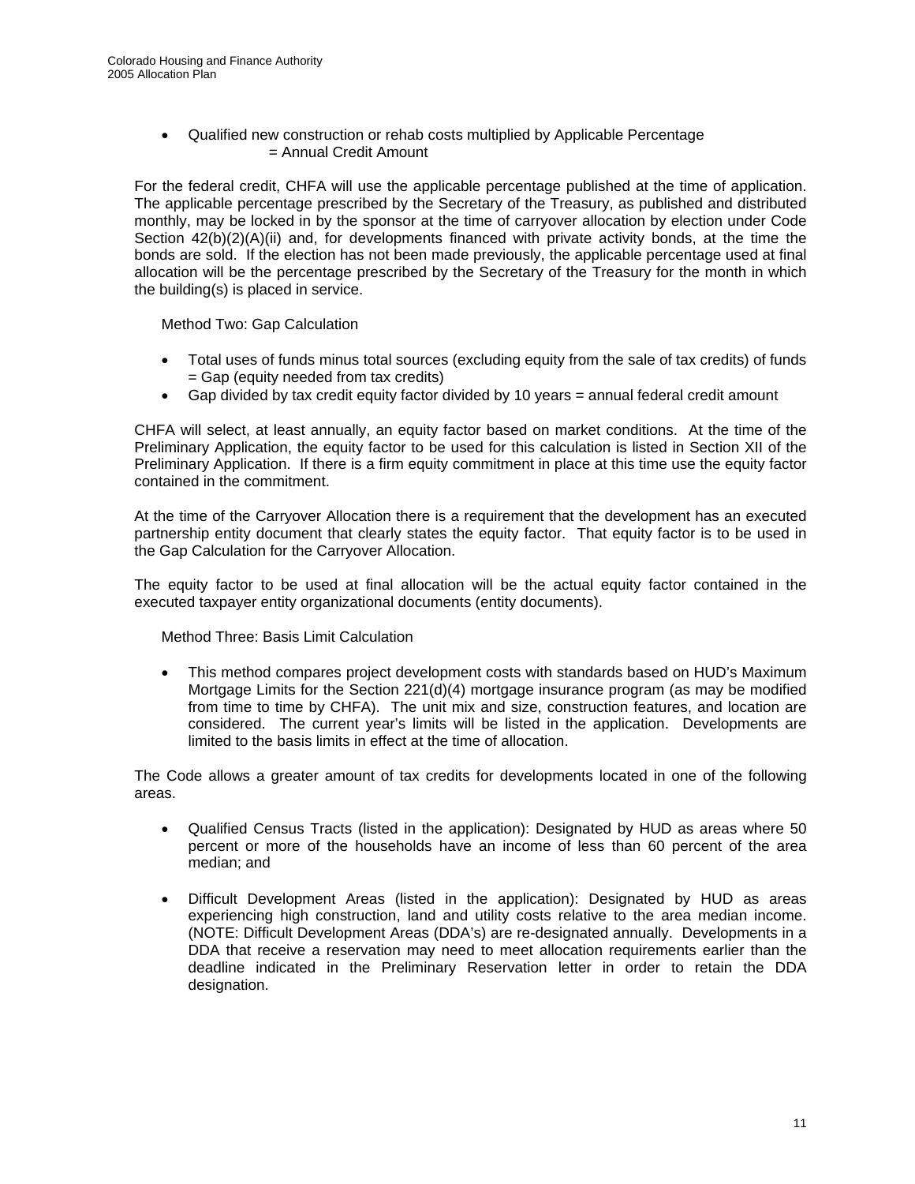- Qualified new construction or rehab costs multiplied by Applicable Percentage = Annual Credit Amount

For the federal credit, CHFA will use the applicable percentage published at the time of application. The applicable percentage prescribed by the Secretary of the Treasury, as published and distributed monthly, may be locked in by the sponsor at the time of carryover allocation by election under Code Section 42(b)(2)(A)(ii) and, for developments financed with private activity bonds, at the time the bonds are sold. If the election has not been made previously, the applicable percentage used at final allocation will be the percentage prescribed by the Secretary of the Treasury for the month in which the building(s) is placed in service.

Method Two: Gap Calculation

- Total uses of funds minus total sources (excluding equity from the sale of tax credits) of funds = Gap (equity needed from tax credits)
- Gap divided by tax credit equity factor divided by 10 years = annual federal credit amount

CHFA will select, at least annually, an equity factor based on market conditions. At the time of the Preliminary Application, the equity factor to be used for this calculation is listed in Section XII of the Preliminary Application. If there is a firm equity commitment in place at this time use the equity factor contained in the commitment.

At the time of the Carryover Allocation there is a requirement that the development has an executed partnership entity document that clearly states the equity factor. That equity factor is to be used in the Gap Calculation for the Carryover Allocation.

The equity factor to be used at final allocation will be the actual equity factor contained in the executed taxpayer entity organizational documents (entity documents).

Method Three: Basis Limit Calculation

- This method compares project development costs with standards based on HUD's Maximum Mortgage Limits for the Section 221(d)(4) mortgage insurance program (as may be modified from time to time by CHFA). The unit mix and size, construction features, and location are considered. The current year's limits will be listed in the application. Developments are limited to the basis limits in effect at the time of allocation.

The Code allows a greater amount of tax credits for developments located in one of the following areas.

- Qualified Census Tracts (listed in the application): Designated by HUD as areas where 50 percent or more of the households have an income of less than 60 percent of the area median; and

- Difficult Development Areas (listed in the application): Designated by HUD as areas experiencing high construction, land and utility costs relative to the area median income. (NOTE: Difficult Development Areas (DDA's) are re-designated annually. Developments in a DDA that receive a reservation may need to meet allocation requirements earlier than the deadline indicated in the Preliminary Reservation letter in order to retain the DDA designation.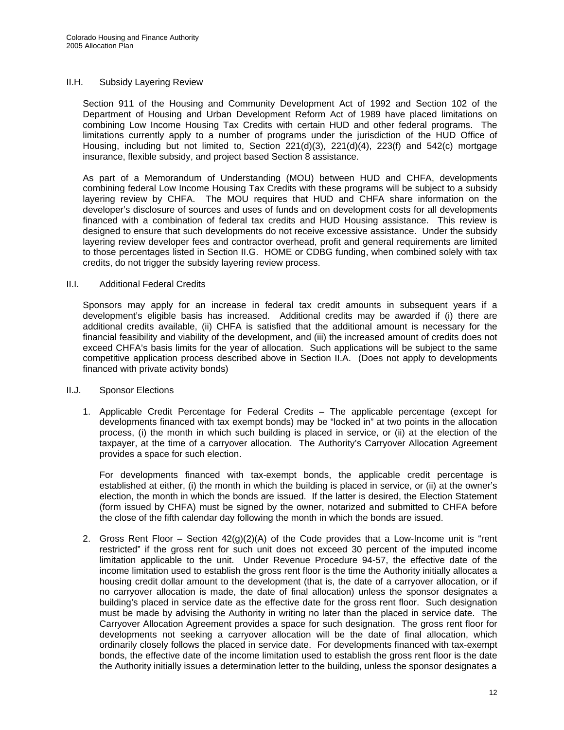## II.H. Subsidy Layering Review

Section 911 of the Housing and Community Development Act of 1992 and Section 102 of the Department of Housing and Urban Development Reform Act of 1989 have placed limitations on combining Low Income Housing Tax Credits with certain HUD and other federal programs. The limitations currently apply to a number of programs under the jurisdiction of the HUD Office of Housing, including but not limited to, Section 221(d)(3), 221(d)(4), 223(f) and 542(c) mortgage insurance, flexible subsidy, and project based Section 8 assistance.

As part of a Memorandum of Understanding (MOU) between HUD and CHFA, developments combining federal Low Income Housing Tax Credits with these programs will be subject to a subsidy layering review by CHFA. The MOU requires that HUD and CHFA share information on the developer's disclosure of sources and uses of funds and on development costs for all developments financed with a combination of federal tax credits and HUD Housing assistance. This review is designed to ensure that such developments do not receive excessive assistance. Under the subsidy layering review developer fees and contractor overhead, profit and general requirements are limited to those percentages listed in Section II.G. HOME or CDBG funding, when combined solely with tax credits, do not trigger the subsidy layering review process.

## II.I. Additional Federal Credits

Sponsors may apply for an increase in federal tax credit amounts in subsequent years if a development's eligible basis has increased. Additional credits may be awarded if (i) there are additional credits available, (ii) CHFA is satisfied that the additional amount is necessary for the financial feasibility and viability of the development, and (iii) the increased amount of credits does not exceed CHFA's basis limits for the year of allocation. Such applications will be subject to the same competitive application process described above in Section II.A. (Does not apply to developments financed with private activity bonds)

## II.J. Sponsor Elections

1. Applicable Credit Percentage for Federal Credits – The applicable percentage (except for developments financed with tax exempt bonds) may be "locked in" at two points in the allocation process, (i) the month in which such building is placed in service, or (ii) at the election of the taxpayer, at the time of a carryover allocation. The Authority's Carryover Allocation Agreement provides a space for such election.

   For developments financed with tax-exempt bonds, the applicable credit percentage is established at either, (i) the month in which the building is placed in service, or (ii) at the owner's election, the month in which the bonds are issued. If the latter is desired, the Election Statement (form issued by CHFA) must be signed by the owner, notarized and submitted to CHFA before the close of the fifth calendar day following the month in which the bonds are issued.

2. Gross Rent Floor – Section 42(g)(2)(A) of the Code provides that a Low-Income unit is "rent restricted" if the gross rent for such unit does not exceed 30 percent of the imputed income limitation applicable to the unit. Under Revenue Procedure 94-57, the effective date of the income limitation used to establish the gross rent floor is the time the Authority initially allocates a housing credit dollar amount to the development (that is, the date of a carryover allocation, or if no carryover allocation is made, the date of final allocation) unless the sponsor designates a building's placed in service date as the effective date for the gross rent floor. Such designation must be made by advising the Authority in writing no later than the placed in service date. The Carryover Allocation Agreement provides a space for such designation. The gross rent floor for developments not seeking a carryover allocation will be the date of final allocation, which ordinarily closely follows the placed in service date. For developments financed with tax-exempt bonds, the effective date of the income limitation used to establish the gross rent floor is the date the Authority initially issues a determination letter to the building, unless the sponsor designates a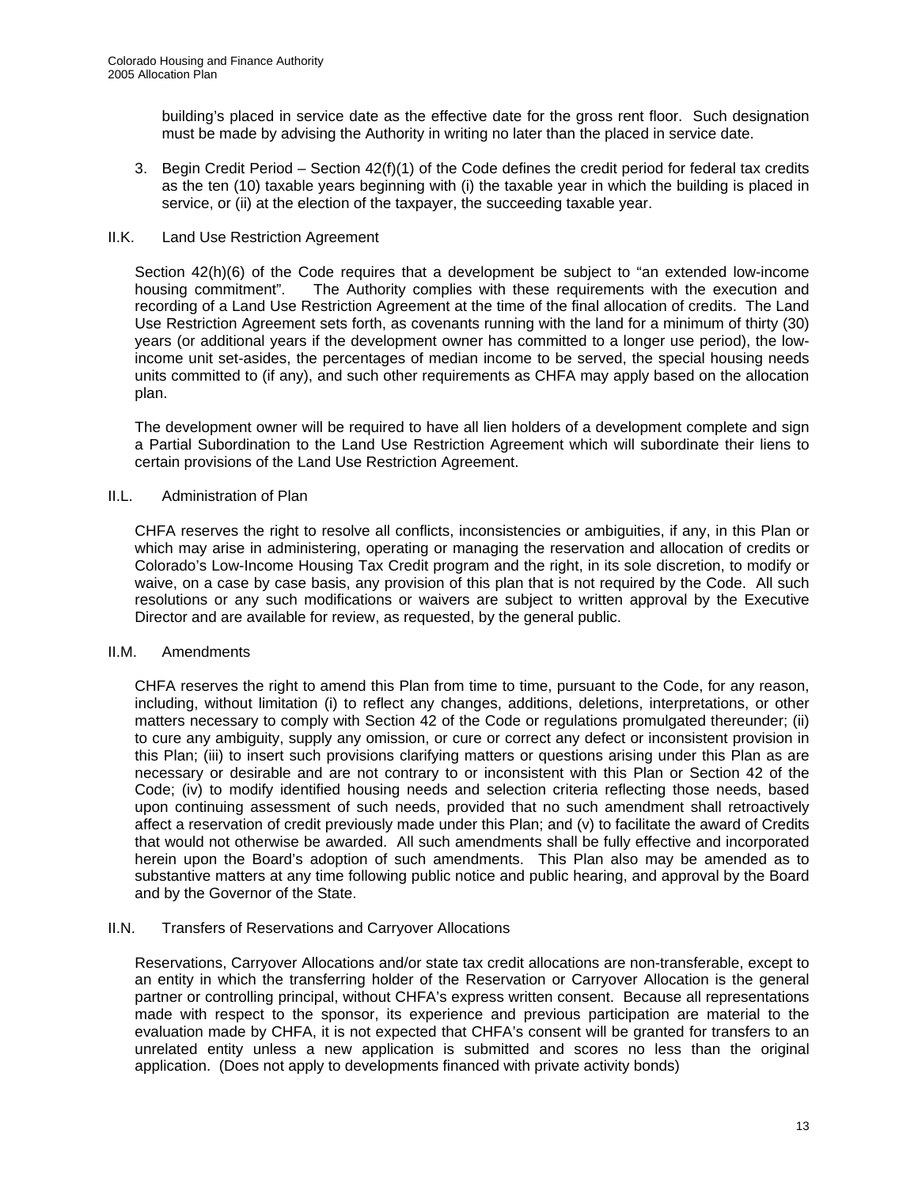building's placed in service date as the effective date for the gross rent floor. Such designation must be made by advising the Authority in writing no later than the placed in service date.

3. Begin Credit Period – Section 42(f)(1) of the Code defines the credit period for federal tax credits as the ten (10) taxable years beginning with (i) the taxable year in which the building is placed in service, or (ii) at the election of the taxpayer, the succeeding taxable year.

## II.K. Land Use Restriction Agreement

Section 42(h)(6) of the Code requires that a development be subject to "an extended low-income housing commitment". The Authority complies with these requirements with the execution and recording of a Land Use Restriction Agreement at the time of the final allocation of credits. The Land Use Restriction Agreement sets forth, as covenants running with the land for a minimum of thirty (30) years (or additional years if the development owner has committed to a longer use period), the low-income unit set-asides, the percentages of median income to be served, the special housing needs units committed to (if any), and such other requirements as CHFA may apply based on the allocation plan.

The development owner will be required to have all lien holders of a development complete and sign a Partial Subordination to the Land Use Restriction Agreement which will subordinate their liens to certain provisions of the Land Use Restriction Agreement.

## II.L. Administration of Plan

CHFA reserves the right to resolve all conflicts, inconsistencies or ambiguities, if any, in this Plan or which may arise in administering, operating or managing the reservation and allocation of credits or Colorado's Low-Income Housing Tax Credit program and the right, in its sole discretion, to modify or waive, on a case by case basis, any provision of this plan that is not required by the Code. All such resolutions or any such modifications or waivers are subject to written approval by the Executive Director and are available for review, as requested, by the general public.

## II.M. Amendments

CHFA reserves the right to amend this Plan from time to time, pursuant to the Code, for any reason, including, without limitation (i) to reflect any changes, additions, deletions, interpretations, or other matters necessary to comply with Section 42 of the Code or regulations promulgated thereunder; (ii) to cure any ambiguity, supply any omission, or cure or correct any defect or inconsistent provision in this Plan; (iii) to insert such provisions clarifying matters or questions arising under this Plan as are necessary or desirable and are not contrary to or inconsistent with this Plan or Section 42 of the Code; (iv) to modify identified housing needs and selection criteria reflecting those needs, based upon continuing assessment of such needs, provided that no such amendment shall retroactively affect a reservation of credit previously made under this Plan; and (v) to facilitate the award of Credits that would not otherwise be awarded. All such amendments shall be fully effective and incorporated herein upon the Board's adoption of such amendments. This Plan also may be amended as to substantive matters at any time following public notice and public hearing, and approval by the Board and by the Governor of the State.

## II.N. Transfers of Reservations and Carryover Allocations

Reservations, Carryover Allocations and/or state tax credit allocations are non-transferable, except to an entity in which the transferring holder of the Reservation or Carryover Allocation is the general partner or controlling principal, without CHFA's express written consent. Because all representations made with respect to the sponsor, its experience and previous participation are material to the evaluation made by CHFA, it is not expected that CHFA's consent will be granted for transfers to an unrelated entity unless a new application is submitted and scores no less than the original application. (Does not apply to developments financed with private activity bonds)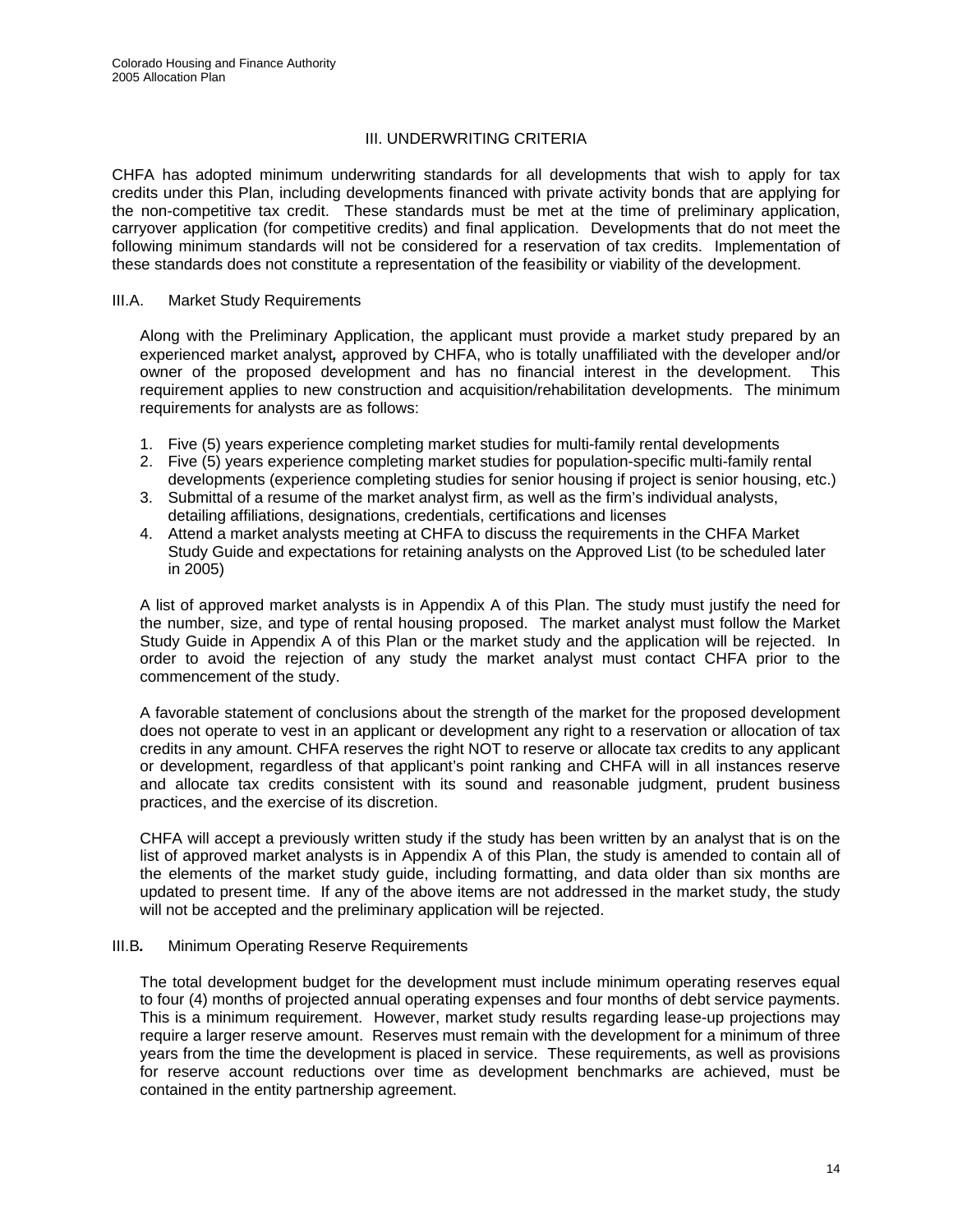## III. UNDERWRITING CRITERIA

CHFA has adopted minimum underwriting standards for all developments that wish to apply for tax credits under this Plan, including developments financed with private activity bonds that are applying for the non-competitive tax credit. These standards must be met at the time of preliminary application, carryover application (for competitive credits) and final application. Developments that do not meet the following minimum standards will not be considered for a reservation of tax credits. Implementation of these standards does not constitute a representation of the feasibility or viability of the development.

### III.A. Market Study Requirements

Along with the Preliminary Application, the applicant must provide a market study prepared by an experienced market analyst*,* approved by CHFA, who is totally unaffiliated with the developer and/or owner of the proposed development and has no financial interest in the development. This requirement applies to new construction and acquisition/rehabilitation developments. The minimum requirements for analysts are as follows:

1. Five (5) years experience completing market studies for multi-family rental developments
2. Five (5) years experience completing market studies for population-specific multi-family rental developments (experience completing studies for senior housing if project is senior housing, etc.)
3. Submittal of a resume of the market analyst firm, as well as the firm's individual analysts, detailing affiliations, designations, credentials, certifications and licenses
4. Attend a market analysts meeting at CHFA to discuss the requirements in the CHFA Market Study Guide and expectations for retaining analysts on the Approved List (to be scheduled later in 2005)

A list of approved market analysts is in Appendix A of this Plan. The study must justify the need for the number, size, and type of rental housing proposed. The market analyst must follow the Market Study Guide in Appendix A of this Plan or the market study and the application will be rejected. In order to avoid the rejection of any study the market analyst must contact CHFA prior to the commencement of the study.

A favorable statement of conclusions about the strength of the market for the proposed development does not operate to vest in an applicant or development any right to a reservation or allocation of tax credits in any amount. CHFA reserves the right NOT to reserve or allocate tax credits to any applicant or development, regardless of that applicant's point ranking and CHFA will in all instances reserve and allocate tax credits consistent with its sound and reasonable judgment, prudent business practices, and the exercise of its discretion.

CHFA will accept a previously written study if the study has been written by an analyst that is on the list of approved market analysts is in Appendix A of this Plan, the study is amended to contain all of the elements of the market study guide, including formatting, and data older than six months are updated to present time. If any of the above items are not addressed in the market study, the study will not be accepted and the preliminary application will be rejected.

### III.B*.* Minimum Operating Reserve Requirements

The total development budget for the development must include minimum operating reserves equal to four (4) months of projected annual operating expenses and four months of debt service payments. This is a minimum requirement. However, market study results regarding lease-up projections may require a larger reserve amount. Reserves must remain with the development for a minimum of three years from the time the development is placed in service. These requirements, as well as provisions for reserve account reductions over time as development benchmarks are achieved, must be contained in the entity partnership agreement.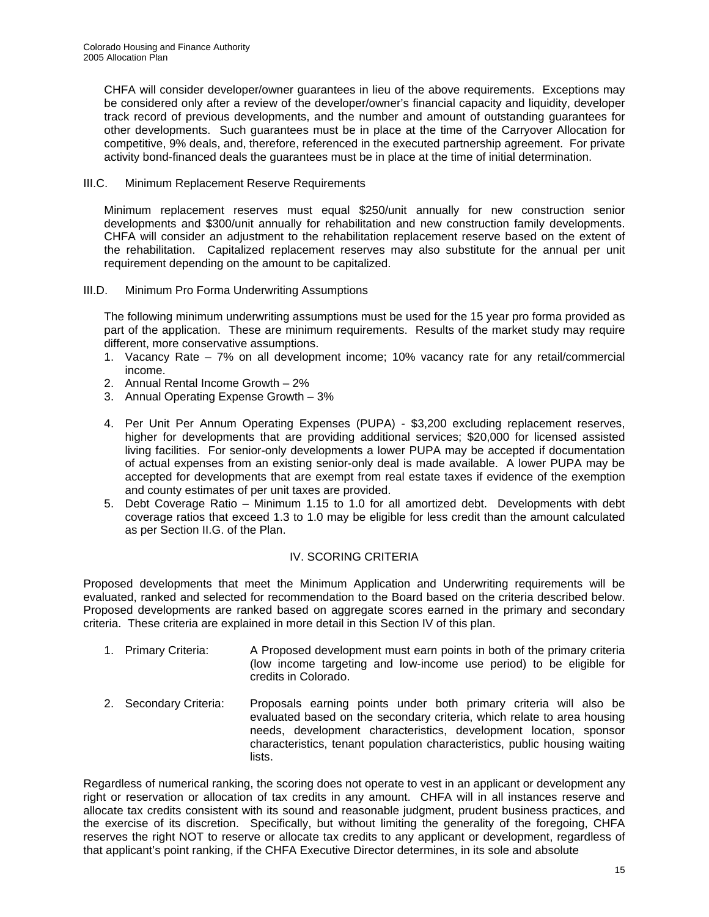CHFA will consider developer/owner guarantees in lieu of the above requirements. Exceptions may be considered only after a review of the developer/owner's financial capacity and liquidity, developer track record of previous developments, and the number and amount of outstanding guarantees for other developments. Such guarantees must be in place at the time of the Carryover Allocation for competitive, 9% deals, and, therefore, referenced in the executed partnership agreement. For private activity bond-financed deals the guarantees must be in place at the time of initial determination.

### III.C. Minimum Replacement Reserve Requirements

Minimum replacement reserves must equal $250/unit annually for new construction senior developments and $300/unit annually for rehabilitation and new construction family developments. CHFA will consider an adjustment to the rehabilitation replacement reserve based on the extent of the rehabilitation. Capitalized replacement reserves may also substitute for the annual per unit requirement depending on the amount to be capitalized.

### III.D. Minimum Pro Forma Underwriting Assumptions

The following minimum underwriting assumptions must be used for the 15 year pro forma provided as part of the application. These are minimum requirements. Results of the market study may require different, more conservative assumptions.

1. Vacancy Rate – 7% on all development income; 10% vacancy rate for any retail/commercial income.
2. Annual Rental Income Growth – 2%
3. Annual Operating Expense Growth – 3%
4. Per Unit Per Annum Operating Expenses (PUPA) - $3,200 excluding replacement reserves, higher for developments that are providing additional services; $20,000 for licensed assisted living facilities. For senior-only developments a lower PUPA may be accepted if documentation of actual expenses from an existing senior-only deal is made available. A lower PUPA may be accepted for developments that are exempt from real estate taxes if evidence of the exemption and county estimates of per unit taxes are provided.
5. Debt Coverage Ratio – Minimum 1.15 to 1.0 for all amortized debt. Developments with debt coverage ratios that exceed 1.3 to 1.0 may be eligible for less credit than the amount calculated as per Section II.G. of the Plan.

## IV. SCORING CRITERIA

Proposed developments that meet the Minimum Application and Underwriting requirements will be evaluated, ranked and selected for recommendation to the Board based on the criteria described below. Proposed developments are ranked based on aggregate scores earned in the primary and secondary criteria. These criteria are explained in more detail in this Section IV of this plan.

1. Primary Criteria: A Proposed development must earn points in both of the primary criteria (low income targeting and low-income use period) to be eligible for credits in Colorado.
2. Secondary Criteria: Proposals earning points under both primary criteria will also be evaluated based on the secondary criteria, which relate to area housing needs, development characteristics, development location, sponsor characteristics, tenant population characteristics, public housing waiting lists.

Regardless of numerical ranking, the scoring does not operate to vest in an applicant or development any right or reservation or allocation of tax credits in any amount. CHFA will in all instances reserve and allocate tax credits consistent with its sound and reasonable judgment, prudent business practices, and the exercise of its discretion. Specifically, but without limiting the generality of the foregoing, CHFA reserves the right NOT to reserve or allocate tax credits to any applicant or development, regardless of that applicant's point ranking, if the CHFA Executive Director determines, in its sole and absolute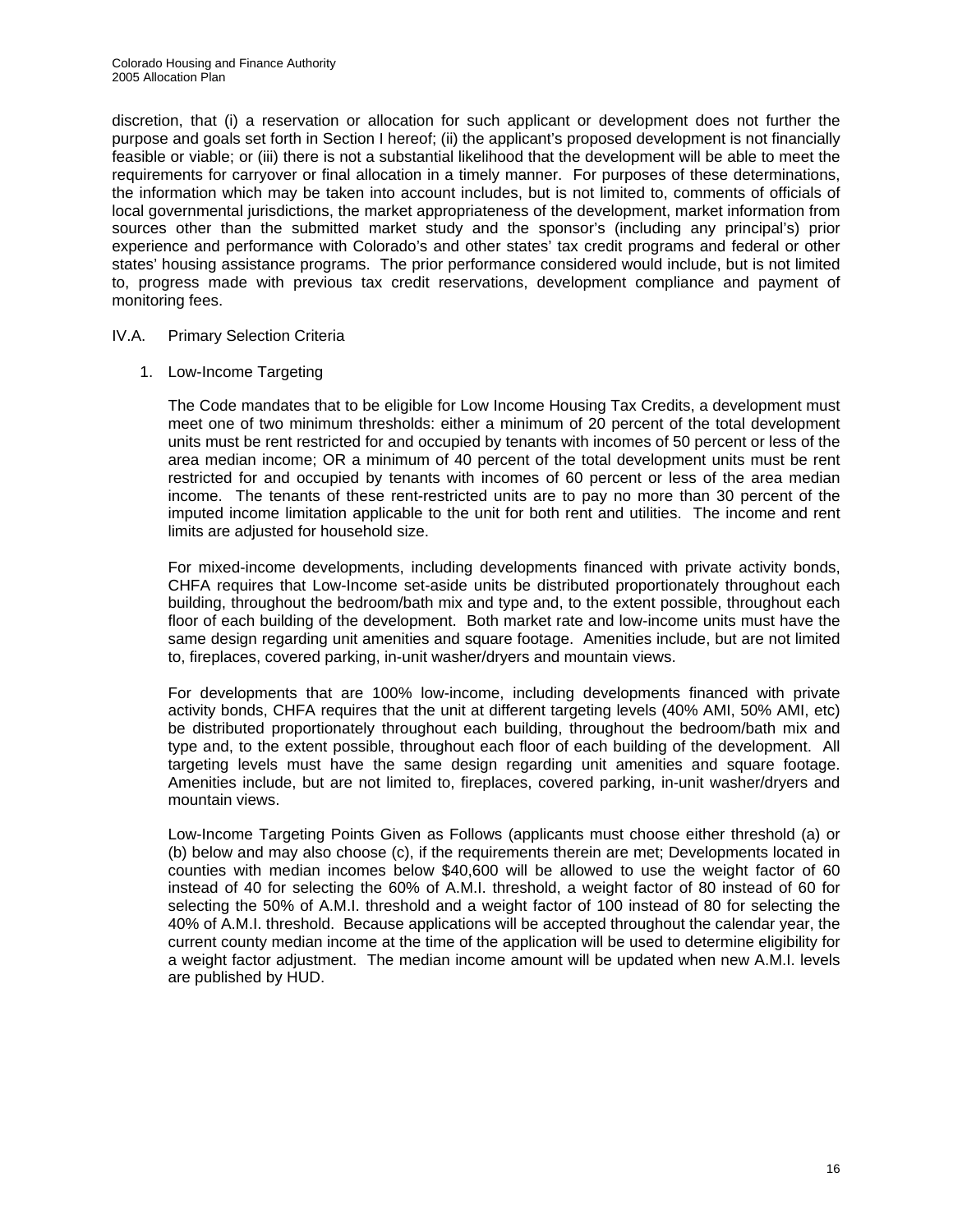discretion, that (i) a reservation or allocation for such applicant or development does not further the purpose and goals set forth in Section I hereof; (ii) the applicant's proposed development is not financially feasible or viable; or (iii) there is not a substantial likelihood that the development will be able to meet the requirements for carryover or final allocation in a timely manner. For purposes of these determinations, the information which may be taken into account includes, but is not limited to, comments of officials of local governmental jurisdictions, the market appropriateness of the development, market information from sources other than the submitted market study and the sponsor's (including any principal's) prior experience and performance with Colorado's and other states' tax credit programs and federal or other states' housing assistance programs. The prior performance considered would include, but is not limited to, progress made with previous tax credit reservations, development compliance and payment of monitoring fees.

## IV.A. Primary Selection Criteria

### 1. Low-Income Targeting

The Code mandates that to be eligible for Low Income Housing Tax Credits, a development must meet one of two minimum thresholds: either a minimum of 20 percent of the total development units must be rent restricted for and occupied by tenants with incomes of 50 percent or less of the area median income; OR a minimum of 40 percent of the total development units must be rent restricted for and occupied by tenants with incomes of 60 percent or less of the area median income. The tenants of these rent-restricted units are to pay no more than 30 percent of the imputed income limitation applicable to the unit for both rent and utilities. The income and rent limits are adjusted for household size.

For mixed-income developments, including developments financed with private activity bonds, CHFA requires that Low-Income set-aside units be distributed proportionately throughout each building, throughout the bedroom/bath mix and type and, to the extent possible, throughout each floor of each building of the development. Both market rate and low-income units must have the same design regarding unit amenities and square footage. Amenities include, but are not limited to, fireplaces, covered parking, in-unit washer/dryers and mountain views.

For developments that are 100% low-income, including developments financed with private activity bonds, CHFA requires that the unit at different targeting levels (40% AMI, 50% AMI, etc) be distributed proportionately throughout each building, throughout the bedroom/bath mix and type and, to the extent possible, throughout each floor of each building of the development. All targeting levels must have the same design regarding unit amenities and square footage. Amenities include, but are not limited to, fireplaces, covered parking, in-unit washer/dryers and mountain views.

Low-Income Targeting Points Given as Follows (applicants must choose either threshold (a) or (b) below and may also choose (c), if the requirements therein are met; Developments located in counties with median incomes below $40,600 will be allowed to use the weight factor of 60 instead of 40 for selecting the 60% of A.M.I. threshold, a weight factor of 80 instead of 60 for selecting the 50% of A.M.I. threshold and a weight factor of 100 instead of 80 for selecting the 40% of A.M.I. threshold. Because applications will be accepted throughout the calendar year, the current county median income at the time of the application will be used to determine eligibility for a weight factor adjustment. The median income amount will be updated when new A.M.I. levels are published by HUD.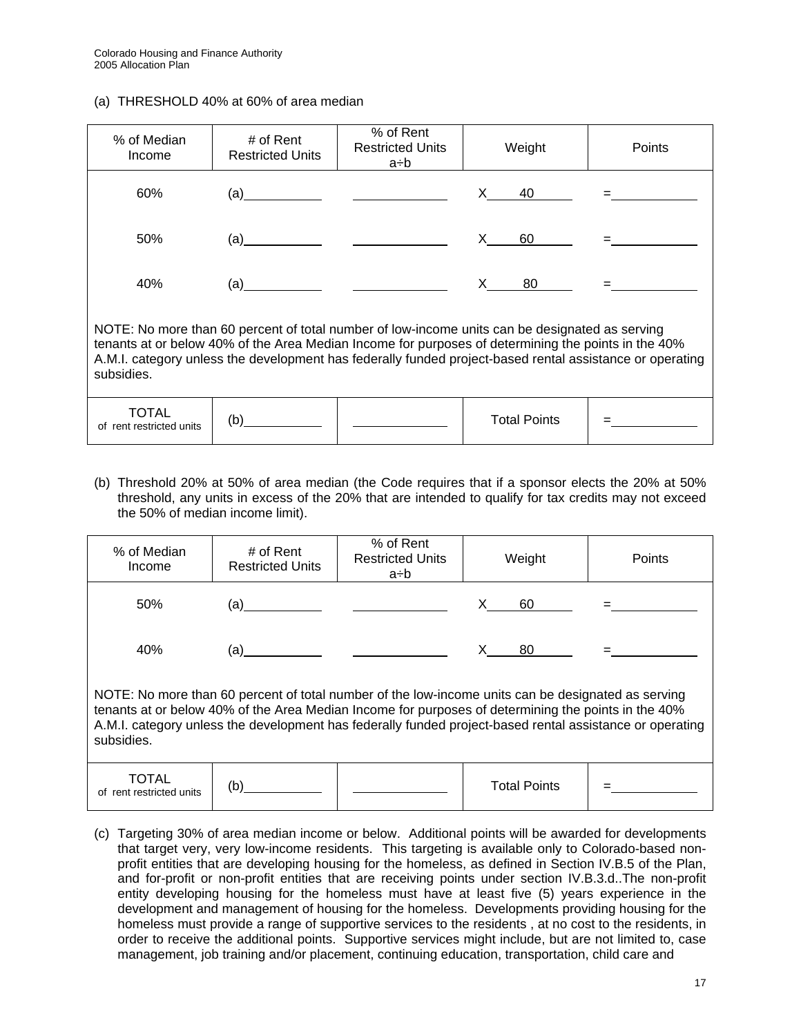(a) THRESHOLD 40% at 60% of area median

| % of Median Income | # of Rent Restricted Units | % of Rent Restricted Units a÷b | Weight | Points |
|---|---|---|---|---|
| 60% | (a)\_\_\_\_\_\_\_\_ | \_\_\_\_\_\_\_\_ | X\_\_\_40\_\_\_ | =\_\_\_\_\_\_\_\_ |
| 50% | (a)\_\_\_\_\_\_\_\_ | \_\_\_\_\_\_\_\_ | X\_\_\_60\_\_\_ | =\_\_\_\_\_\_\_\_ |
| 40% | (a)\_\_\_\_\_\_\_\_ | \_\_\_\_\_\_\_\_ | X\_\_\_80\_\_\_ | =\_\_\_\_\_\_\_\_ |
| NOTE: No more than 60 percent of total number of low-income units can be designated as serving tenants at or below 40% of the Area Median Income for purposes of determining the points in the 40% A.M.I. category unless the development has federally funded project-based rental assistance or operating subsidies. | | | | |
| TOTAL of rent restricted units | (b)\_\_\_\_\_\_\_\_ | \_\_\_\_\_\_\_\_ | Total Points | =\_\_\_\_\_\_\_\_ |

(b) Threshold 20% at 50% of area median (the Code requires that if a sponsor elects the 20% at 50% threshold, any units in excess of the 20% that are intended to qualify for tax credits may not exceed the 50% of median income limit).

| % of Median Income | # of Rent Restricted Units | % of Rent Restricted Units a÷b | Weight | Points |
|---|---|---|---|---|
| 50% | (a)\_\_\_\_\_\_\_\_ | \_\_\_\_\_\_\_\_ | X\_\_\_60\_\_\_ | =\_\_\_\_\_\_\_\_ |
| 40% | (a)\_\_\_\_\_\_\_\_ | \_\_\_\_\_\_\_\_ | X\_\_\_80\_\_\_ | =\_\_\_\_\_\_\_\_ |
| NOTE: No more than 60 percent of total number of the low-income units can be designated as serving tenants at or below 40% of the Area Median Income for purposes of determining the points in the 40% A.M.I. category unless the development has federally funded project-based rental assistance or operating subsidies. | | | | |
| TOTAL of rent restricted units | (b)\_\_\_\_\_\_\_\_ | \_\_\_\_\_\_\_\_ | Total Points | =\_\_\_\_\_\_\_\_ |

(c) Targeting 30% of area median income or below. Additional points will be awarded for developments that target very, very low-income residents. This targeting is available only to Colorado-based non-profit entities that are developing housing for the homeless, as defined in Section IV.B.5 of the Plan, and for-profit or non-profit entities that are receiving points under section IV.B.3.d..The non-profit entity developing housing for the homeless must have at least five (5) years experience in the development and management of housing for the homeless. Developments providing housing for the homeless must provide a range of supportive services to the residents , at no cost to the residents, in order to receive the additional points. Supportive services might include, but are not limited to, case management, job training and/or placement, continuing education, transportation, child care and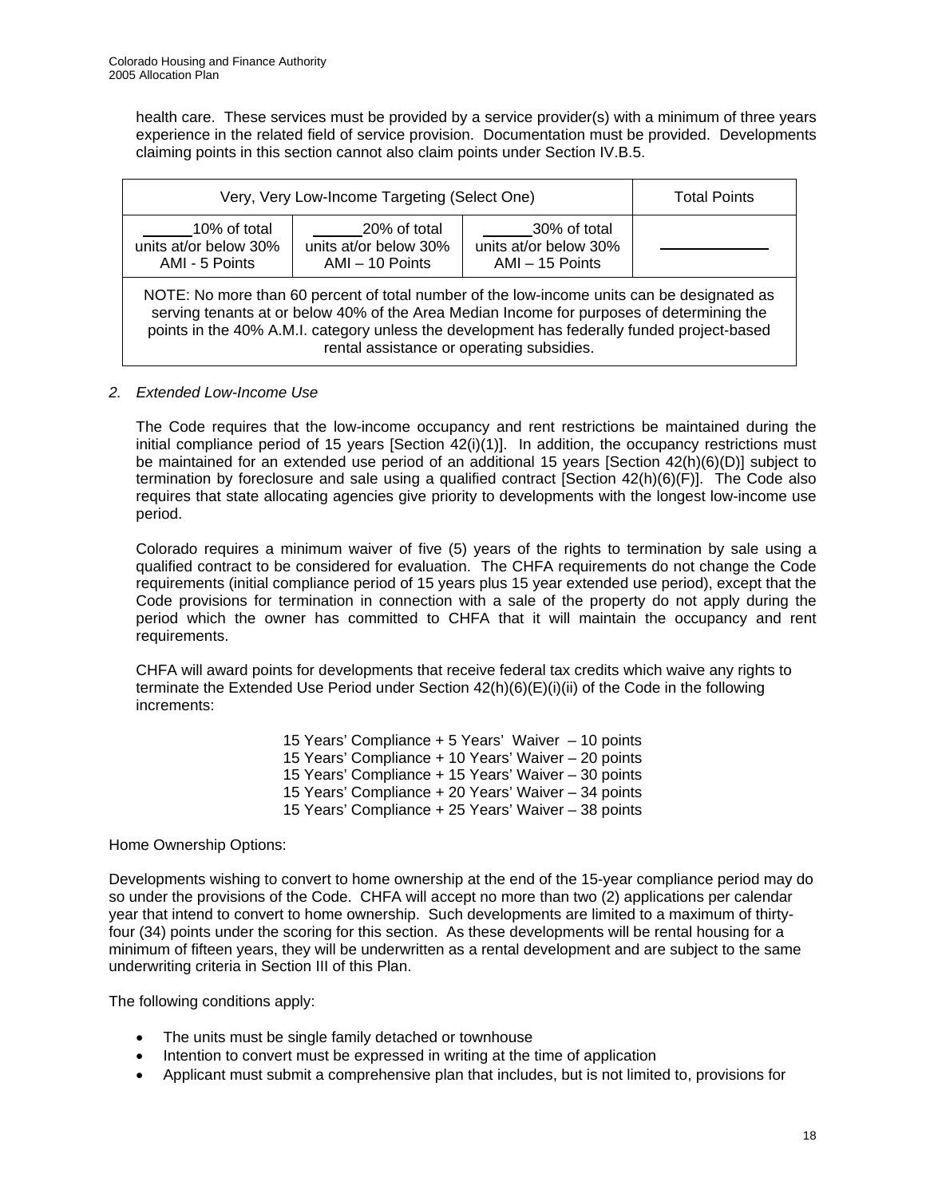health care. These services must be provided by a service provider(s) with a minimum of three years experience in the related field of service provision. Documentation must be provided. Developments claiming points in this section cannot also claim points under Section IV.B.5.

| Very, Very Low-Income Targeting (Select One) | | | Total Points |
|---|---|---|---|
| ______10% of total units at/or below 30% AMI - 5 Points | ______20% of total units at/or below 30% AMI – 10 Points | ______30% of total units at/or below 30% AMI – 15 Points | ____________ |
| NOTE: No more than 60 percent of total number of the low-income units can be designated as serving tenants at or below 40% of the Area Median Income for purposes of determining the points in the 40% A.M.I. category unless the development has federally funded project-based rental assistance or operating subsidies. | | | |

*2. Extended Low-Income Use*

The Code requires that the low-income occupancy and rent restrictions be maintained during the initial compliance period of 15 years [Section 42(i)(1)]. In addition, the occupancy restrictions must be maintained for an extended use period of an additional 15 years [Section 42(h)(6)(D)] subject to termination by foreclosure and sale using a qualified contract [Section 42(h)(6)(F)]. The Code also requires that state allocating agencies give priority to developments with the longest low-income use period.

Colorado requires a minimum waiver of five (5) years of the rights to termination by sale using a qualified contract to be considered for evaluation. The CHFA requirements do not change the Code requirements (initial compliance period of 15 years plus 15 year extended use period), except that the Code provisions for termination in connection with a sale of the property do not apply during the period which the owner has committed to CHFA that it will maintain the occupancy and rent requirements.

CHFA will award points for developments that receive federal tax credits which waive any rights to terminate the Extended Use Period under Section 42(h)(6)(E)(i)(ii) of the Code in the following increments:

15 Years' Compliance + 5 Years' Waiver – 10 points
15 Years' Compliance + 10 Years' Waiver – 20 points
15 Years' Compliance + 15 Years' Waiver – 30 points
15 Years' Compliance + 20 Years' Waiver – 34 points
15 Years' Compliance + 25 Years' Waiver – 38 points

Home Ownership Options:

Developments wishing to convert to home ownership at the end of the 15-year compliance period may do so under the provisions of the Code. CHFA will accept no more than two (2) applications per calendar year that intend to convert to home ownership. Such developments are limited to a maximum of thirty-four (34) points under the scoring for this section. As these developments will be rental housing for a minimum of fifteen years, they will be underwritten as a rental development and are subject to the same underwriting criteria in Section III of this Plan.

The following conditions apply:

- The units must be single family detached or townhouse
- Intention to convert must be expressed in writing at the time of application
- Applicant must submit a comprehensive plan that includes, but is not limited to, provisions for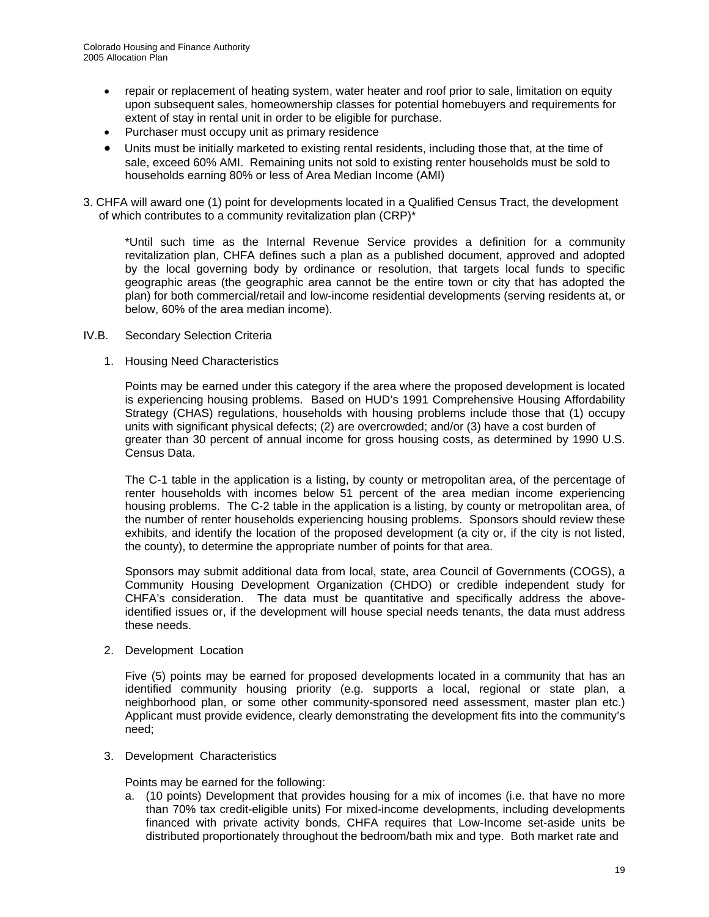- repair or replacement of heating system, water heater and roof prior to sale, limitation on equity upon subsequent sales, homeownership classes for potential homebuyers and requirements for extent of stay in rental unit in order to be eligible for purchase.
- Purchaser must occupy unit as primary residence
- Units must be initially marketed to existing rental residents, including those that, at the time of sale, exceed 60% AMI. Remaining units not sold to existing renter households must be sold to households earning 80% or less of Area Median Income (AMI)

3. CHFA will award one (1) point for developments located in a Qualified Census Tract, the development of which contributes to a community revitalization plan (CRP)*

   *Until such time as the Internal Revenue Service provides a definition for a community revitalization plan, CHFA defines such a plan as a published document, approved and adopted by the local governing body by ordinance or resolution, that targets local funds to specific geographic areas (the geographic area cannot be the entire town or city that has adopted the plan) for both commercial/retail and low-income residential developments (serving residents at, or below, 60% of the area median income).

## IV.B. Secondary Selection Criteria

1. Housing Need Characteristics

   Points may be earned under this category if the area where the proposed development is located is experiencing housing problems. Based on HUD's 1991 Comprehensive Housing Affordability Strategy (CHAS) regulations, households with housing problems include those that (1) occupy units with significant physical defects; (2) are overcrowded; and/or (3) have a cost burden of greater than 30 percent of annual income for gross housing costs, as determined by 1990 U.S. Census Data.

   The C-1 table in the application is a listing, by county or metropolitan area, of the percentage of renter households with incomes below 51 percent of the area median income experiencing housing problems. The C-2 table in the application is a listing, by county or metropolitan area, of the number of renter households experiencing housing problems. Sponsors should review these exhibits, and identify the location of the proposed development (a city or, if the city is not listed, the county), to determine the appropriate number of points for that area.

   Sponsors may submit additional data from local, state, area Council of Governments (COGS), a Community Housing Development Organization (CHDO) or credible independent study for CHFA's consideration. The data must be quantitative and specifically address the above-identified issues or, if the development will house special needs tenants, the data must address these needs.

2. Development Location

   Five (5) points may be earned for proposed developments located in a community that has an identified community housing priority (e.g. supports a local, regional or state plan, a neighborhood plan, or some other community-sponsored need assessment, master plan etc.) Applicant must provide evidence, clearly demonstrating the development fits into the community's need;

3. Development Characteristics

   Points may be earned for the following:

   a. (10 points) Development that provides housing for a mix of incomes (i.e. that have no more than 70% tax credit-eligible units) For mixed-income developments, including developments financed with private activity bonds, CHFA requires that Low-Income set-aside units be distributed proportionately throughout the bedroom/bath mix and type. Both market rate and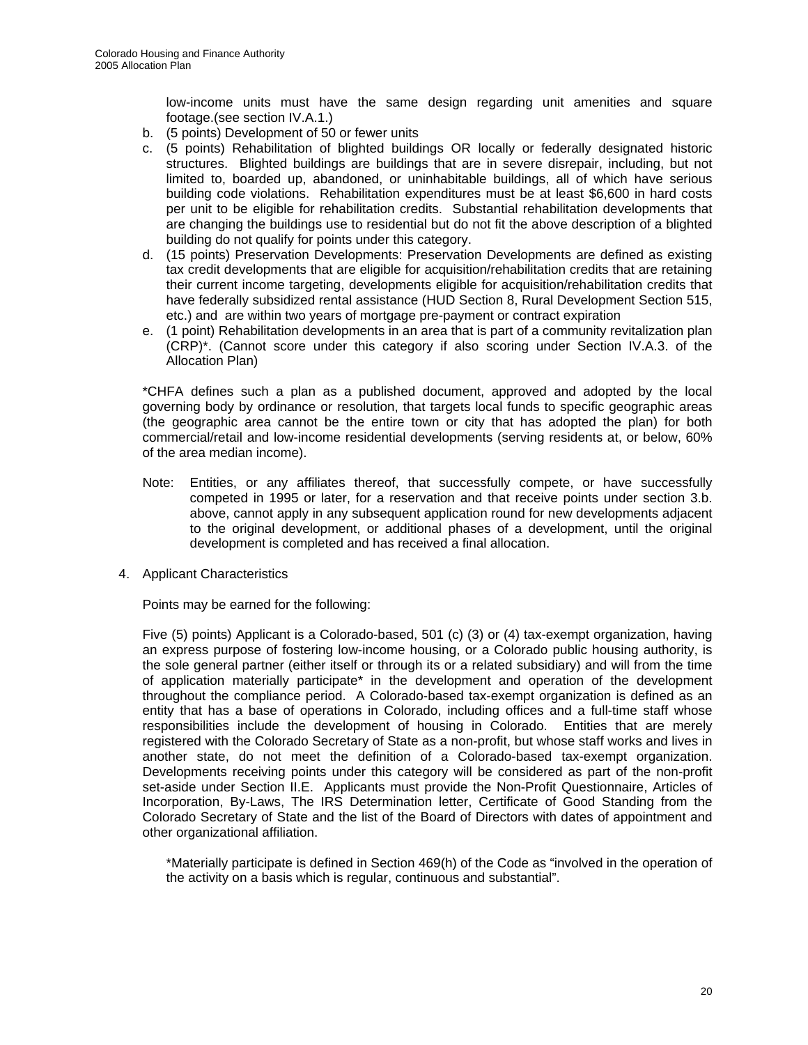low-income units must have the same design regarding unit amenities and square footage.(see section IV.A.1.)

b. (5 points) Development of 50 or fewer units
c. (5 points) Rehabilitation of blighted buildings OR locally or federally designated historic structures. Blighted buildings are buildings that are in severe disrepair, including, but not limited to, boarded up, abandoned, or uninhabitable buildings, all of which have serious building code violations. Rehabilitation expenditures must be at least $6,600 in hard costs per unit to be eligible for rehabilitation credits. Substantial rehabilitation developments that are changing the buildings use to residential but do not fit the above description of a blighted building do not qualify for points under this category.
d. (15 points) Preservation Developments: Preservation Developments are defined as existing tax credit developments that are eligible for acquisition/rehabilitation credits that are retaining their current income targeting, developments eligible for acquisition/rehabilitation credits that have federally subsidized rental assistance (HUD Section 8, Rural Development Section 515, etc.) and are within two years of mortgage pre-payment or contract expiration
e. (1 point) Rehabilitation developments in an area that is part of a community revitalization plan (CRP)*. (Cannot score under this category if also scoring under Section IV.A.3. of the Allocation Plan)

*CHFA defines such a plan as a published document, approved and adopted by the local governing body by ordinance or resolution, that targets local funds to specific geographic areas (the geographic area cannot be the entire town or city that has adopted the plan) for both commercial/retail and low-income residential developments (serving residents at, or below, 60% of the area median income).

Note: Entities, or any affiliates thereof, that successfully compete, or have successfully competed in 1995 or later, for a reservation and that receive points under section 3.b. above, cannot apply in any subsequent application round for new developments adjacent to the original development, or additional phases of a development, until the original development is completed and has received a final allocation.

4. Applicant Characteristics

Points may be earned for the following:

Five (5) points) Applicant is a Colorado-based, 501 (c) (3) or (4) tax-exempt organization, having an express purpose of fostering low-income housing, or a Colorado public housing authority, is the sole general partner (either itself or through its or a related subsidiary) and will from the time of application materially participate* in the development and operation of the development throughout the compliance period. A Colorado-based tax-exempt organization is defined as an entity that has a base of operations in Colorado, including offices and a full-time staff whose responsibilities include the development of housing in Colorado. Entities that are merely registered with the Colorado Secretary of State as a non-profit, but whose staff works and lives in another state, do not meet the definition of a Colorado-based tax-exempt organization. Developments receiving points under this category will be considered as part of the non-profit set-aside under Section II.E. Applicants must provide the Non-Profit Questionnaire, Articles of Incorporation, By-Laws, The IRS Determination letter, Certificate of Good Standing from the Colorado Secretary of State and the list of the Board of Directors with dates of appointment and other organizational affiliation.

*Materially participate is defined in Section 469(h) of the Code as "involved in the operation of the activity on a basis which is regular, continuous and substantial".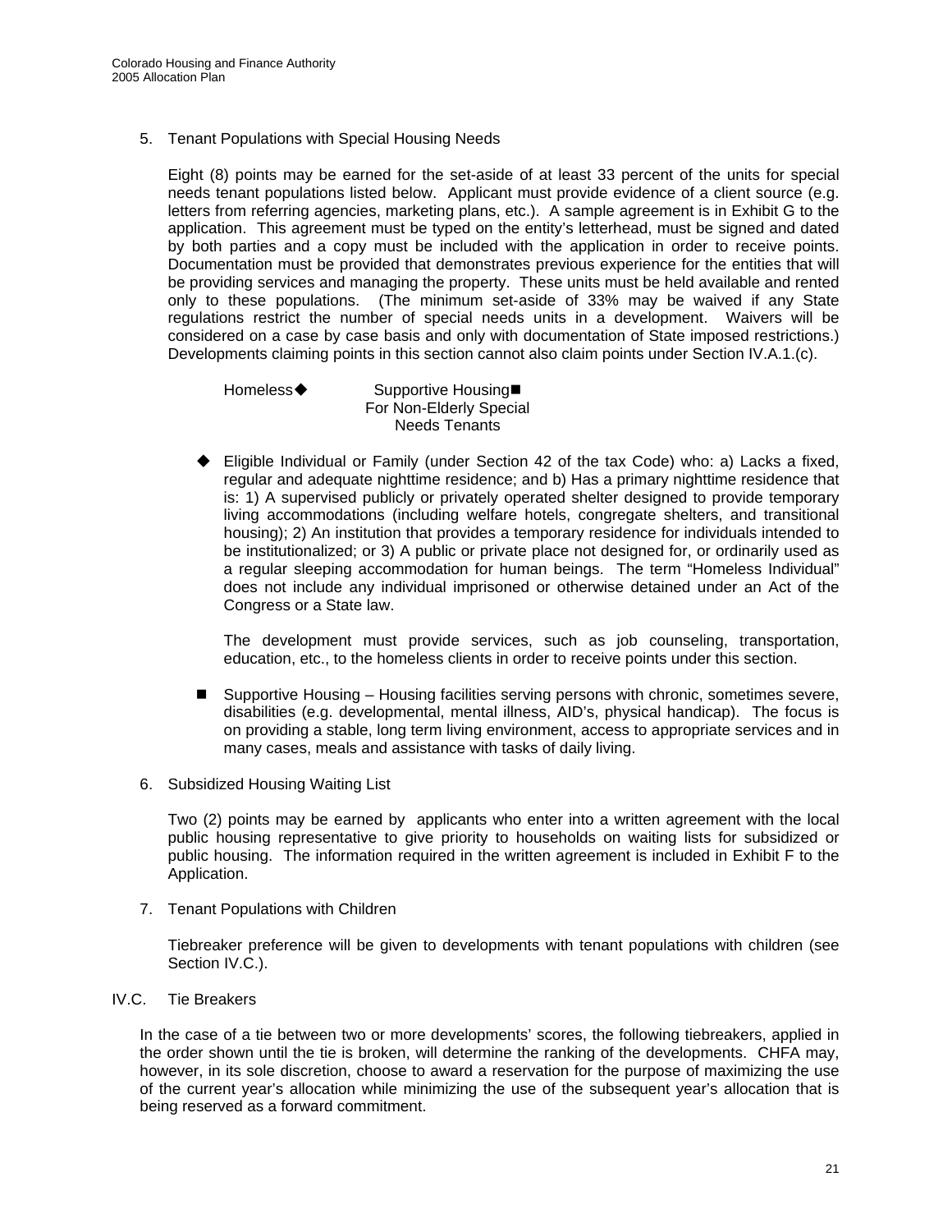5. Tenant Populations with Special Housing Needs

   Eight (8) points may be earned for the set-aside of at least 33 percent of the units for special needs tenant populations listed below. Applicant must provide evidence of a client source (e.g. letters from referring agencies, marketing plans, etc.). A sample agreement is in Exhibit G to the application. This agreement must be typed on the entity's letterhead, must be signed and dated by both parties and a copy must be included with the application in order to receive points. Documentation must be provided that demonstrates previous experience for the entities that will be providing services and managing the property. These units must be held available and rented only to these populations. (The minimum set-aside of 33% may be waived if any State regulations restrict the number of special needs units in a development. Waivers will be considered on a case by case basis and only with documentation of State imposed restrictions.) Developments claiming points in this section cannot also claim points under Section IV.A.1.(c).

   Homeless◆ Supportive Housing■ For Non-Elderly Special Needs Tenants

   ◆ Eligible Individual or Family (under Section 42 of the tax Code) who: a) Lacks a fixed, regular and adequate nighttime residence; and b) Has a primary nighttime residence that is: 1) A supervised publicly or privately operated shelter designed to provide temporary living accommodations (including welfare hotels, congregate shelters, and transitional housing); 2) An institution that provides a temporary residence for individuals intended to be institutionalized; or 3) A public or private place not designed for, or ordinarily used as a regular sleeping accommodation for human beings. The term "Homeless Individual" does not include any individual imprisoned or otherwise detained under an Act of the Congress or a State law.

   The development must provide services, such as job counseling, transportation, education, etc., to the homeless clients in order to receive points under this section.

   ■ Supportive Housing – Housing facilities serving persons with chronic, sometimes severe, disabilities (e.g. developmental, mental illness, AID's, physical handicap). The focus is on providing a stable, long term living environment, access to appropriate services and in many cases, meals and assistance with tasks of daily living.

6. Subsidized Housing Waiting List

   Two (2) points may be earned by applicants who enter into a written agreement with the local public housing representative to give priority to households on waiting lists for subsidized or public housing. The information required in the written agreement is included in Exhibit F to the Application.

7. Tenant Populations with Children

   Tiebreaker preference will be given to developments with tenant populations with children (see Section IV.C.).

## IV.C. Tie Breakers

In the case of a tie between two or more developments' scores, the following tiebreakers, applied in the order shown until the tie is broken, will determine the ranking of the developments. CHFA may, however, in its sole discretion, choose to award a reservation for the purpose of maximizing the use of the current year's allocation while minimizing the use of the subsequent year's allocation that is being reserved as a forward commitment.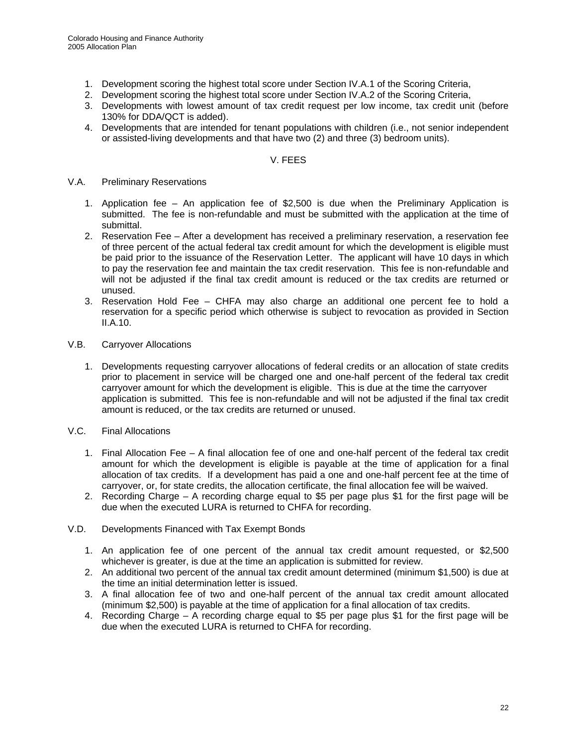1. Development scoring the highest total score under Section IV.A.1 of the Scoring Criteria,
2. Development scoring the highest total score under Section IV.A.2 of the Scoring Criteria,
3. Developments with lowest amount of tax credit request per low income, tax credit unit (before 130% for DDA/QCT is added).
4. Developments that are intended for tenant populations with children (i.e., not senior independent or assisted-living developments and that have two (2) and three (3) bedroom units).

## V. FEES

### V.A. Preliminary Reservations

1. Application fee – An application fee of $2,500 is due when the Preliminary Application is submitted. The fee is non-refundable and must be submitted with the application at the time of submittal.
2. Reservation Fee – After a development has received a preliminary reservation, a reservation fee of three percent of the actual federal tax credit amount for which the development is eligible must be paid prior to the issuance of the Reservation Letter. The applicant will have 10 days in which to pay the reservation fee and maintain the tax credit reservation. This fee is non-refundable and will not be adjusted if the final tax credit amount is reduced or the tax credits are returned or unused.
3. Reservation Hold Fee – CHFA may also charge an additional one percent fee to hold a reservation for a specific period which otherwise is subject to revocation as provided in Section II.A.10.

### V.B. Carryover Allocations

1. Developments requesting carryover allocations of federal credits or an allocation of state credits prior to placement in service will be charged one and one-half percent of the federal tax credit carryover amount for which the development is eligible. This is due at the time the carryover application is submitted. This fee is non-refundable and will not be adjusted if the final tax credit amount is reduced, or the tax credits are returned or unused.

### V.C. Final Allocations

1. Final Allocation Fee – A final allocation fee of one and one-half percent of the federal tax credit amount for which the development is eligible is payable at the time of application for a final allocation of tax credits. If a development has paid a one and one-half percent fee at the time of carryover, or, for state credits, the allocation certificate, the final allocation fee will be waived.
2. Recording Charge – A recording charge equal to $5 per page plus $1 for the first page will be due when the executed LURA is returned to CHFA for recording.

### V.D. Developments Financed with Tax Exempt Bonds

1. An application fee of one percent of the annual tax credit amount requested, or $2,500 whichever is greater, is due at the time an application is submitted for review.
2. An additional two percent of the annual tax credit amount determined (minimum $1,500) is due at the time an initial determination letter is issued.
3. A final allocation fee of two and one-half percent of the annual tax credit amount allocated (minimum $2,500) is payable at the time of application for a final allocation of tax credits.
4. Recording Charge – A recording charge equal to $5 per page plus $1 for the first page will be due when the executed LURA is returned to CHFA for recording.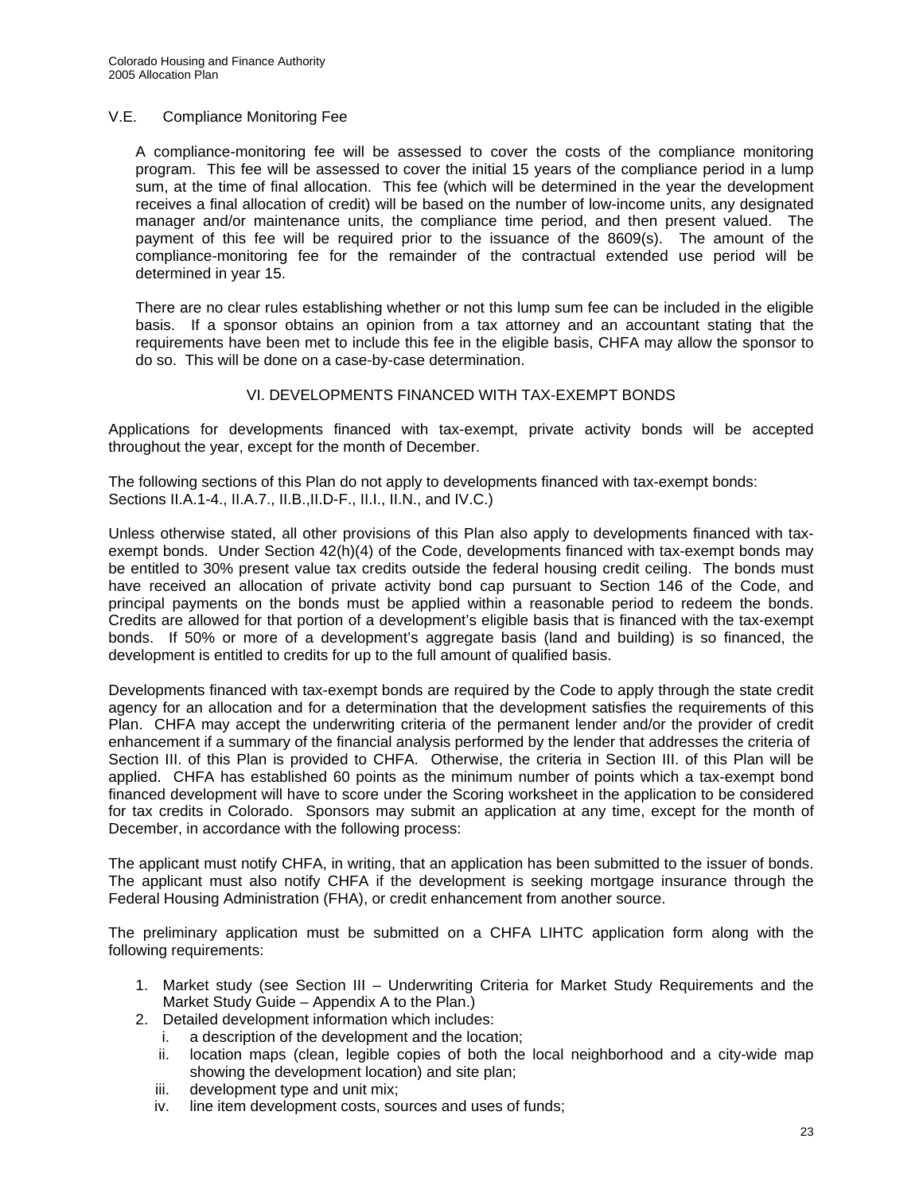## V.E. Compliance Monitoring Fee

A compliance-monitoring fee will be assessed to cover the costs of the compliance monitoring program. This fee will be assessed to cover the initial 15 years of the compliance period in a lump sum, at the time of final allocation. This fee (which will be determined in the year the development receives a final allocation of credit) will be based on the number of low-income units, any designated manager and/or maintenance units, the compliance time period, and then present valued. The payment of this fee will be required prior to the issuance of the 8609(s). The amount of the compliance-monitoring fee for the remainder of the contractual extended use period will be determined in year 15.

There are no clear rules establishing whether or not this lump sum fee can be included in the eligible basis. If a sponsor obtains an opinion from a tax attorney and an accountant stating that the requirements have been met to include this fee in the eligible basis, CHFA may allow the sponsor to do so. This will be done on a case-by-case determination.

# VI. DEVELOPMENTS FINANCED WITH TAX-EXEMPT BONDS

Applications for developments financed with tax-exempt, private activity bonds will be accepted throughout the year, except for the month of December.

The following sections of this Plan do not apply to developments financed with tax-exempt bonds: Sections II.A.1-4., II.A.7., II.B.,II.D-F., II.I., II.N., and IV.C.)

Unless otherwise stated, all other provisions of this Plan also apply to developments financed with tax-exempt bonds. Under Section 42(h)(4) of the Code, developments financed with tax-exempt bonds may be entitled to 30% present value tax credits outside the federal housing credit ceiling. The bonds must have received an allocation of private activity bond cap pursuant to Section 146 of the Code, and principal payments on the bonds must be applied within a reasonable period to redeem the bonds. Credits are allowed for that portion of a development's eligible basis that is financed with the tax-exempt bonds. If 50% or more of a development's aggregate basis (land and building) is so financed, the development is entitled to credits for up to the full amount of qualified basis.

Developments financed with tax-exempt bonds are required by the Code to apply through the state credit agency for an allocation and for a determination that the development satisfies the requirements of this Plan. CHFA may accept the underwriting criteria of the permanent lender and/or the provider of credit enhancement if a summary of the financial analysis performed by the lender that addresses the criteria of Section III. of this Plan is provided to CHFA. Otherwise, the criteria in Section III. of this Plan will be applied. CHFA has established 60 points as the minimum number of points which a tax-exempt bond financed development will have to score under the Scoring worksheet in the application to be considered for tax credits in Colorado. Sponsors may submit an application at any time, except for the month of December, in accordance with the following process:

The applicant must notify CHFA, in writing, that an application has been submitted to the issuer of bonds. The applicant must also notify CHFA if the development is seeking mortgage insurance through the Federal Housing Administration (FHA), or credit enhancement from another source.

The preliminary application must be submitted on a CHFA LIHTC application form along with the following requirements:

1. Market study (see Section III – Underwriting Criteria for Market Study Requirements and the Market Study Guide – Appendix A to the Plan.)
2. Detailed development information which includes:
   i. a description of the development and the location;
   ii. location maps (clean, legible copies of both the local neighborhood and a city-wide map showing the development location) and site plan;
   iii. development type and unit mix;
   iv. line item development costs, sources and uses of funds;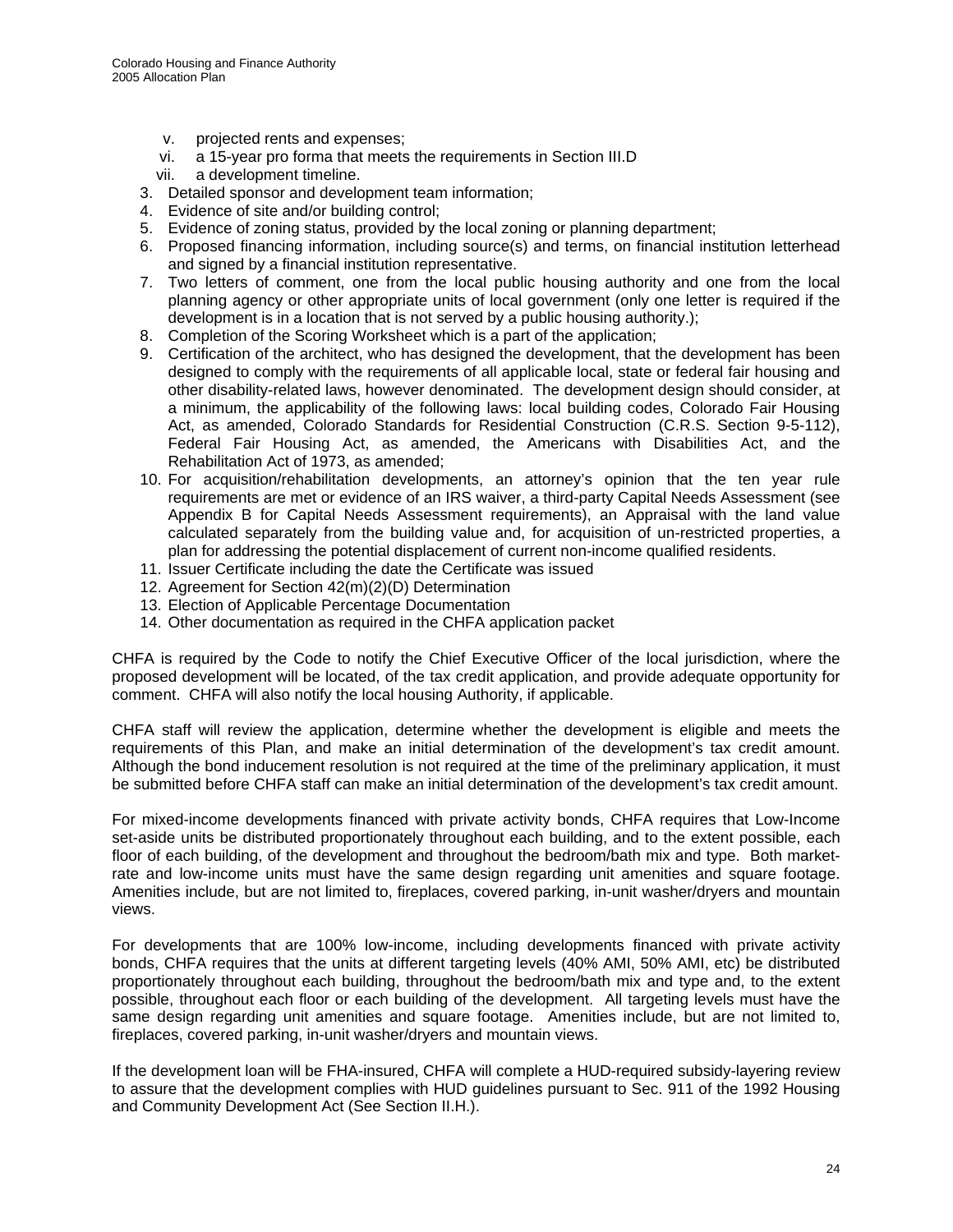v. projected rents and expenses;
vi. a 15-year pro forma that meets the requirements in Section III.D
vii. a development timeline.

3. Detailed sponsor and development team information;
4. Evidence of site and/or building control;
5. Evidence of zoning status, provided by the local zoning or planning department;
6. Proposed financing information, including source(s) and terms, on financial institution letterhead and signed by a financial institution representative.
7. Two letters of comment, one from the local public housing authority and one from the local planning agency or other appropriate units of local government (only one letter is required if the development is in a location that is not served by a public housing authority.);
8. Completion of the Scoring Worksheet which is a part of the application;
9. Certification of the architect, who has designed the development, that the development has been designed to comply with the requirements of all applicable local, state or federal fair housing and other disability-related laws, however denominated. The development design should consider, at a minimum, the applicability of the following laws: local building codes, Colorado Fair Housing Act, as amended, Colorado Standards for Residential Construction (C.R.S. Section 9-5-112), Federal Fair Housing Act, as amended, the Americans with Disabilities Act, and the Rehabilitation Act of 1973, as amended;
10. For acquisition/rehabilitation developments, an attorney's opinion that the ten year rule requirements are met or evidence of an IRS waiver, a third-party Capital Needs Assessment (see Appendix B for Capital Needs Assessment requirements), an Appraisal with the land value calculated separately from the building value and, for acquisition of un-restricted properties, a plan for addressing the potential displacement of current non-income qualified residents.
11. Issuer Certificate including the date the Certificate was issued
12. Agreement for Section 42(m)(2)(D) Determination
13. Election of Applicable Percentage Documentation
14. Other documentation as required in the CHFA application packet

CHFA is required by the Code to notify the Chief Executive Officer of the local jurisdiction, where the proposed development will be located, of the tax credit application, and provide adequate opportunity for comment. CHFA will also notify the local housing Authority, if applicable.

CHFA staff will review the application, determine whether the development is eligible and meets the requirements of this Plan, and make an initial determination of the development's tax credit amount. Although the bond inducement resolution is not required at the time of the preliminary application, it must be submitted before CHFA staff can make an initial determination of the development's tax credit amount.

For mixed-income developments financed with private activity bonds, CHFA requires that Low-Income set-aside units be distributed proportionately throughout each building, and to the extent possible, each floor of each building, of the development and throughout the bedroom/bath mix and type. Both market-rate and low-income units must have the same design regarding unit amenities and square footage. Amenities include, but are not limited to, fireplaces, covered parking, in-unit washer/dryers and mountain views.

For developments that are 100% low-income, including developments financed with private activity bonds, CHFA requires that the units at different targeting levels (40% AMI, 50% AMI, etc) be distributed proportionately throughout each building, throughout the bedroom/bath mix and type and, to the extent possible, throughout each floor or each building of the development. All targeting levels must have the same design regarding unit amenities and square footage. Amenities include, but are not limited to, fireplaces, covered parking, in-unit washer/dryers and mountain views.

If the development loan will be FHA-insured, CHFA will complete a HUD-required subsidy-layering review to assure that the development complies with HUD guidelines pursuant to Sec. 911 of the 1992 Housing and Community Development Act (See Section II.H.).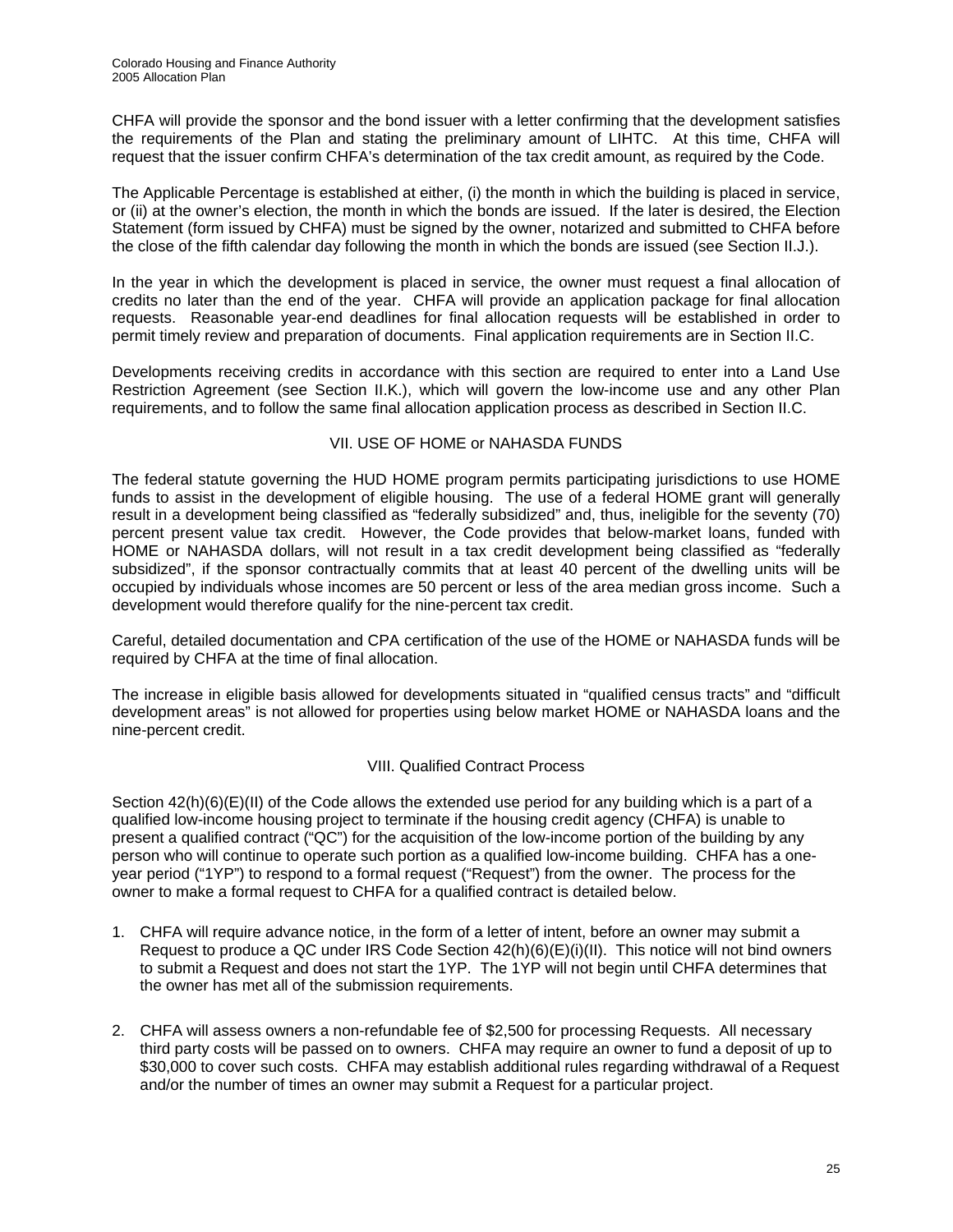CHFA will provide the sponsor and the bond issuer with a letter confirming that the development satisfies the requirements of the Plan and stating the preliminary amount of LIHTC. At this time, CHFA will request that the issuer confirm CHFA's determination of the tax credit amount, as required by the Code.

The Applicable Percentage is established at either, (i) the month in which the building is placed in service, or (ii) at the owner's election, the month in which the bonds are issued. If the later is desired, the Election Statement (form issued by CHFA) must be signed by the owner, notarized and submitted to CHFA before the close of the fifth calendar day following the month in which the bonds are issued (see Section II.J.).

In the year in which the development is placed in service, the owner must request a final allocation of credits no later than the end of the year. CHFA will provide an application package for final allocation requests. Reasonable year-end deadlines for final allocation requests will be established in order to permit timely review and preparation of documents. Final application requirements are in Section II.C.

Developments receiving credits in accordance with this section are required to enter into a Land Use Restriction Agreement (see Section II.K.), which will govern the low-income use and any other Plan requirements, and to follow the same final allocation application process as described in Section II.C.

## VII. USE OF HOME or NAHASDA FUNDS

The federal statute governing the HUD HOME program permits participating jurisdictions to use HOME funds to assist in the development of eligible housing. The use of a federal HOME grant will generally result in a development being classified as "federally subsidized" and, thus, ineligible for the seventy (70) percent present value tax credit. However, the Code provides that below-market loans, funded with HOME or NAHASDA dollars, will not result in a tax credit development being classified as "federally subsidized", if the sponsor contractually commits that at least 40 percent of the dwelling units will be occupied by individuals whose incomes are 50 percent or less of the area median gross income. Such a development would therefore qualify for the nine-percent tax credit.

Careful, detailed documentation and CPA certification of the use of the HOME or NAHASDA funds will be required by CHFA at the time of final allocation.

The increase in eligible basis allowed for developments situated in "qualified census tracts" and "difficult development areas" is not allowed for properties using below market HOME or NAHASDA loans and the nine-percent credit.

## VIII. Qualified Contract Process

Section 42(h)(6)(E)(II) of the Code allows the extended use period for any building which is a part of a qualified low-income housing project to terminate if the housing credit agency (CHFA) is unable to present a qualified contract ("QC") for the acquisition of the low-income portion of the building by any person who will continue to operate such portion as a qualified low-income building. CHFA has a one-year period ("1YP") to respond to a formal request ("Request") from the owner. The process for the owner to make a formal request to CHFA for a qualified contract is detailed below.

1. CHFA will require advance notice, in the form of a letter of intent, before an owner may submit a Request to produce a QC under IRS Code Section 42(h)(6)(E)(i)(II). This notice will not bind owners to submit a Request and does not start the 1YP. The 1YP will not begin until CHFA determines that the owner has met all of the submission requirements.

2. CHFA will assess owners a non-refundable fee of $2,500 for processing Requests. All necessary third party costs will be passed on to owners. CHFA may require an owner to fund a deposit of up to $30,000 to cover such costs. CHFA may establish additional rules regarding withdrawal of a Request and/or the number of times an owner may submit a Request for a particular project.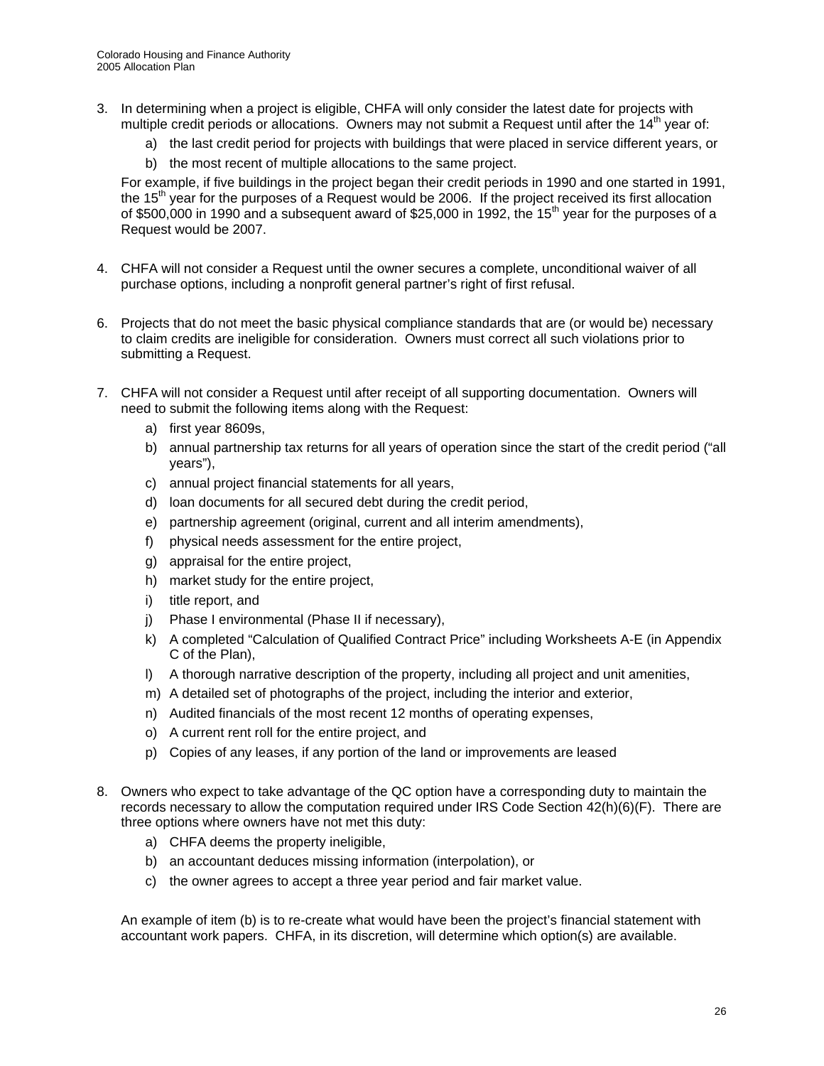3. In determining when a project is eligible, CHFA will only consider the latest date for projects with multiple credit periods or allocations. Owners may not submit a Request until after the 14th year of:
   a) the last credit period for projects with buildings that were placed in service different years, or
   b) the most recent of multiple allocations to the same project.

   For example, if five buildings in the project began their credit periods in 1990 and one started in 1991, the 15th year for the purposes of a Request would be 2006. If the project received its first allocation of $500,000 in 1990 and a subsequent award of $25,000 in 1992, the 15th year for the purposes of a Request would be 2007.

4. CHFA will not consider a Request until the owner secures a complete, unconditional waiver of all purchase options, including a nonprofit general partner's right of first refusal.

6. Projects that do not meet the basic physical compliance standards that are (or would be) necessary to claim credits are ineligible for consideration. Owners must correct all such violations prior to submitting a Request.

7. CHFA will not consider a Request until after receipt of all supporting documentation. Owners will need to submit the following items along with the Request:
   a) first year 8609s,
   b) annual partnership tax returns for all years of operation since the start of the credit period ("all years"),
   c) annual project financial statements for all years,
   d) loan documents for all secured debt during the credit period,
   e) partnership agreement (original, current and all interim amendments),
   f) physical needs assessment for the entire project,
   g) appraisal for the entire project,
   h) market study for the entire project,
   i) title report, and
   j) Phase I environmental (Phase II if necessary),
   k) A completed "Calculation of Qualified Contract Price" including Worksheets A-E (in Appendix C of the Plan),
   l) A thorough narrative description of the property, including all project and unit amenities,
   m) A detailed set of photographs of the project, including the interior and exterior,
   n) Audited financials of the most recent 12 months of operating expenses,
   o) A current rent roll for the entire project, and
   p) Copies of any leases, if any portion of the land or improvements are leased

8. Owners who expect to take advantage of the QC option have a corresponding duty to maintain the records necessary to allow the computation required under IRS Code Section 42(h)(6)(F). There are three options where owners have not met this duty:
   a) CHFA deems the property ineligible,
   b) an accountant deduces missing information (interpolation), or
   c) the owner agrees to accept a three year period and fair market value.

   An example of item (b) is to re-create what would have been the project's financial statement with accountant work papers. CHFA, in its discretion, will determine which option(s) are available.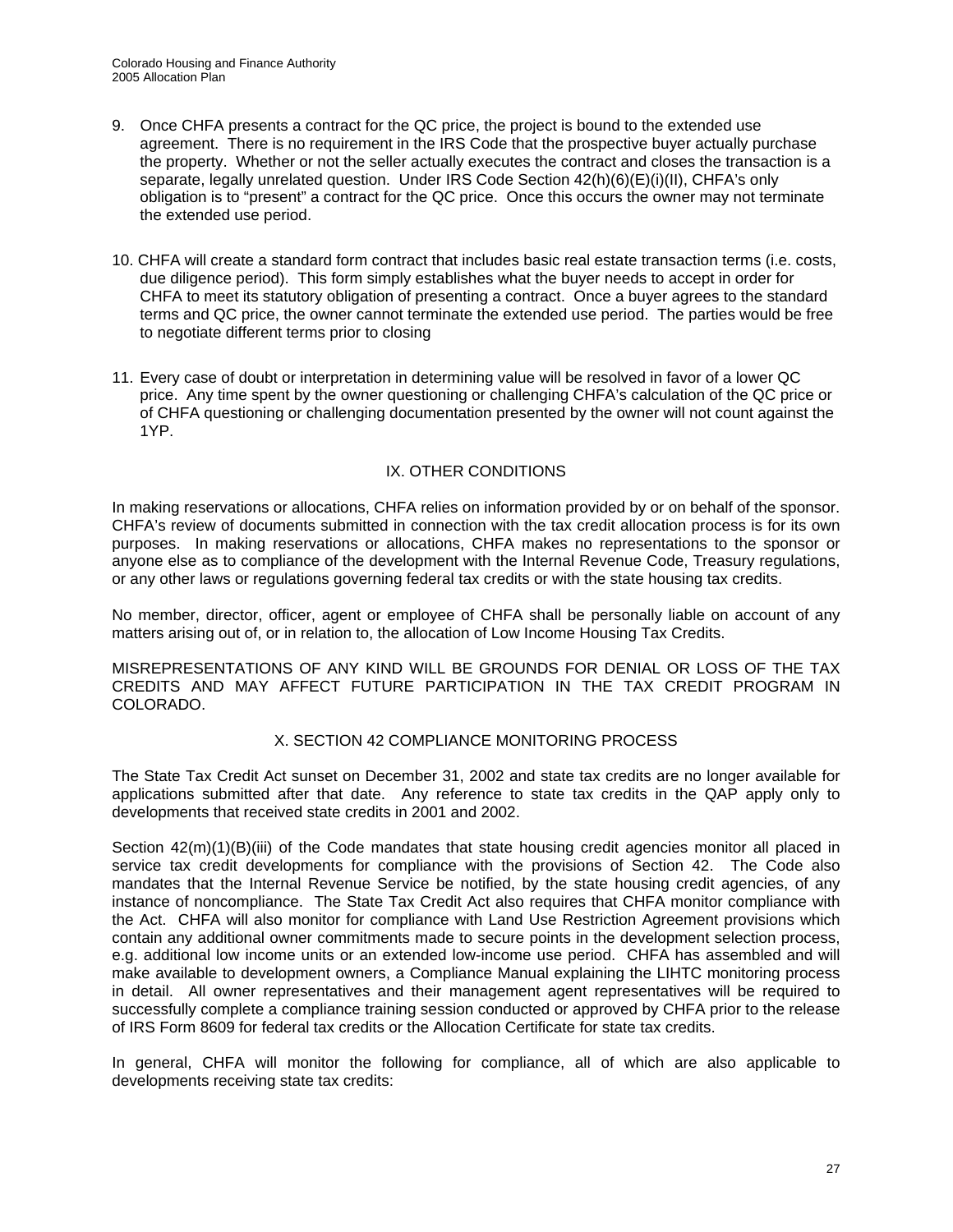9. Once CHFA presents a contract for the QC price, the project is bound to the extended use agreement. There is no requirement in the IRS Code that the prospective buyer actually purchase the property. Whether or not the seller actually executes the contract and closes the transaction is a separate, legally unrelated question. Under IRS Code Section 42(h)(6)(E)(i)(II), CHFA's only obligation is to "present" a contract for the QC price. Once this occurs the owner may not terminate the extended use period.

10. CHFA will create a standard form contract that includes basic real estate transaction terms (i.e. costs, due diligence period). This form simply establishes what the buyer needs to accept in order for CHFA to meet its statutory obligation of presenting a contract. Once a buyer agrees to the standard terms and QC price, the owner cannot terminate the extended use period. The parties would be free to negotiate different terms prior to closing

11. Every case of doubt or interpretation in determining value will be resolved in favor of a lower QC price. Any time spent by the owner questioning or challenging CHFA's calculation of the QC price or of CHFA questioning or challenging documentation presented by the owner will not count against the 1YP.

## IX. OTHER CONDITIONS

In making reservations or allocations, CHFA relies on information provided by or on behalf of the sponsor. CHFA's review of documents submitted in connection with the tax credit allocation process is for its own purposes. In making reservations or allocations, CHFA makes no representations to the sponsor or anyone else as to compliance of the development with the Internal Revenue Code, Treasury regulations, or any other laws or regulations governing federal tax credits or with the state housing tax credits.

No member, director, officer, agent or employee of CHFA shall be personally liable on account of any matters arising out of, or in relation to, the allocation of Low Income Housing Tax Credits.

MISREPRESENTATIONS OF ANY KIND WILL BE GROUNDS FOR DENIAL OR LOSS OF THE TAX CREDITS AND MAY AFFECT FUTURE PARTICIPATION IN THE TAX CREDIT PROGRAM IN COLORADO.

## X. SECTION 42 COMPLIANCE MONITORING PROCESS

The State Tax Credit Act sunset on December 31, 2002 and state tax credits are no longer available for applications submitted after that date. Any reference to state tax credits in the QAP apply only to developments that received state credits in 2001 and 2002.

Section 42(m)(1)(B)(iii) of the Code mandates that state housing credit agencies monitor all placed in service tax credit developments for compliance with the provisions of Section 42. The Code also mandates that the Internal Revenue Service be notified, by the state housing credit agencies, of any instance of noncompliance. The State Tax Credit Act also requires that CHFA monitor compliance with the Act. CHFA will also monitor for compliance with Land Use Restriction Agreement provisions which contain any additional owner commitments made to secure points in the development selection process, e.g. additional low income units or an extended low-income use period. CHFA has assembled and will make available to development owners, a Compliance Manual explaining the LIHTC monitoring process in detail. All owner representatives and their management agent representatives will be required to successfully complete a compliance training session conducted or approved by CHFA prior to the release of IRS Form 8609 for federal tax credits or the Allocation Certificate for state tax credits.

In general, CHFA will monitor the following for compliance, all of which are also applicable to developments receiving state tax credits: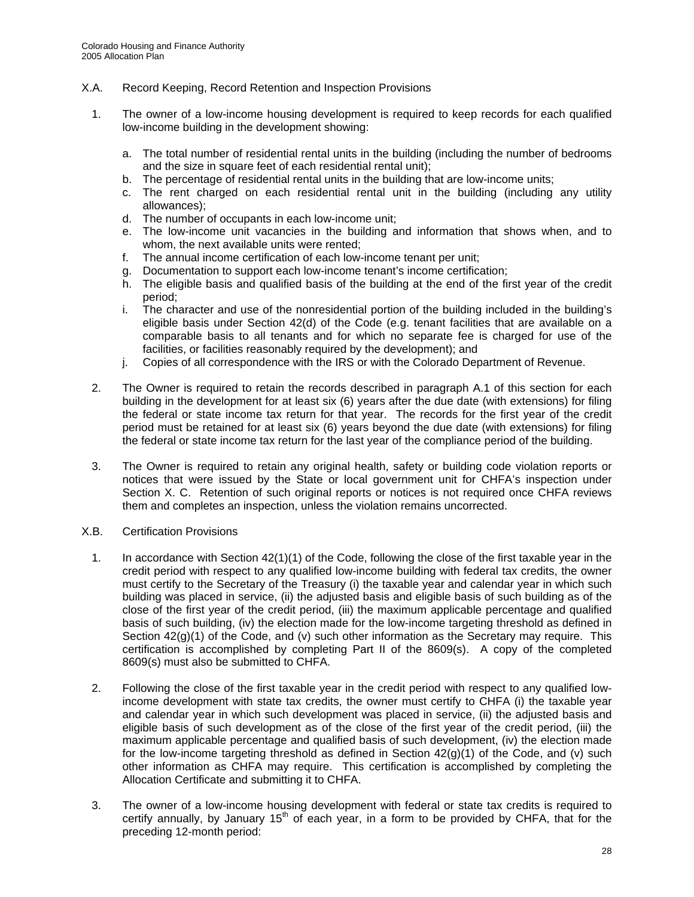## X.A. Record Keeping, Record Retention and Inspection Provisions

1. The owner of a low-income housing development is required to keep records for each qualified low-income building in the development showing:

   a. The total number of residential rental units in the building (including the number of bedrooms and the size in square feet of each residential rental unit);
   b. The percentage of residential rental units in the building that are low-income units;
   c. The rent charged on each residential rental unit in the building (including any utility allowances);
   d. The number of occupants in each low-income unit;
   e. The low-income unit vacancies in the building and information that shows when, and to whom, the next available units were rented;
   f. The annual income certification of each low-income tenant per unit;
   g. Documentation to support each low-income tenant's income certification;
   h. The eligible basis and qualified basis of the building at the end of the first year of the credit period;
   i. The character and use of the nonresidential portion of the building included in the building's eligible basis under Section 42(d) of the Code (e.g. tenant facilities that are available on a comparable basis to all tenants and for which no separate fee is charged for use of the facilities, or facilities reasonably required by the development); and
   j. Copies of all correspondence with the IRS or with the Colorado Department of Revenue.

2. The Owner is required to retain the records described in paragraph A.1 of this section for each building in the development for at least six (6) years after the due date (with extensions) for filing the federal or state income tax return for that year. The records for the first year of the credit period must be retained for at least six (6) years beyond the due date (with extensions) for filing the federal or state income tax return for the last year of the compliance period of the building.

3. The Owner is required to retain any original health, safety or building code violation reports or notices that were issued by the State or local government unit for CHFA's inspection under Section X. C. Retention of such original reports or notices is not required once CHFA reviews them and completes an inspection, unless the violation remains uncorrected.

## X.B. Certification Provisions

1. In accordance with Section 42(1)(1) of the Code, following the close of the first taxable year in the credit period with respect to any qualified low-income building with federal tax credits, the owner must certify to the Secretary of the Treasury (i) the taxable year and calendar year in which such building was placed in service, (ii) the adjusted basis and eligible basis of such building as of the close of the first year of the credit period, (iii) the maximum applicable percentage and qualified basis of such building, (iv) the election made for the low-income targeting threshold as defined in Section 42(g)(1) of the Code, and (v) such other information as the Secretary may require. This certification is accomplished by completing Part II of the 8609(s). A copy of the completed 8609(s) must also be submitted to CHFA.

2. Following the close of the first taxable year in the credit period with respect to any qualified low-income development with state tax credits, the owner must certify to CHFA (i) the taxable year and calendar year in which such development was placed in service, (ii) the adjusted basis and eligible basis of such development as of the close of the first year of the credit period, (iii) the maximum applicable percentage and qualified basis of such development, (iv) the election made for the low-income targeting threshold as defined in Section 42(g)(1) of the Code, and (v) such other information as CHFA may require. This certification is accomplished by completing the Allocation Certificate and submitting it to CHFA.

3. The owner of a low-income housing development with federal or state tax credits is required to certify annually, by January 15th of each year, in a form to be provided by CHFA, that for the preceding 12-month period: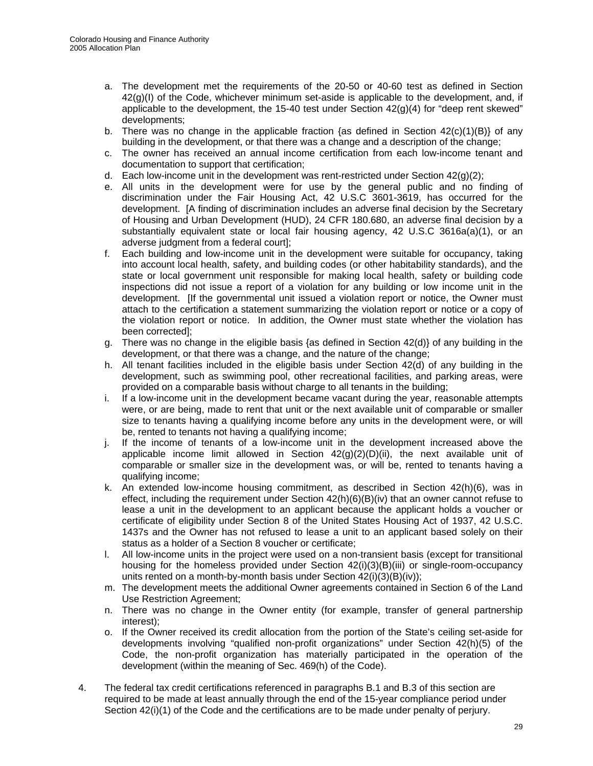a. The development met the requirements of the 20-50 or 40-60 test as defined in Section 42(g)(I) of the Code, whichever minimum set-aside is applicable to the development, and, if applicable to the development, the 15-40 test under Section 42(g)(4) for "deep rent skewed" developments;
b. There was no change in the applicable fraction {as defined in Section 42(c)(1)(B)} of any building in the development, or that there was a change and a description of the change;
c. The owner has received an annual income certification from each low-income tenant and documentation to support that certification;
d. Each low-income unit in the development was rent-restricted under Section 42(g)(2);
e. All units in the development were for use by the general public and no finding of discrimination under the Fair Housing Act, 42 U.S.C 3601-3619, has occurred for the development. [A finding of discrimination includes an adverse final decision by the Secretary of Housing and Urban Development (HUD), 24 CFR 180.680, an adverse final decision by a substantially equivalent state or local fair housing agency, 42 U.S.C 3616a(a)(1), or an adverse judgment from a federal court];
f. Each building and low-income unit in the development were suitable for occupancy, taking into account local health, safety, and building codes (or other habitability standards), and the state or local government unit responsible for making local health, safety or building code inspections did not issue a report of a violation for any building or low income unit in the development. [If the governmental unit issued a violation report or notice, the Owner must attach to the certification a statement summarizing the violation report or notice or a copy of the violation report or notice. In addition, the Owner must state whether the violation has been corrected];
g. There was no change in the eligible basis {as defined in Section 42(d)} of any building in the development, or that there was a change, and the nature of the change;
h. All tenant facilities included in the eligible basis under Section 42(d) of any building in the development, such as swimming pool, other recreational facilities, and parking areas, were provided on a comparable basis without charge to all tenants in the building;
i. If a low-income unit in the development became vacant during the year, reasonable attempts were, or are being, made to rent that unit or the next available unit of comparable or smaller size to tenants having a qualifying income before any units in the development were, or will be, rented to tenants not having a qualifying income;
j. If the income of tenants of a low-income unit in the development increased above the applicable income limit allowed in Section 42(g)(2)(D)(ii), the next available unit of comparable or smaller size in the development was, or will be, rented to tenants having a qualifying income;
k. An extended low-income housing commitment, as described in Section 42(h)(6), was in effect, including the requirement under Section 42(h)(6)(B)(iv) that an owner cannot refuse to lease a unit in the development to an applicant because the applicant holds a voucher or certificate of eligibility under Section 8 of the United States Housing Act of 1937, 42 U.S.C. 1437s and the Owner has not refused to lease a unit to an applicant based solely on their status as a holder of a Section 8 voucher or certificate;
l. All low-income units in the project were used on a non-transient basis (except for transitional housing for the homeless provided under Section 42(i)(3)(B)(iii) or single-room-occupancy units rented on a month-by-month basis under Section 42(i)(3)(B)(iv));
m. The development meets the additional Owner agreements contained in Section 6 of the Land Use Restriction Agreement;
n. There was no change in the Owner entity (for example, transfer of general partnership interest);
o. If the Owner received its credit allocation from the portion of the State's ceiling set-aside for developments involving "qualified non-profit organizations" under Section 42(h)(5) of the Code, the non-profit organization has materially participated in the operation of the development (within the meaning of Sec. 469(h) of the Code).

4. The federal tax credit certifications referenced in paragraphs B.1 and B.3 of this section are required to be made at least annually through the end of the 15-year compliance period under Section 42(i)(1) of the Code and the certifications are to be made under penalty of perjury.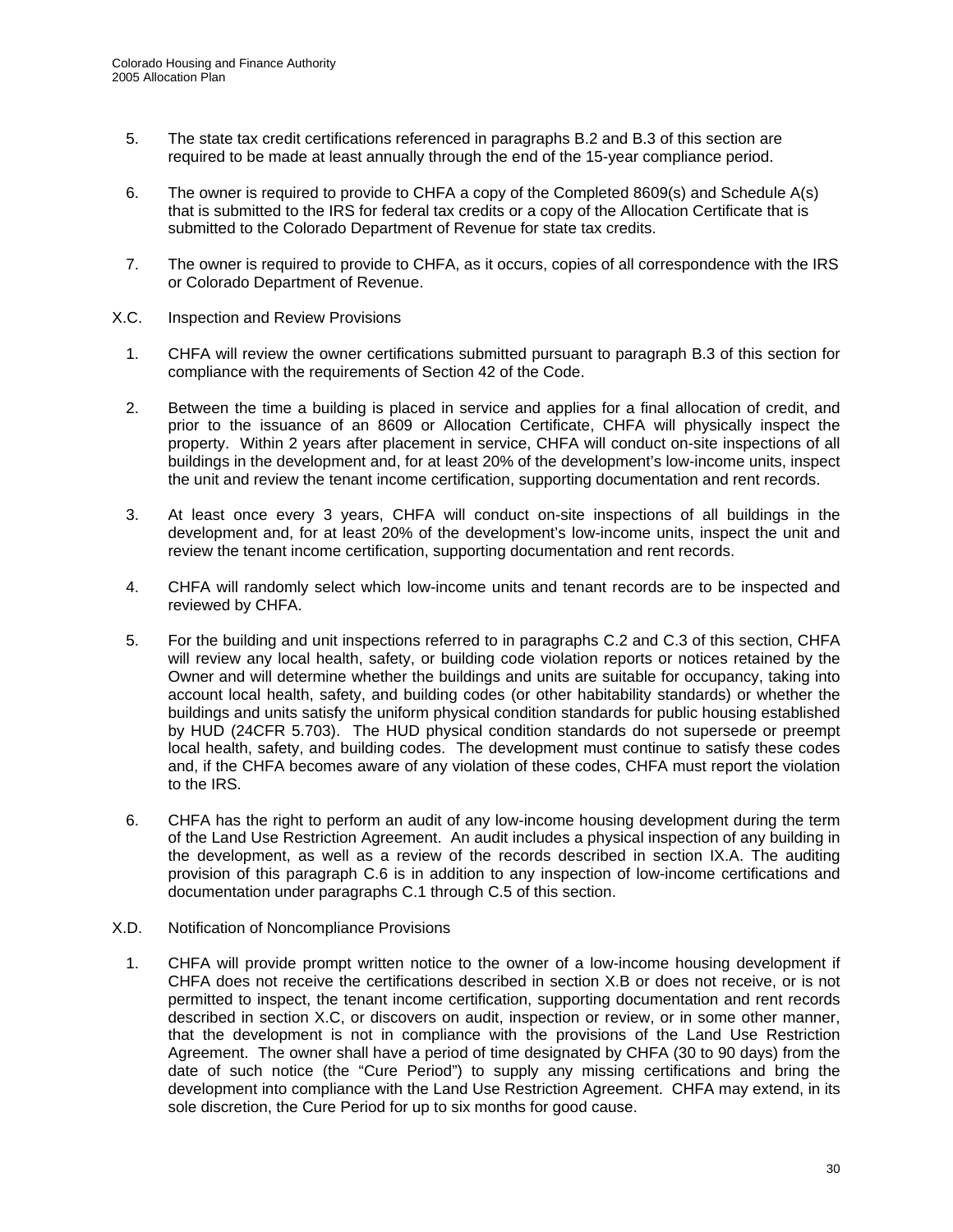5. The state tax credit certifications referenced in paragraphs B.2 and B.3 of this section are required to be made at least annually through the end of the 15-year compliance period.

6. The owner is required to provide to CHFA a copy of the Completed 8609(s) and Schedule A(s) that is submitted to the IRS for federal tax credits or a copy of the Allocation Certificate that is submitted to the Colorado Department of Revenue for state tax credits.

7. The owner is required to provide to CHFA, as it occurs, copies of all correspondence with the IRS or Colorado Department of Revenue.

X.C. Inspection and Review Provisions

1. CHFA will review the owner certifications submitted pursuant to paragraph B.3 of this section for compliance with the requirements of Section 42 of the Code.

2. Between the time a building is placed in service and applies for a final allocation of credit, and prior to the issuance of an 8609 or Allocation Certificate, CHFA will physically inspect the property. Within 2 years after placement in service, CHFA will conduct on-site inspections of all buildings in the development and, for at least 20% of the development's low-income units, inspect the unit and review the tenant income certification, supporting documentation and rent records.

3. At least once every 3 years, CHFA will conduct on-site inspections of all buildings in the development and, for at least 20% of the development's low-income units, inspect the unit and review the tenant income certification, supporting documentation and rent records.

4. CHFA will randomly select which low-income units and tenant records are to be inspected and reviewed by CHFA.

5. For the building and unit inspections referred to in paragraphs C.2 and C.3 of this section, CHFA will review any local health, safety, or building code violation reports or notices retained by the Owner and will determine whether the buildings and units are suitable for occupancy, taking into account local health, safety, and building codes (or other habitability standards) or whether the buildings and units satisfy the uniform physical condition standards for public housing established by HUD (24CFR 5.703). The HUD physical condition standards do not supersede or preempt local health, safety, and building codes. The development must continue to satisfy these codes and, if the CHFA becomes aware of any violation of these codes, CHFA must report the violation to the IRS.

6. CHFA has the right to perform an audit of any low-income housing development during the term of the Land Use Restriction Agreement. An audit includes a physical inspection of any building in the development, as well as a review of the records described in section IX.A. The auditing provision of this paragraph C.6 is in addition to any inspection of low-income certifications and documentation under paragraphs C.1 through C.5 of this section.

X.D. Notification of Noncompliance Provisions

1. CHFA will provide prompt written notice to the owner of a low-income housing development if CHFA does not receive the certifications described in section X.B or does not receive, or is not permitted to inspect, the tenant income certification, supporting documentation and rent records described in section X.C, or discovers on audit, inspection or review, or in some other manner, that the development is not in compliance with the provisions of the Land Use Restriction Agreement. The owner shall have a period of time designated by CHFA (30 to 90 days) from the date of such notice (the "Cure Period") to supply any missing certifications and bring the development into compliance with the Land Use Restriction Agreement. CHFA may extend, in its sole discretion, the Cure Period for up to six months for good cause.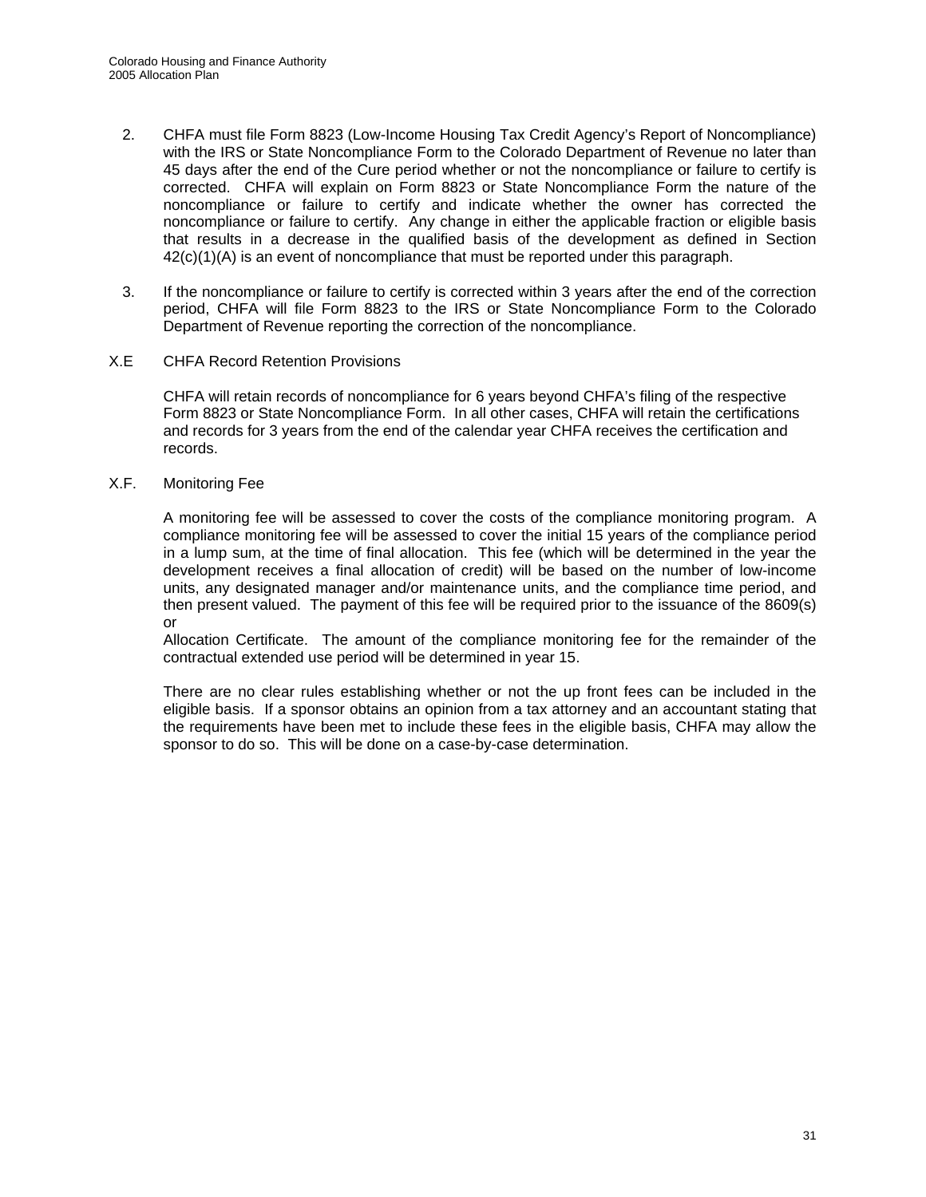2. CHFA must file Form 8823 (Low-Income Housing Tax Credit Agency's Report of Noncompliance) with the IRS or State Noncompliance Form to the Colorado Department of Revenue no later than 45 days after the end of the Cure period whether or not the noncompliance or failure to certify is corrected. CHFA will explain on Form 8823 or State Noncompliance Form the nature of the noncompliance or failure to certify and indicate whether the owner has corrected the noncompliance or failure to certify. Any change in either the applicable fraction or eligible basis that results in a decrease in the qualified basis of the development as defined in Section 42(c)(1)(A) is an event of noncompliance that must be reported under this paragraph.

3. If the noncompliance or failure to certify is corrected within 3 years after the end of the correction period, CHFA will file Form 8823 to the IRS or State Noncompliance Form to the Colorado Department of Revenue reporting the correction of the noncompliance.

## X.E CHFA Record Retention Provisions

CHFA will retain records of noncompliance for 6 years beyond CHFA's filing of the respective Form 8823 or State Noncompliance Form. In all other cases, CHFA will retain the certifications and records for 3 years from the end of the calendar year CHFA receives the certification and records.

## X.F. Monitoring Fee

A monitoring fee will be assessed to cover the costs of the compliance monitoring program. A compliance monitoring fee will be assessed to cover the initial 15 years of the compliance period in a lump sum, at the time of final allocation. This fee (which will be determined in the year the development receives a final allocation of credit) will be based on the number of low-income units, any designated manager and/or maintenance units, and the compliance time period, and then present valued. The payment of this fee will be required prior to the issuance of the 8609(s) or
Allocation Certificate. The amount of the compliance monitoring fee for the remainder of the contractual extended use period will be determined in year 15.

There are no clear rules establishing whether or not the up front fees can be included in the eligible basis. If a sponsor obtains an opinion from a tax attorney and an accountant stating that the requirements have been met to include these fees in the eligible basis, CHFA may allow the sponsor to do so. This will be done on a case-by-case determination.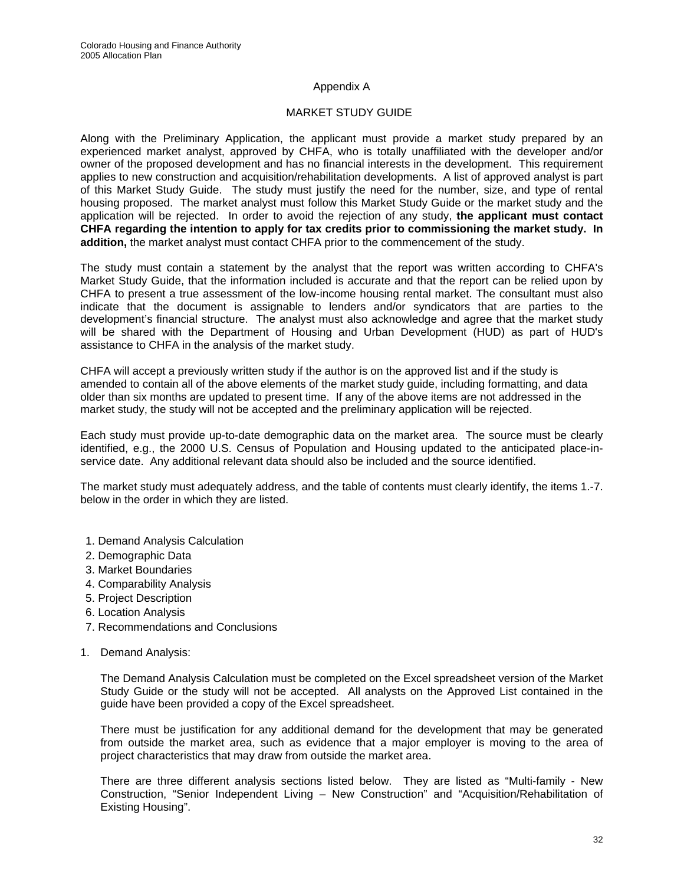Appendix A

MARKET STUDY GUIDE

Along with the Preliminary Application, the applicant must provide a market study prepared by an experienced market analyst, approved by CHFA, who is totally unaffiliated with the developer and/or owner of the proposed development and has no financial interests in the development. This requirement applies to new construction and acquisition/rehabilitation developments. A list of approved analyst is part of this Market Study Guide. The study must justify the need for the number, size, and type of rental housing proposed. The market analyst must follow this Market Study Guide or the market study and the application will be rejected. In order to avoid the rejection of any study, **the applicant must contact CHFA regarding the intention to apply for tax credits prior to commissioning the market study. In addition,** the market analyst must contact CHFA prior to the commencement of the study.

The study must contain a statement by the analyst that the report was written according to CHFA's Market Study Guide, that the information included is accurate and that the report can be relied upon by CHFA to present a true assessment of the low-income housing rental market. The consultant must also indicate that the document is assignable to lenders and/or syndicators that are parties to the development's financial structure. The analyst must also acknowledge and agree that the market study will be shared with the Department of Housing and Urban Development (HUD) as part of HUD's assistance to CHFA in the analysis of the market study.

CHFA will accept a previously written study if the author is on the approved list and if the study is amended to contain all of the above elements of the market study guide, including formatting, and data older than six months are updated to present time. If any of the above items are not addressed in the market study, the study will not be accepted and the preliminary application will be rejected.

Each study must provide up-to-date demographic data on the market area. The source must be clearly identified, e.g., the 2000 U.S. Census of Population and Housing updated to the anticipated place-in-service date. Any additional relevant data should also be included and the source identified.

The market study must adequately address, and the table of contents must clearly identify, the items 1.-7. below in the order in which they are listed.

1. Demand Analysis Calculation
2. Demographic Data
3. Market Boundaries
4. Comparability Analysis
5. Project Description
6. Location Analysis
7. Recommendations and Conclusions

1. Demand Analysis:

   The Demand Analysis Calculation must be completed on the Excel spreadsheet version of the Market Study Guide or the study will not be accepted. All analysts on the Approved List contained in the guide have been provided a copy of the Excel spreadsheet.

   There must be justification for any additional demand for the development that may be generated from outside the market area, such as evidence that a major employer is moving to the area of project characteristics that may draw from outside the market area.

   There are three different analysis sections listed below. They are listed as "Multi-family - New Construction, "Senior Independent Living – New Construction" and "Acquisition/Rehabilitation of Existing Housing".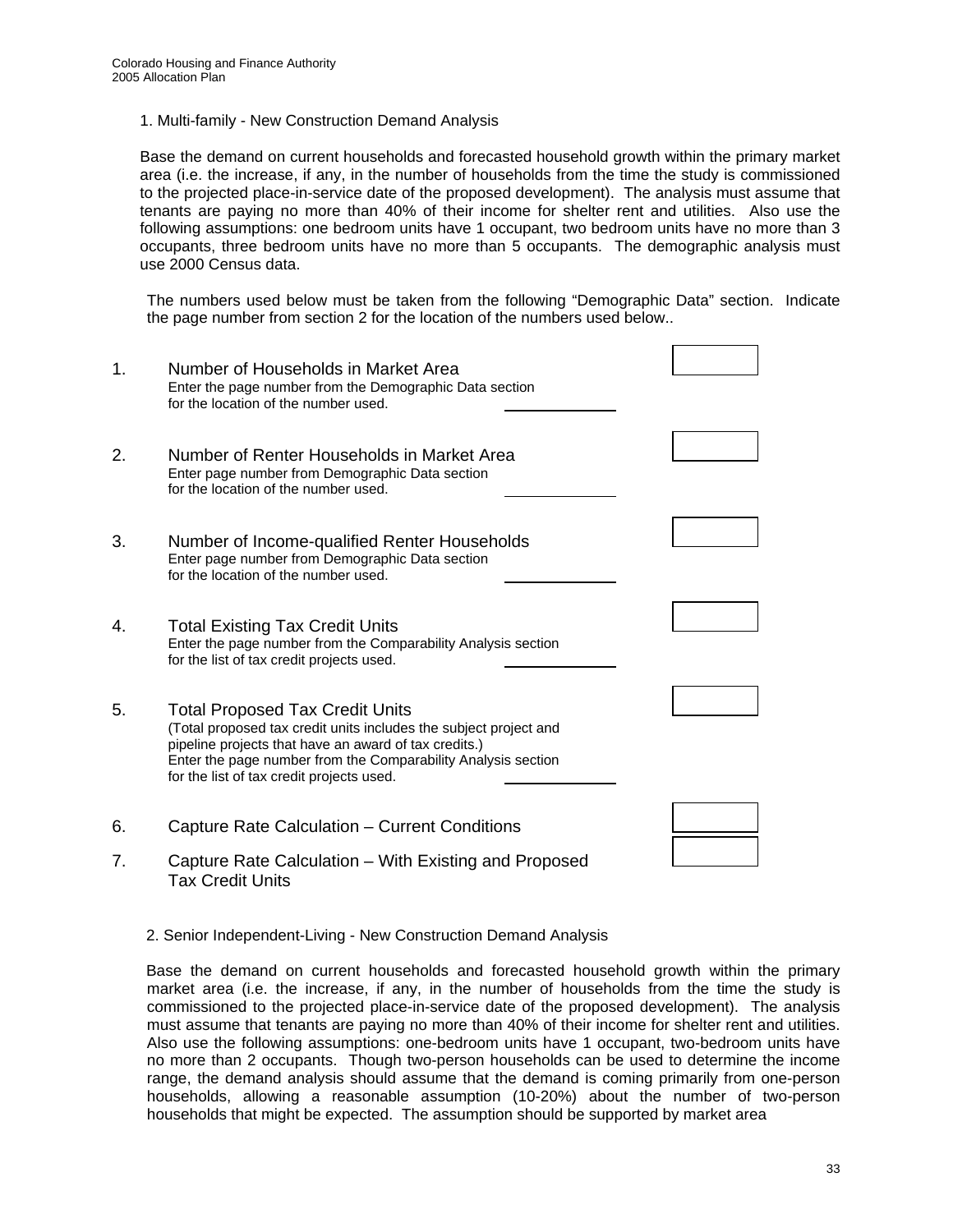1. Multi-family - New Construction Demand Analysis

Base the demand on current households and forecasted household growth within the primary market area (i.e. the increase, if any, in the number of households from the time the study is commissioned to the projected place-in-service date of the proposed development). The analysis must assume that tenants are paying no more than 40% of their income for shelter rent and utilities. Also use the following assumptions: one bedroom units have 1 occupant, two bedroom units have no more than 3 occupants, three bedroom units have no more than 5 occupants. The demographic analysis must use 2000 Census data.

The numbers used below must be taken from the following "Demographic Data" section. Indicate the page number from section 2 for the location of the numbers used below..

1. Number of Households in Market Area
   Enter the page number from the Demographic Data section for the location of the number used. \_\_\_\_\_\_\_\_\_\_\_\_ [ ]

2. Number of Renter Households in Market Area
   Enter page number from Demographic Data section for the location of the number used. \_\_\_\_\_\_\_\_\_\_\_\_ [ ]

3. Number of Income-qualified Renter Households
   Enter page number from Demographic Data section for the location of the number used. \_\_\_\_\_\_\_\_\_\_\_\_ [ ]

4. Total Existing Tax Credit Units
   Enter the page number from the Comparability Analysis section for the list of tax credit projects used. \_\_\_\_\_\_\_\_\_\_\_\_ [ ]

5. Total Proposed Tax Credit Units
   (Total proposed tax credit units includes the subject project and pipeline projects that have an award of tax credits.)
   Enter the page number from the Comparability Analysis section for the list of tax credit projects used. \_\_\_\_\_\_\_\_\_\_\_\_ [ ]

6. Capture Rate Calculation – Current Conditions [ ]

7. Capture Rate Calculation – With Existing and Proposed Tax Credit Units [ ]

2. Senior Independent-Living - New Construction Demand Analysis

Base the demand on current households and forecasted household growth within the primary market area (i.e. the increase, if any, in the number of households from the time the study is commissioned to the projected place-in-service date of the proposed development). The analysis must assume that tenants are paying no more than 40% of their income for shelter rent and utilities. Also use the following assumptions: one-bedroom units have 1 occupant, two-bedroom units have no more than 2 occupants. Though two-person households can be used to determine the income range, the demand analysis should assume that the demand is coming primarily from one-person households, allowing a reasonable assumption (10-20%) about the number of two-person households that might be expected. The assumption should be supported by market area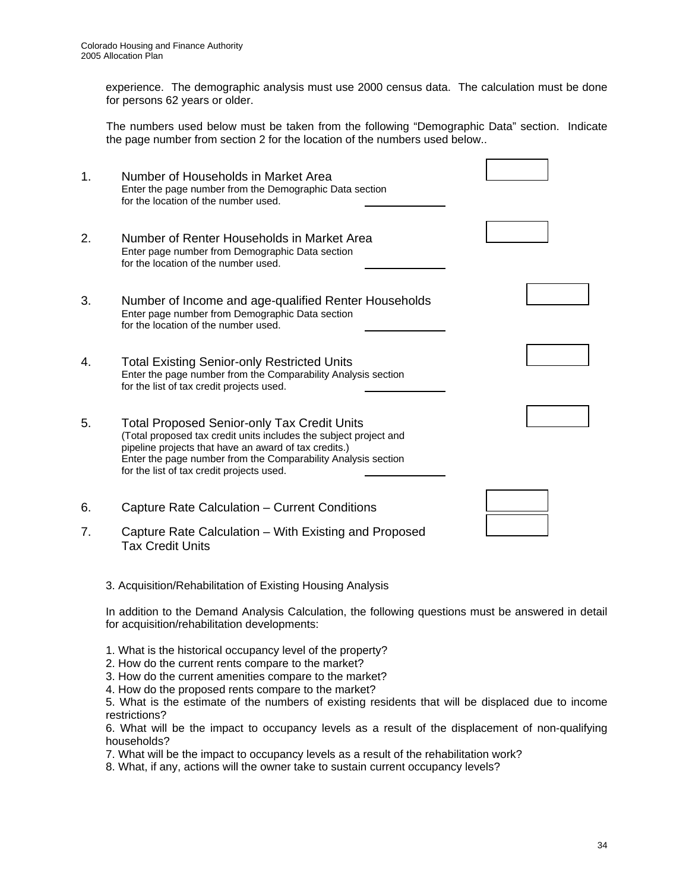experience. The demographic analysis must use 2000 census data. The calculation must be done for persons 62 years or older.

The numbers used below must be taken from the following "Demographic Data" section. Indicate the page number from section 2 for the location of the numbers used below..

1. Number of Households in Market Area
   Enter the page number from the Demographic Data section for the location of the number used. ____________

2. Number of Renter Households in Market Area
   Enter page number from Demographic Data section for the location of the number used. ____________

3. Number of Income and age-qualified Renter Households
   Enter page number from Demographic Data section for the location of the number used. ____________

4. Total Existing Senior-only Restricted Units
   Enter the page number from the Comparability Analysis section for the list of tax credit projects used. ____________

5. Total Proposed Senior-only Tax Credit Units
   (Total proposed tax credit units includes the subject project and pipeline projects that have an award of tax credits.)
   Enter the page number from the Comparability Analysis section for the list of tax credit projects used. ____________

6. Capture Rate Calculation – Current Conditions

7. Capture Rate Calculation – With Existing and Proposed Tax Credit Units

3. Acquisition/Rehabilitation of Existing Housing Analysis

In addition to the Demand Analysis Calculation, the following questions must be answered in detail for acquisition/rehabilitation developments:

1. What is the historical occupancy level of the property?
2. How do the current rents compare to the market?
3. How do the current amenities compare to the market?
4. How do the proposed rents compare to the market?
5. What is the estimate of the numbers of existing residents that will be displaced due to income restrictions?
6. What will be the impact to occupancy levels as a result of the displacement of non-qualifying households?
7. What will be the impact to occupancy levels as a result of the rehabilitation work?
8. What, if any, actions will the owner take to sustain current occupancy levels?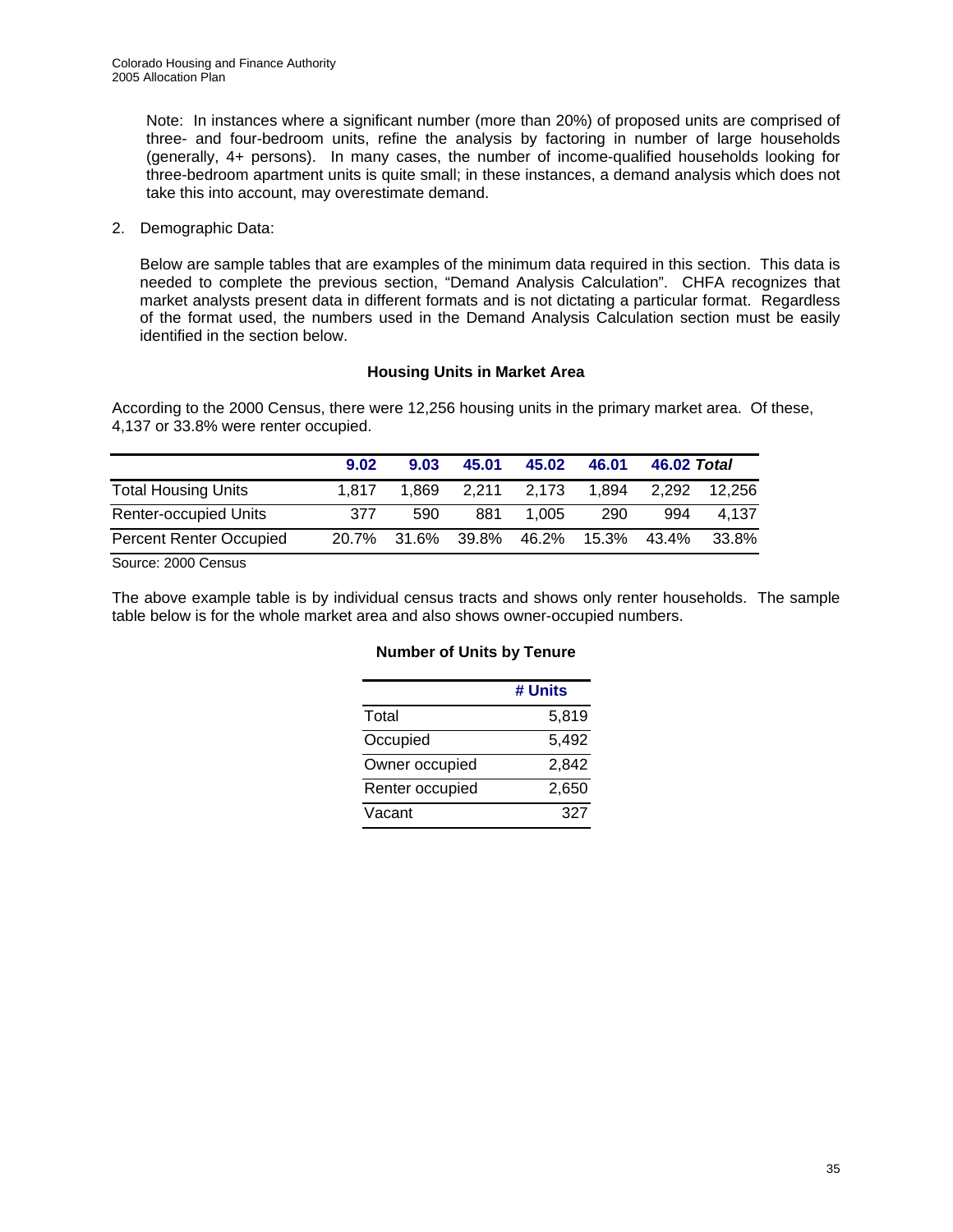Note: In instances where a significant number (more than 20%) of proposed units are comprised of three- and four-bedroom units, refine the analysis by factoring in number of large households (generally, 4+ persons). In many cases, the number of income-qualified households looking for three-bedroom apartment units is quite small; in these instances, a demand analysis which does not take this into account, may overestimate demand.

2. Demographic Data:

Below are sample tables that are examples of the minimum data required in this section. This data is needed to complete the previous section, "Demand Analysis Calculation". CHFA recognizes that market analysts present data in different formats and is not dictating a particular format. Regardless of the format used, the numbers used in the Demand Analysis Calculation section must be easily identified in the section below.

**Housing Units in Market Area**

According to the 2000 Census, there were 12,256 housing units in the primary market area. Of these, 4,137 or 33.8% were renter occupied.

| | 9.02 | 9.03 | 45.01 | 45.02 | 46.01 | 46.02 | *Total* |
|---|---|---|---|---|---|---|---|
| Total Housing Units | 1,817 | 1,869 | 2,211 | 2,173 | 1,894 | 2,292 | 12,256 |
| Renter-occupied Units | 377 | 590 | 881 | 1,005 | 290 | 994 | 4,137 |
| Percent Renter Occupied | 20.7% | 31.6% | 39.8% | 46.2% | 15.3% | 43.4% | 33.8% |

Source: 2000 Census

The above example table is by individual census tracts and shows only renter households. The sample table below is for the whole market area and also shows owner-occupied numbers.

**Number of Units by Tenure**

| | # Units |
|---|---|
| Total | 5,819 |
| Occupied | 5,492 |
| Owner occupied | 2,842 |
| Renter occupied | 2,650 |
| Vacant | 327 |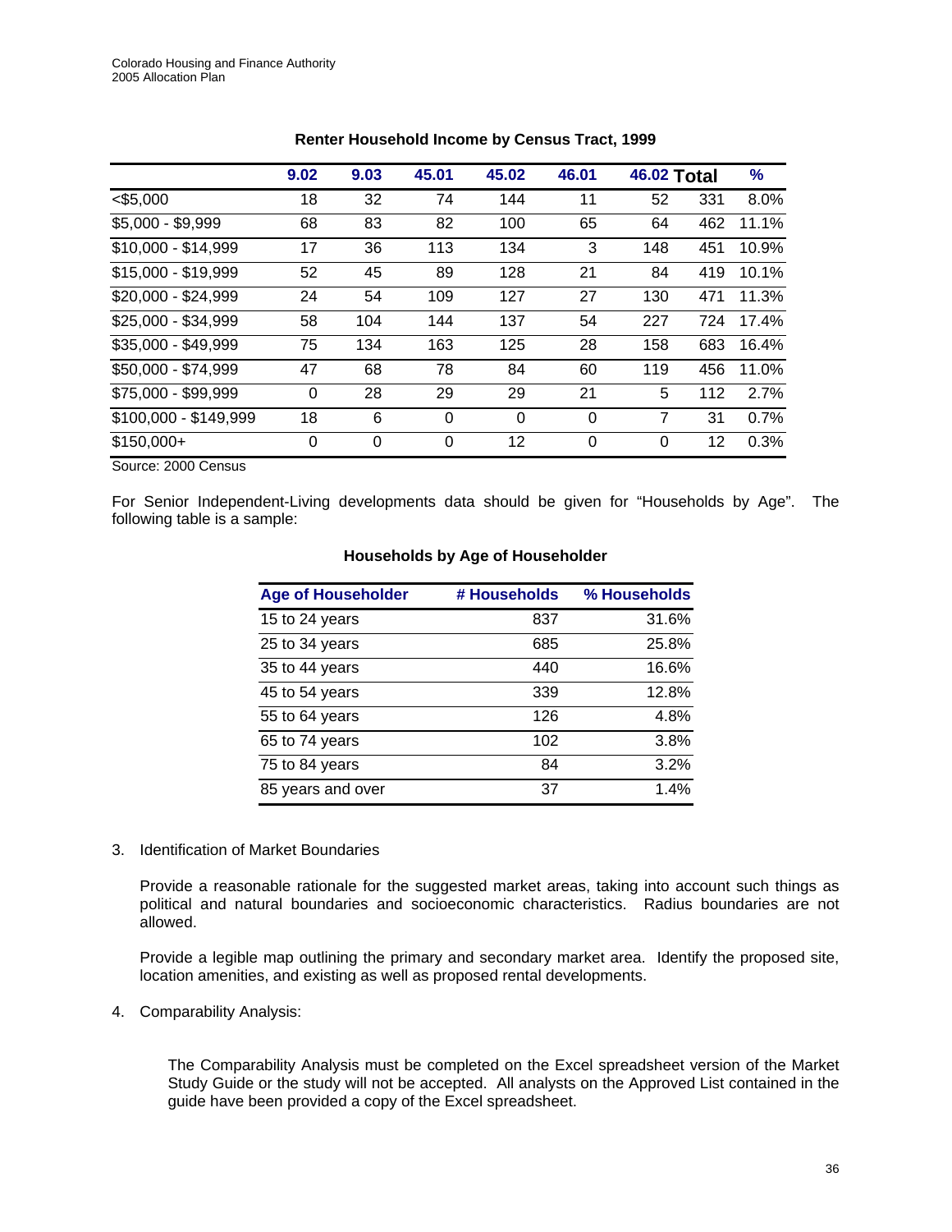**Renter Household Income by Census Tract, 1999**

| | 9.02 | 9.03 | 45.01 | 45.02 | 46.01 | 46.02 | Total | % |
|---|---|---|---|---|---|---|---|---|
| <$5,000 | 18 | 32 | 74 | 144 | 11 | 52 | 331 | 8.0% |
| $5,000 - $9,999 | 68 | 83 | 82 | 100 | 65 | 64 | 462 | 11.1% |
| $10,000 - $14,999 | 17 | 36 | 113 | 134 | 3 | 148 | 451 | 10.9% |
| $15,000 - $19,999 | 52 | 45 | 89 | 128 | 21 | 84 | 419 | 10.1% |
| $20,000 - $24,999 | 24 | 54 | 109 | 127 | 27 | 130 | 471 | 11.3% |
| $25,000 - $34,999 | 58 | 104 | 144 | 137 | 54 | 227 | 724 | 17.4% |
| $35,000 - $49,999 | 75 | 134 | 163 | 125 | 28 | 158 | 683 | 16.4% |
| $50,000 - $74,999 | 47 | 68 | 78 | 84 | 60 | 119 | 456 | 11.0% |
| $75,000 - $99,999 | 0 | 28 | 29 | 29 | 21 | 5 | 112 | 2.7% |
| $100,000 - $149,999 | 18 | 6 | 0 | 0 | 0 | 7 | 31 | 0.7% |
| $150,000+ | 0 | 0 | 0 | 12 | 0 | 0 | 12 | 0.3% |

Source: 2000 Census

For Senior Independent-Living developments data should be given for "Households by Age". The following table is a sample:

**Households by Age of Householder**

| Age of Householder | # Households | % Households |
|---|---|---|
| 15 to 24 years | 837 | 31.6% |
| 25 to 34 years | 685 | 25.8% |
| 35 to 44 years | 440 | 16.6% |
| 45 to 54 years | 339 | 12.8% |
| 55 to 64 years | 126 | 4.8% |
| 65 to 74 years | 102 | 3.8% |
| 75 to 84 years | 84 | 3.2% |
| 85 years and over | 37 | 1.4% |

3. Identification of Market Boundaries

   Provide a reasonable rationale for the suggested market areas, taking into account such things as political and natural boundaries and socioeconomic characteristics. Radius boundaries are not allowed.

   Provide a legible map outlining the primary and secondary market area. Identify the proposed site, location amenities, and existing as well as proposed rental developments.

4. Comparability Analysis:

   The Comparability Analysis must be completed on the Excel spreadsheet version of the Market Study Guide or the study will not be accepted. All analysts on the Approved List contained in the guide have been provided a copy of the Excel spreadsheet.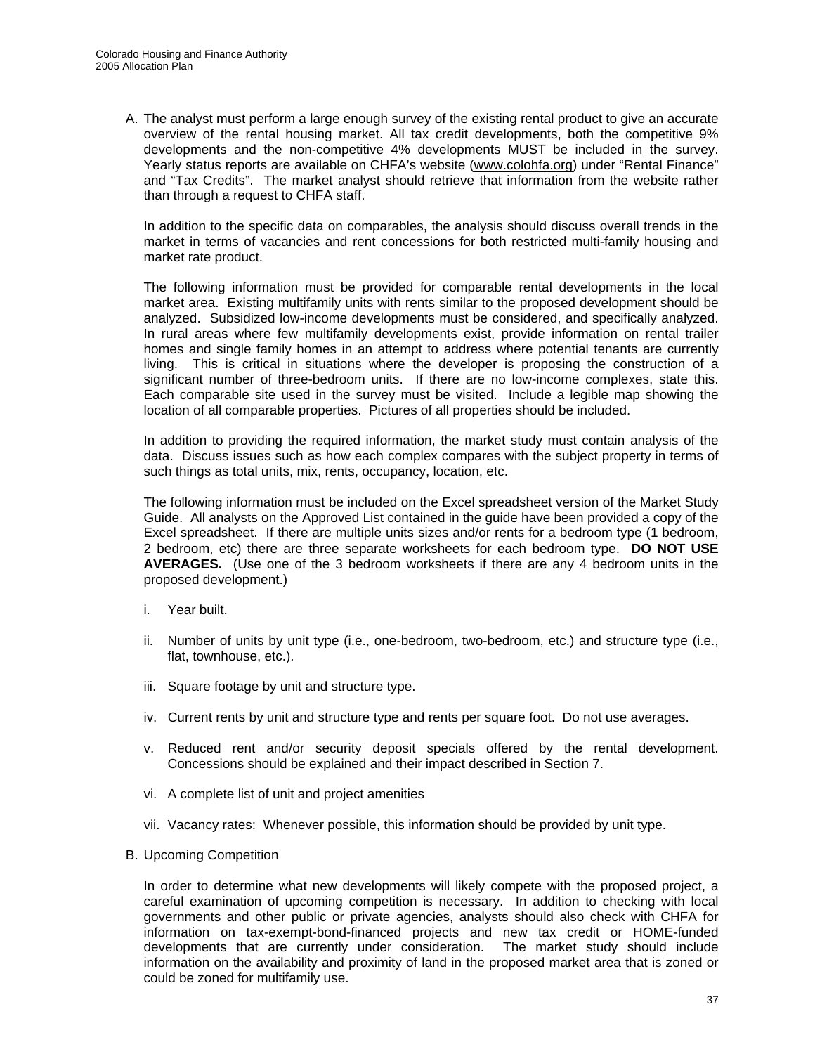A. The analyst must perform a large enough survey of the existing rental product to give an accurate overview of the rental housing market. All tax credit developments, both the competitive 9% developments and the non-competitive 4% developments MUST be included in the survey. Yearly status reports are available on CHFA's website (www.colohfa.org) under "Rental Finance" and "Tax Credits". The market analyst should retrieve that information from the website rather than through a request to CHFA staff.

   In addition to the specific data on comparables, the analysis should discuss overall trends in the market in terms of vacancies and rent concessions for both restricted multi-family housing and market rate product.

   The following information must be provided for comparable rental developments in the local market area. Existing multifamily units with rents similar to the proposed development should be analyzed. Subsidized low-income developments must be considered, and specifically analyzed. In rural areas where few multifamily developments exist, provide information on rental trailer homes and single family homes in an attempt to address where potential tenants are currently living. This is critical in situations where the developer is proposing the construction of a significant number of three-bedroom units. If there are no low-income complexes, state this. Each comparable site used in the survey must be visited. Include a legible map showing the location of all comparable properties. Pictures of all properties should be included.

   In addition to providing the required information, the market study must contain analysis of the data. Discuss issues such as how each complex compares with the subject property in terms of such things as total units, mix, rents, occupancy, location, etc.

   The following information must be included on the Excel spreadsheet version of the Market Study Guide. All analysts on the Approved List contained in the guide have been provided a copy of the Excel spreadsheet. If there are multiple units sizes and/or rents for a bedroom type (1 bedroom, 2 bedroom, etc) there are three separate worksheets for each bedroom type. **DO NOT USE AVERAGES.** (Use one of the 3 bedroom worksheets if there are any 4 bedroom units in the proposed development.)

   i. Year built.

   ii. Number of units by unit type (i.e., one-bedroom, two-bedroom, etc.) and structure type (i.e., flat, townhouse, etc.).

   iii. Square footage by unit and structure type.

   iv. Current rents by unit and structure type and rents per square foot. Do not use averages.

   v. Reduced rent and/or security deposit specials offered by the rental development. Concessions should be explained and their impact described in Section 7.

   vi. A complete list of unit and project amenities

   vii. Vacancy rates: Whenever possible, this information should be provided by unit type.

B. Upcoming Competition

   In order to determine what new developments will likely compete with the proposed project, a careful examination of upcoming competition is necessary. In addition to checking with local governments and other public or private agencies, analysts should also check with CHFA for information on tax-exempt-bond-financed projects and new tax credit or HOME-funded developments that are currently under consideration. The market study should include information on the availability and proximity of land in the proposed market area that is zoned or could be zoned for multifamily use.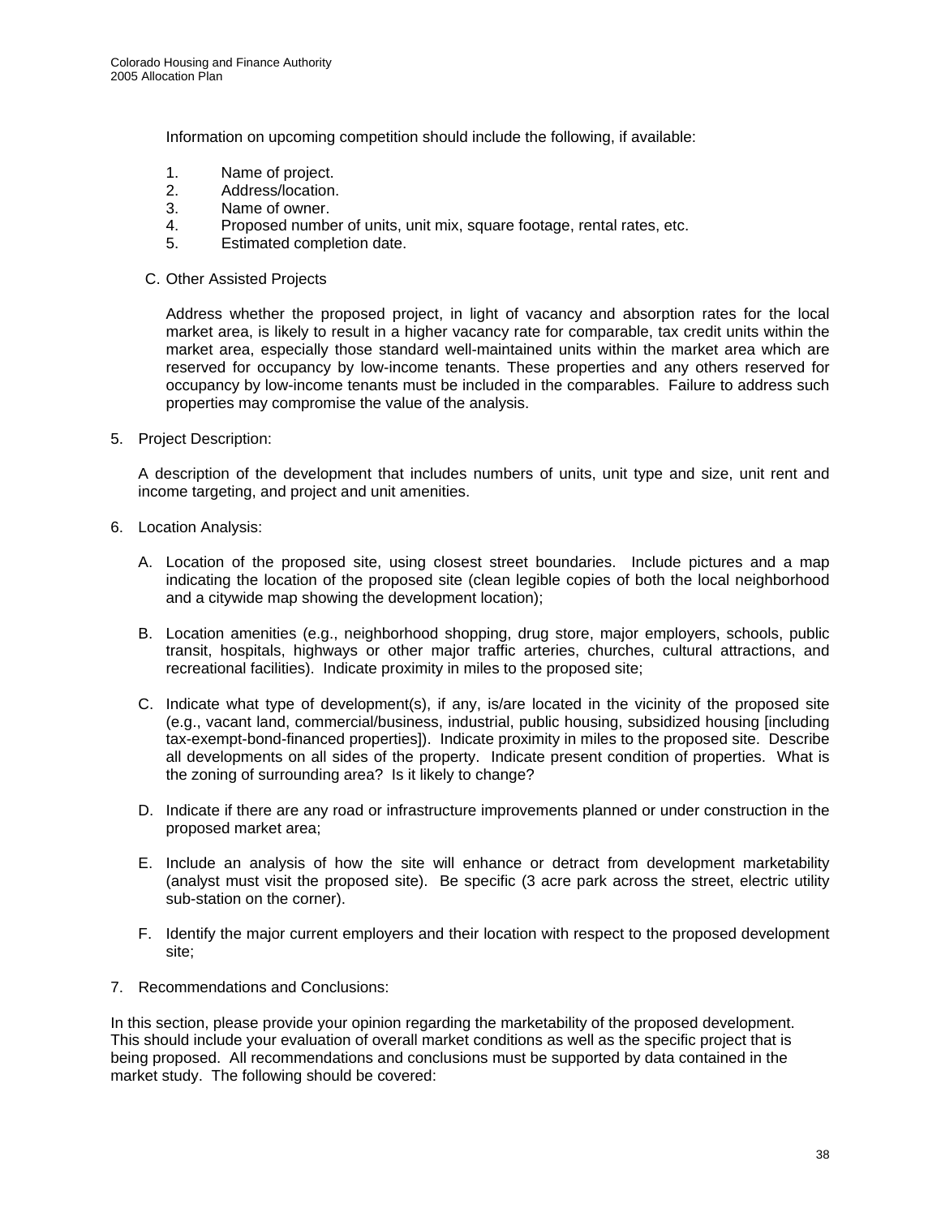Information on upcoming competition should include the following, if available:

1. Name of project.
2. Address/location.
3. Name of owner.
4. Proposed number of units, unit mix, square footage, rental rates, etc.
5. Estimated completion date.

C. Other Assisted Projects

Address whether the proposed project, in light of vacancy and absorption rates for the local market area, is likely to result in a higher vacancy rate for comparable, tax credit units within the market area, especially those standard well-maintained units within the market area which are reserved for occupancy by low-income tenants. These properties and any others reserved for occupancy by low-income tenants must be included in the comparables. Failure to address such properties may compromise the value of the analysis.

5. Project Description:

A description of the development that includes numbers of units, unit type and size, unit rent and income targeting, and project and unit amenities.

6. Location Analysis:

A. Location of the proposed site, using closest street boundaries. Include pictures and a map indicating the location of the proposed site (clean legible copies of both the local neighborhood and a citywide map showing the development location);

B. Location amenities (e.g., neighborhood shopping, drug store, major employers, schools, public transit, hospitals, highways or other major traffic arteries, churches, cultural attractions, and recreational facilities). Indicate proximity in miles to the proposed site;

C. Indicate what type of development(s), if any, is/are located in the vicinity of the proposed site (e.g., vacant land, commercial/business, industrial, public housing, subsidized housing [including tax-exempt-bond-financed properties]). Indicate proximity in miles to the proposed site. Describe all developments on all sides of the property. Indicate present condition of properties. What is the zoning of surrounding area? Is it likely to change?

D. Indicate if there are any road or infrastructure improvements planned or under construction in the proposed market area;

E. Include an analysis of how the site will enhance or detract from development marketability (analyst must visit the proposed site). Be specific (3 acre park across the street, electric utility sub-station on the corner).

F. Identify the major current employers and their location with respect to the proposed development site;

7. Recommendations and Conclusions:

In this section, please provide your opinion regarding the marketability of the proposed development. This should include your evaluation of overall market conditions as well as the specific project that is being proposed. All recommendations and conclusions must be supported by data contained in the market study. The following should be covered: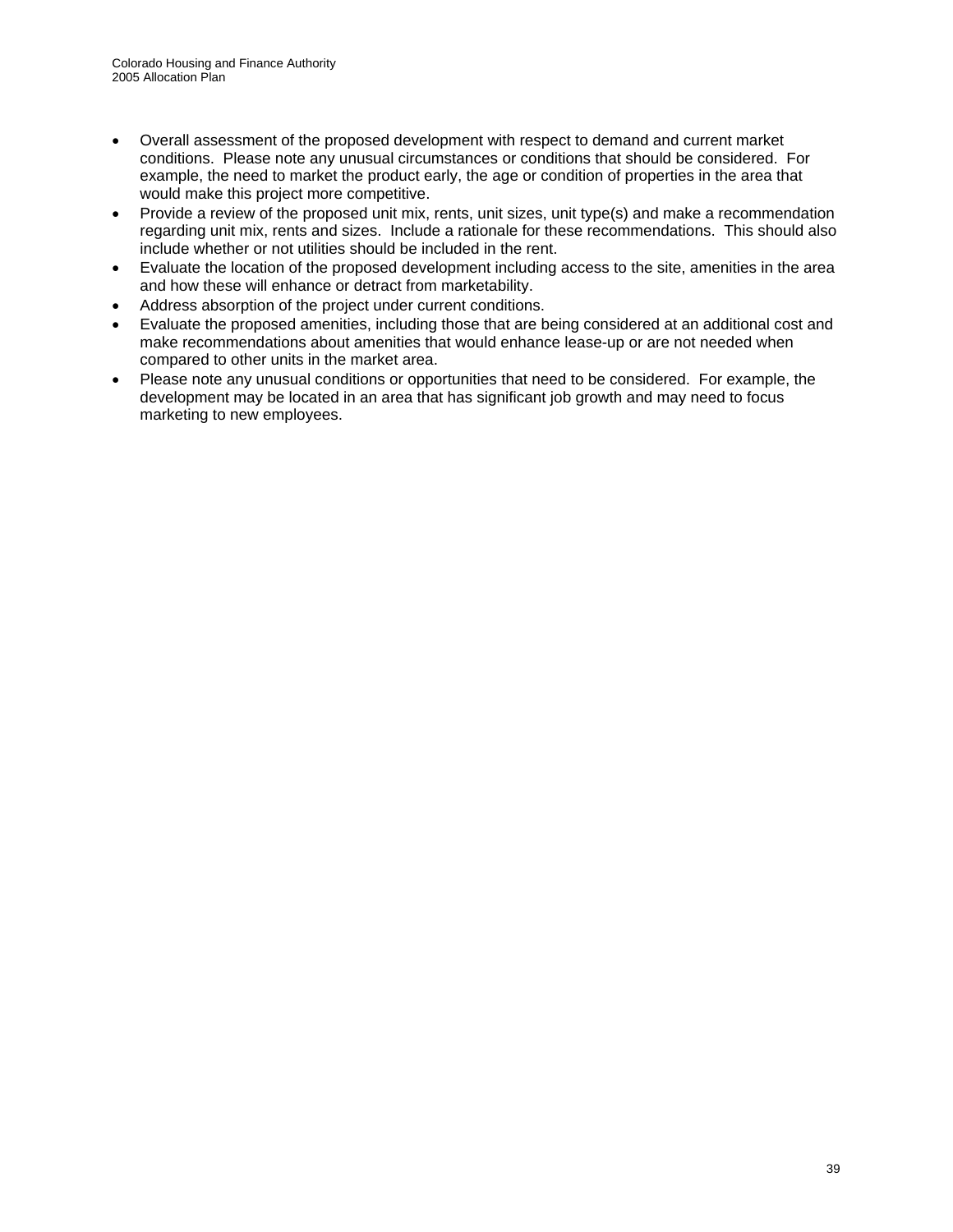- Overall assessment of the proposed development with respect to demand and current market conditions. Please note any unusual circumstances or conditions that should be considered. For example, the need to market the product early, the age or condition of properties in the area that would make this project more competitive.
- Provide a review of the proposed unit mix, rents, unit sizes, unit type(s) and make a recommendation regarding unit mix, rents and sizes. Include a rationale for these recommendations. This should also include whether or not utilities should be included in the rent.
- Evaluate the location of the proposed development including access to the site, amenities in the area and how these will enhance or detract from marketability.
- Address absorption of the project under current conditions.
- Evaluate the proposed amenities, including those that are being considered at an additional cost and make recommendations about amenities that would enhance lease-up or are not needed when compared to other units in the market area.
- Please note any unusual conditions or opportunities that need to be considered. For example, the development may be located in an area that has significant job growth and may need to focus marketing to new employees.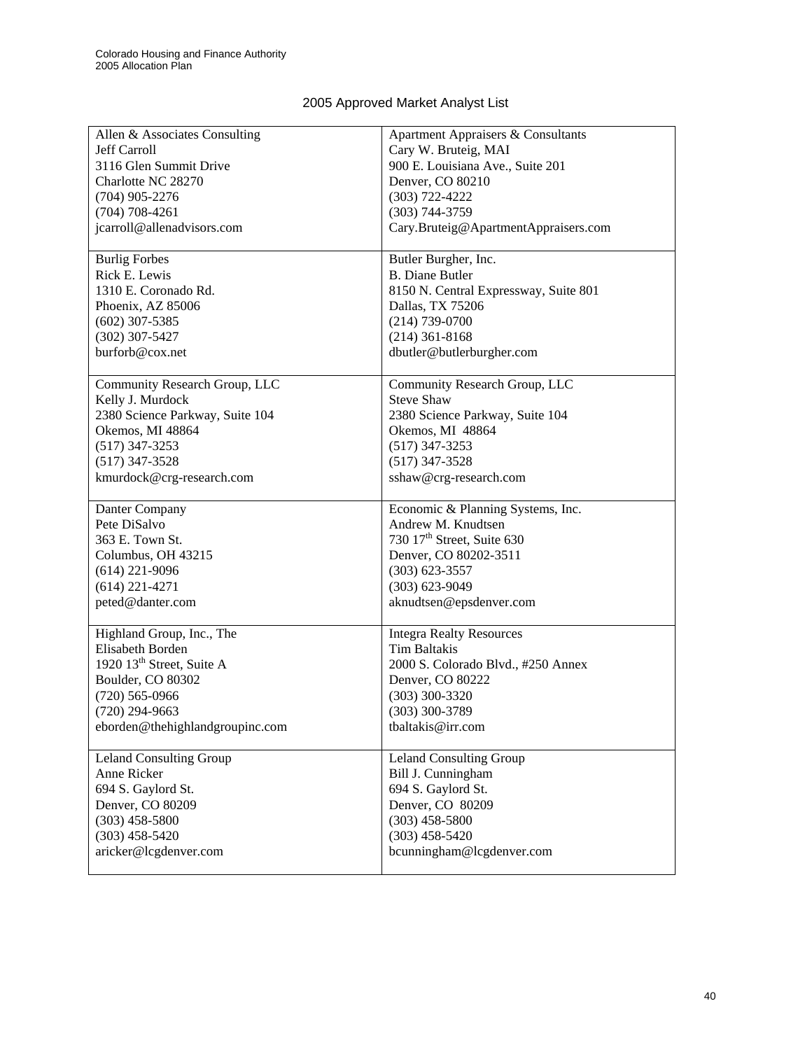## 2005 Approved Market Analyst List

| | |
|---|---|
| Allen & Associates Consulting<br>Jeff Carroll<br>3116 Glen Summit Drive<br>Charlotte NC 28270<br>(704) 905-2276<br>(704) 708-4261<br>jcarroll@allenadvisors.com | Apartment Appraisers & Consultants<br>Cary W. Bruteig, MAI<br>900 E. Louisiana Ave., Suite 201<br>Denver, CO 80210<br>(303) 722-4222<br>(303) 744-3759<br>Cary.Bruteig@ApartmentAppraisers.com |
| Burlig Forbes<br>Rick E. Lewis<br>1310 E. Coronado Rd.<br>Phoenix, AZ 85006<br>(602) 307-5385<br>(302) 307-5427<br>burforb@cox.net | Butler Burgher, Inc.<br>B. Diane Butler<br>8150 N. Central Expressway, Suite 801<br>Dallas, TX 75206<br>(214) 739-0700<br>(214) 361-8168<br>dbutler@butlerburgher.com |
| Community Research Group, LLC<br>Kelly J. Murdock<br>2380 Science Parkway, Suite 104<br>Okemos, MI 48864<br>(517) 347-3253<br>(517) 347-3528<br>kmurdock@crg-research.com | Community Research Group, LLC<br>Steve Shaw<br>2380 Science Parkway, Suite 104<br>Okemos, MI 48864<br>(517) 347-3253<br>(517) 347-3528<br>sshaw@crg-research.com |
| Danter Company<br>Pete DiSalvo<br>363 E. Town St.<br>Columbus, OH 43215<br>(614) 221-9096<br>(614) 221-4271<br>peted@danter.com | Economic & Planning Systems, Inc.<br>Andrew M. Knudtsen<br>730 17th Street, Suite 630<br>Denver, CO 80202-3511<br>(303) 623-3557<br>(303) 623-9049<br>aknudtsen@epsdenver.com |
| Highland Group, Inc., The<br>Elisabeth Borden<br>1920 13th Street, Suite A<br>Boulder, CO 80302<br>(720) 565-0966<br>(720) 294-9663<br>eborden@thehighlandgroupinc.com | Integra Realty Resources<br>Tim Baltakis<br>2000 S. Colorado Blvd., #250 Annex<br>Denver, CO 80222<br>(303) 300-3320<br>(303) 300-3789<br>tbaltakis@irr.com |
| Leland Consulting Group<br>Anne Ricker<br>694 S. Gaylord St.<br>Denver, CO 80209<br>(303) 458-5800<br>(303) 458-5420<br>aricker@lcgdenver.com | Leland Consulting Group<br>Bill J. Cunningham<br>694 S. Gaylord St.<br>Denver, CO 80209<br>(303) 458-5800<br>(303) 458-5420<br>bcunningham@lcgdenver.com |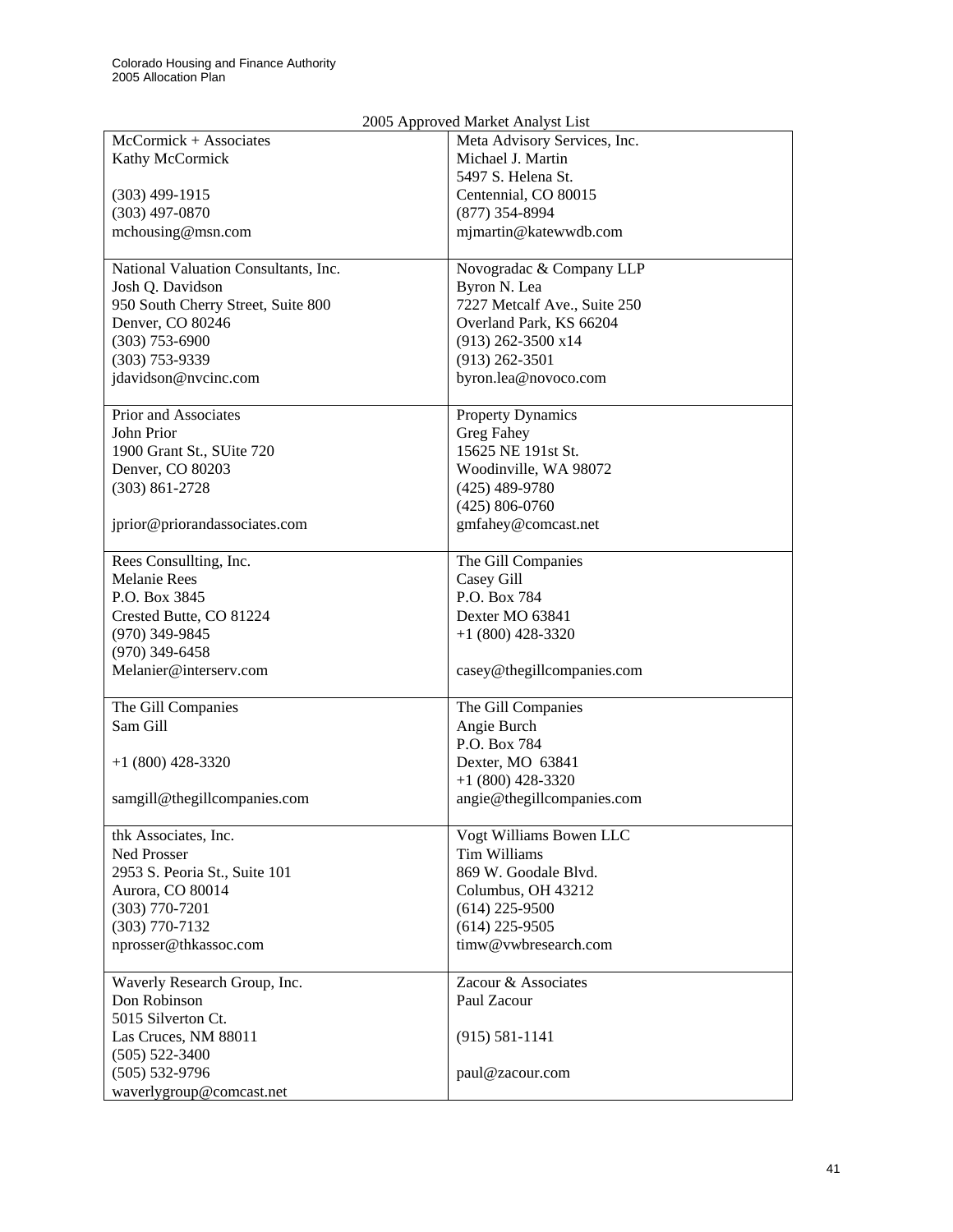2005 Approved Market Analyst List

| | |
|---|---|
| McCormick + Associates<br>Kathy McCormick<br><br>(303) 499-1915<br>(303) 497-0870<br>mchousing@msn.com | Meta Advisory Services, Inc.<br>Michael J. Martin<br>5497 S. Helena St.<br>Centennial, CO 80015<br>(877) 354-8994<br>mjmartin@katewwdb.com |
| National Valuation Consultants, Inc.<br>Josh Q. Davidson<br>950 South Cherry Street, Suite 800<br>Denver, CO 80246<br>(303) 753-6900<br>(303) 753-9339<br>jdavidson@nvcinc.com | Novogradac & Company LLP<br>Byron N. Lea<br>7227 Metcalf Ave., Suite 250<br>Overland Park, KS 66204<br>(913) 262-3500 x14<br>(913) 262-3501<br>byron.lea@novoco.com |
| Prior and Associates<br>John Prior<br>1900 Grant St., SUite 720<br>Denver, CO 80203<br>(303) 861-2728<br><br>jprior@priorandassociates.com | Property Dynamics<br>Greg Fahey<br>15625 NE 191st St.<br>Woodinville, WA 98072<br>(425) 489-9780<br>(425) 806-0760<br>gmfahey@comcast.net |
| Rees Consullting, Inc.<br>Melanie Rees<br>P.O. Box 3845<br>Crested Butte, CO 81224<br>(970) 349-9845<br>(970) 349-6458<br>Melanier@interserv.com | The Gill Companies<br>Casey Gill<br>P.O. Box 784<br>Dexter MO 63841<br>+1 (800) 428-3320<br><br>casey@thegillcompanies.com |
| The Gill Companies<br>Sam Gill<br><br>+1 (800) 428-3320<br><br>samgill@thegillcompanies.com | The Gill Companies<br>Angie Burch<br>P.O. Box 784<br>Dexter, MO 63841<br>+1 (800) 428-3320<br>angie@thegillcompanies.com |
| thk Associates, Inc.<br>Ned Prosser<br>2953 S. Peoria St., Suite 101<br>Aurora, CO 80014<br>(303) 770-7201<br>(303) 770-7132<br>nprosser@thkassoc.com | Vogt Williams Bowen LLC<br>Tim Williams<br>869 W. Goodale Blvd.<br>Columbus, OH 43212<br>(614) 225-9500<br>(614) 225-9505<br>timw@vwbresearch.com |
| Waverly Research Group, Inc.<br>Don Robinson<br>5015 Silverton Ct.<br>Las Cruces, NM 88011<br>(505) 522-3400<br>(505) 532-9796<br>waverlygroup@comcast.net | Zacour & Associates<br>Paul Zacour<br><br>(915) 581-1141<br><br>paul@zacour.com |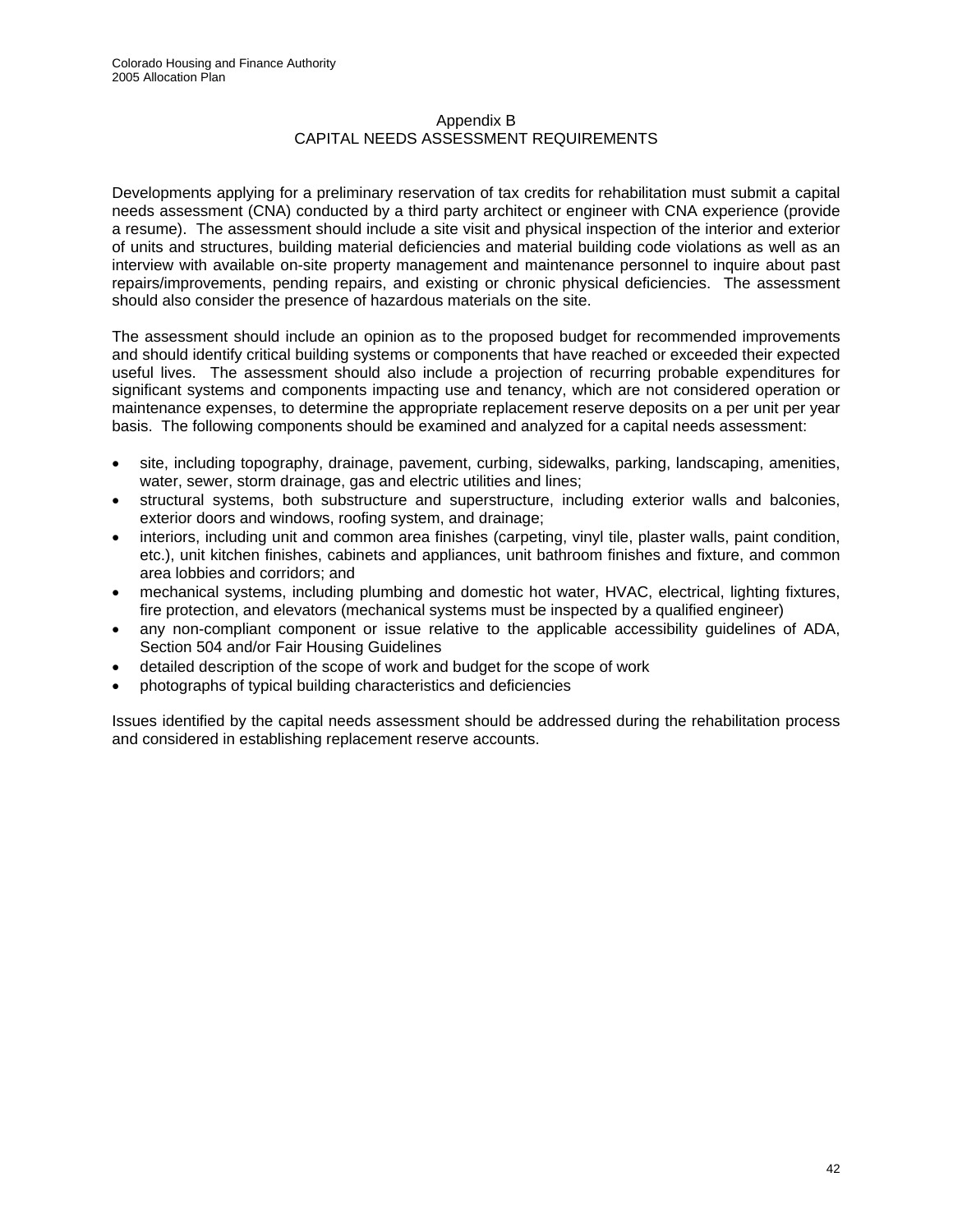# Appendix B
## CAPITAL NEEDS ASSESSMENT REQUIREMENTS

Developments applying for a preliminary reservation of tax credits for rehabilitation must submit a capital needs assessment (CNA) conducted by a third party architect or engineer with CNA experience (provide a resume). The assessment should include a site visit and physical inspection of the interior and exterior of units and structures, building material deficiencies and material building code violations as well as an interview with available on-site property management and maintenance personnel to inquire about past repairs/improvements, pending repairs, and existing or chronic physical deficiencies. The assessment should also consider the presence of hazardous materials on the site.

The assessment should include an opinion as to the proposed budget for recommended improvements and should identify critical building systems or components that have reached or exceeded their expected useful lives. The assessment should also include a projection of recurring probable expenditures for significant systems and components impacting use and tenancy, which are not considered operation or maintenance expenses, to determine the appropriate replacement reserve deposits on a per unit per year basis. The following components should be examined and analyzed for a capital needs assessment:

- site, including topography, drainage, pavement, curbing, sidewalks, parking, landscaping, amenities, water, sewer, storm drainage, gas and electric utilities and lines;
- structural systems, both substructure and superstructure, including exterior walls and balconies, exterior doors and windows, roofing system, and drainage;
- interiors, including unit and common area finishes (carpeting, vinyl tile, plaster walls, paint condition, etc.), unit kitchen finishes, cabinets and appliances, unit bathroom finishes and fixture, and common area lobbies and corridors; and
- mechanical systems, including plumbing and domestic hot water, HVAC, electrical, lighting fixtures, fire protection, and elevators (mechanical systems must be inspected by a qualified engineer)
- any non-compliant component or issue relative to the applicable accessibility guidelines of ADA, Section 504 and/or Fair Housing Guidelines
- detailed description of the scope of work and budget for the scope of work
- photographs of typical building characteristics and deficiencies

Issues identified by the capital needs assessment should be addressed during the rehabilitation process and considered in establishing replacement reserve accounts.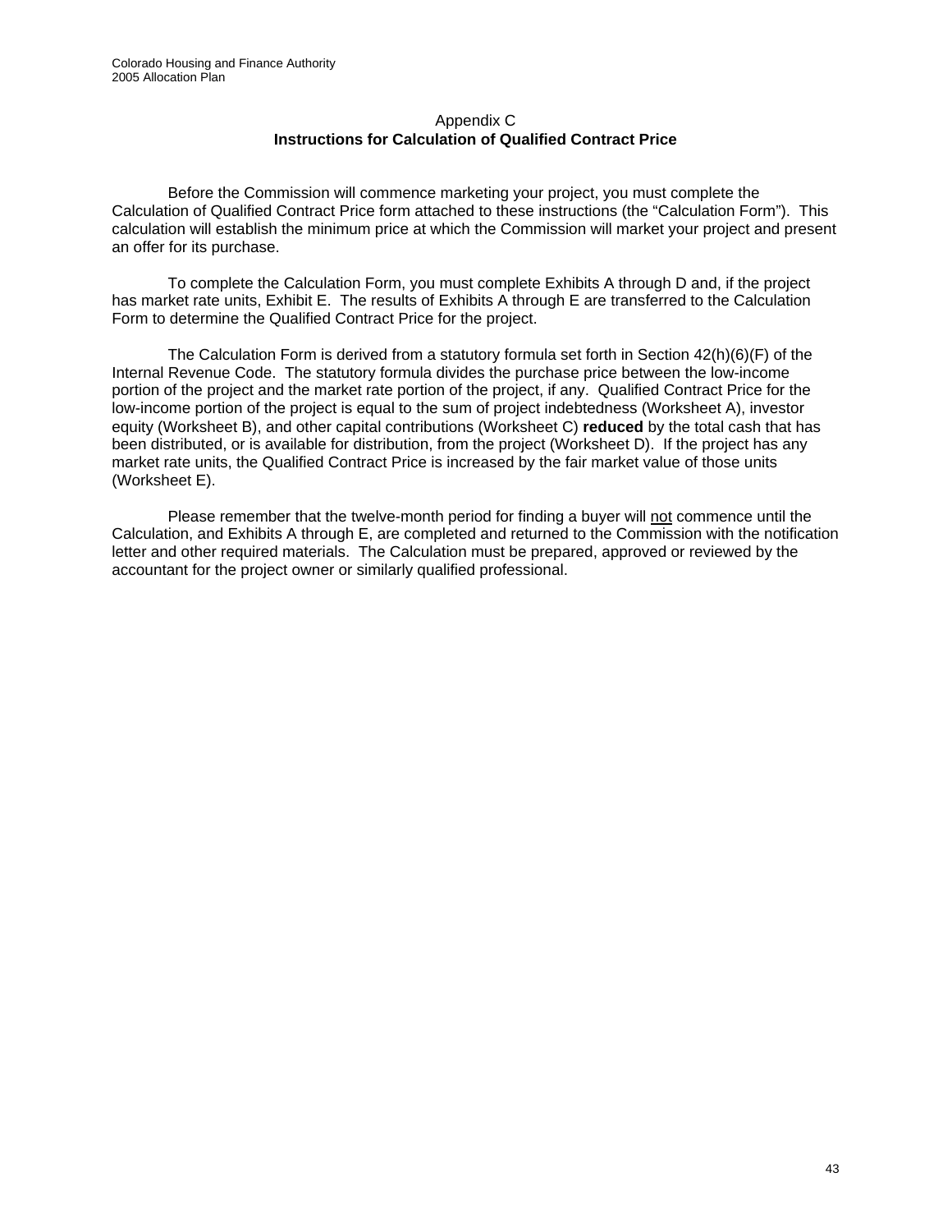## Appendix C
## **Instructions for Calculation of Qualified Contract Price**

Before the Commission will commence marketing your project, you must complete the Calculation of Qualified Contract Price form attached to these instructions (the "Calculation Form"). This calculation will establish the minimum price at which the Commission will market your project and present an offer for its purchase.

To complete the Calculation Form, you must complete Exhibits A through D and, if the project has market rate units, Exhibit E. The results of Exhibits A through E are transferred to the Calculation Form to determine the Qualified Contract Price for the project.

The Calculation Form is derived from a statutory formula set forth in Section 42(h)(6)(F) of the Internal Revenue Code. The statutory formula divides the purchase price between the low-income portion of the project and the market rate portion of the project, if any. Qualified Contract Price for the low-income portion of the project is equal to the sum of project indebtedness (Worksheet A), investor equity (Worksheet B), and other capital contributions (Worksheet C) **reduced** by the total cash that has been distributed, or is available for distribution, from the project (Worksheet D). If the project has any market rate units, the Qualified Contract Price is increased by the fair market value of those units (Worksheet E).

Please remember that the twelve-month period for finding a buyer will not commence until the Calculation, and Exhibits A through E, are completed and returned to the Commission with the notification letter and other required materials. The Calculation must be prepared, approved or reviewed by the accountant for the project owner or similarly qualified professional.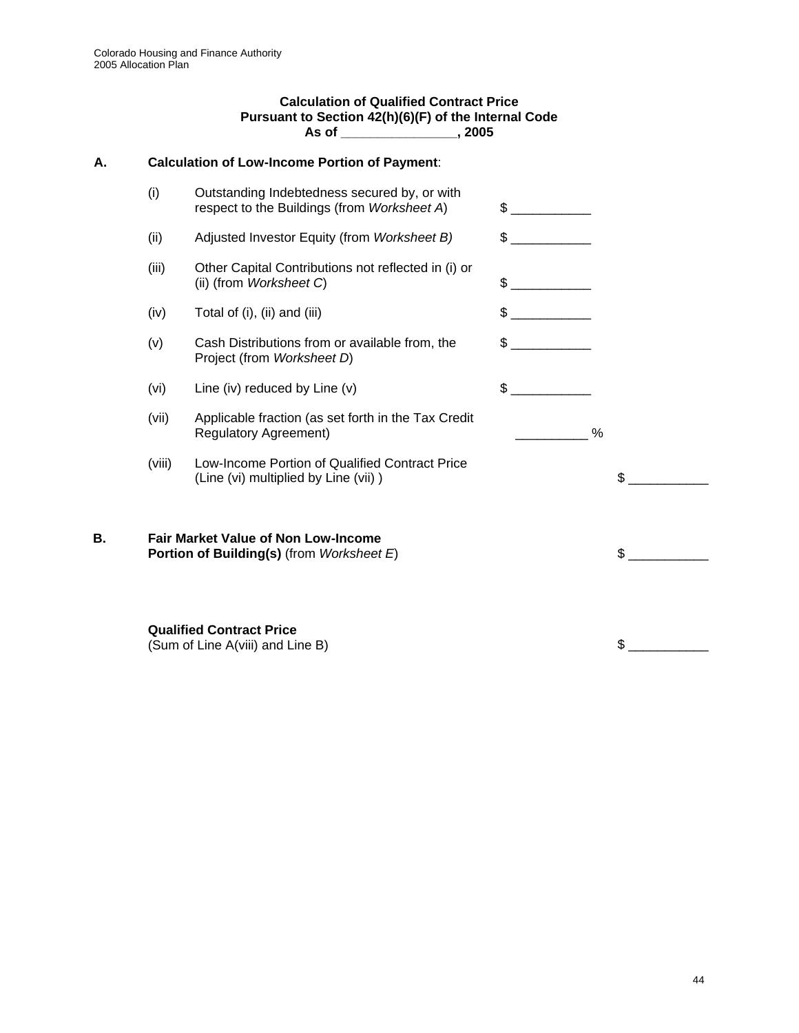**Calculation of Qualified Contract Price**
**Pursuant to Section 42(h)(6)(F) of the Internal Code**
**As of _______________, 2005**

**A. Calculation of Low-Income Portion of Payment**:

| | | | |
|---|---|---|---|
| (i) | Outstanding Indebtedness secured by, or with respect to the Buildings (from *Worksheet A*) | $ ___________ | |
| (ii) | Adjusted Investor Equity (from *Worksheet B)* | $ ___________ | |
| (iii) | Other Capital Contributions not reflected in (i) or (ii) (from *Worksheet C*) | $ ___________ | |
| (iv) | Total of (i), (ii) and (iii) | $ ___________ | |
| (v) | Cash Distributions from or available from, the Project (from *Worksheet D*) | $ ___________ | |
| (vi) | Line (iv) reduced by Line (v) | $ ___________ | |
| (vii) | Applicable fraction (as set forth in the Tax Credit Regulatory Agreement) | __________ % | |
| (viii) | Low-Income Portion of Qualified Contract Price (Line (vi) multiplied by Line (vii) ) | | $ ___________ |

**B. Fair Market Value of Non Low-Income Portion of Building(s)** (from *Worksheet E*) $ ___________

**Qualified Contract Price**
(Sum of Line A(viii) and Line B) $ ___________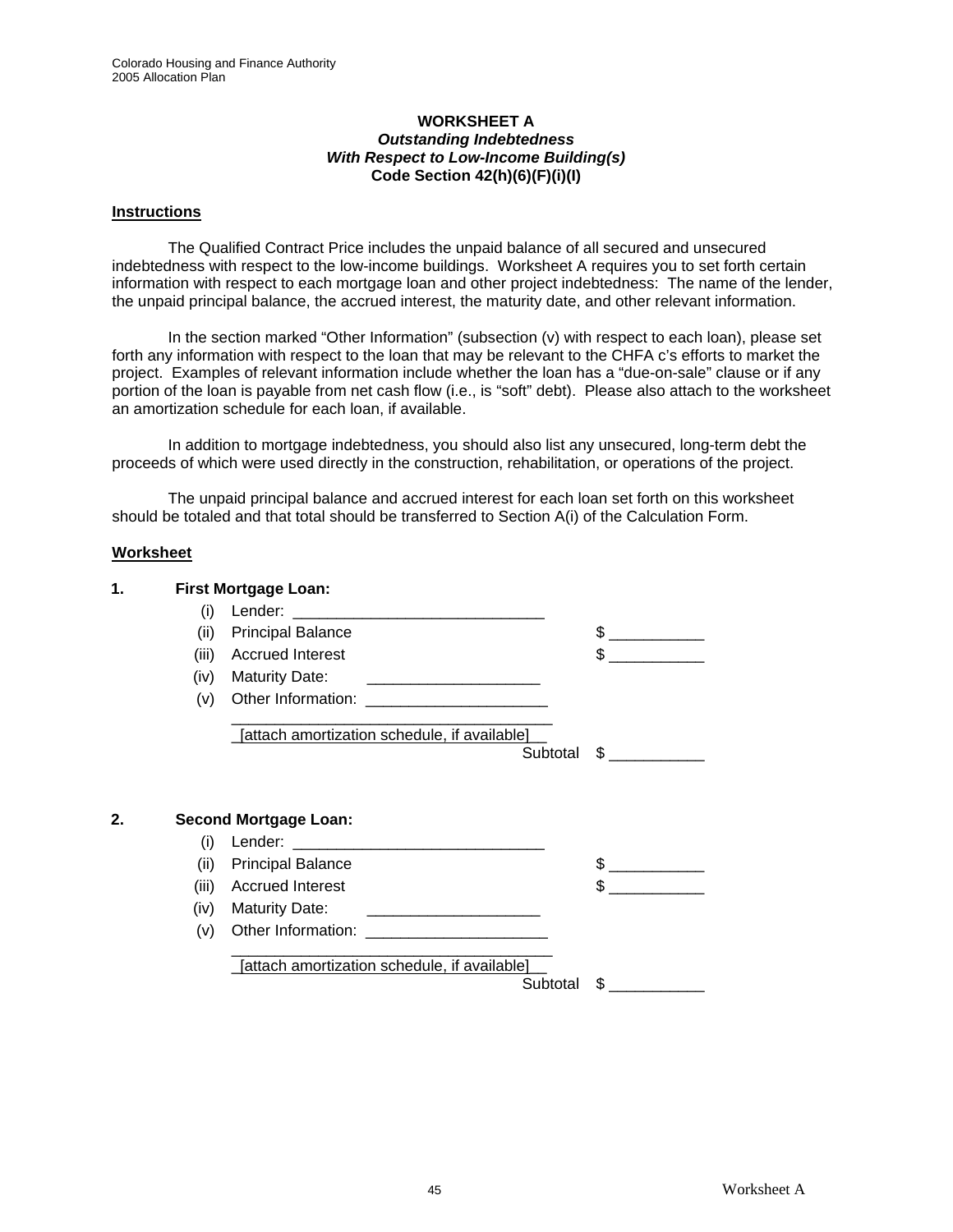**WORKSHEET A**
***Outstanding Indebtedness***
***With Respect to Low-Income Building(s)***
**Code Section 42(h)(6)(F)(i)(I)**

**Instructions**

The Qualified Contract Price includes the unpaid balance of all secured and unsecured indebtedness with respect to the low-income buildings. Worksheet A requires you to set forth certain information with respect to each mortgage loan and other project indebtedness: The name of the lender, the unpaid principal balance, the accrued interest, the maturity date, and other relevant information.

In the section marked "Other Information" (subsection (v) with respect to each loan), please set forth any information with respect to the loan that may be relevant to the CHFA c's efforts to market the project. Examples of relevant information include whether the loan has a "due-on-sale" clause or if any portion of the loan is payable from net cash flow (i.e., is "soft" debt). Please also attach to the worksheet an amortization schedule for each loan, if available.

In addition to mortgage indebtedness, you should also list any unsecured, long-term debt the proceeds of which were used directly in the construction, rehabilitation, or operations of the project.

The unpaid principal balance and accrued interest for each loan set forth on this worksheet should be totaled and that total should be transferred to Section A(i) of the Calculation Form.

**Worksheet**

**1. First Mortgage Loan:**

(i) Lender: _____________________________

(ii) Principal Balance $ ___________

(iii) Accrued Interest $ ___________

(iv) Maturity Date: ____________________

(v) Other Information: _____________________

_____________________________________
_[attach amortization schedule, if available]__

Subtotal $ ___________

**2. Second Mortgage Loan:**

(i) Lender: _____________________________

(ii) Principal Balance $ ___________

(iii) Accrued Interest $ ___________

(iv) Maturity Date: ____________________

(v) Other Information: _____________________

_____________________________________
_[attach amortization schedule, if available]__

Subtotal $ ___________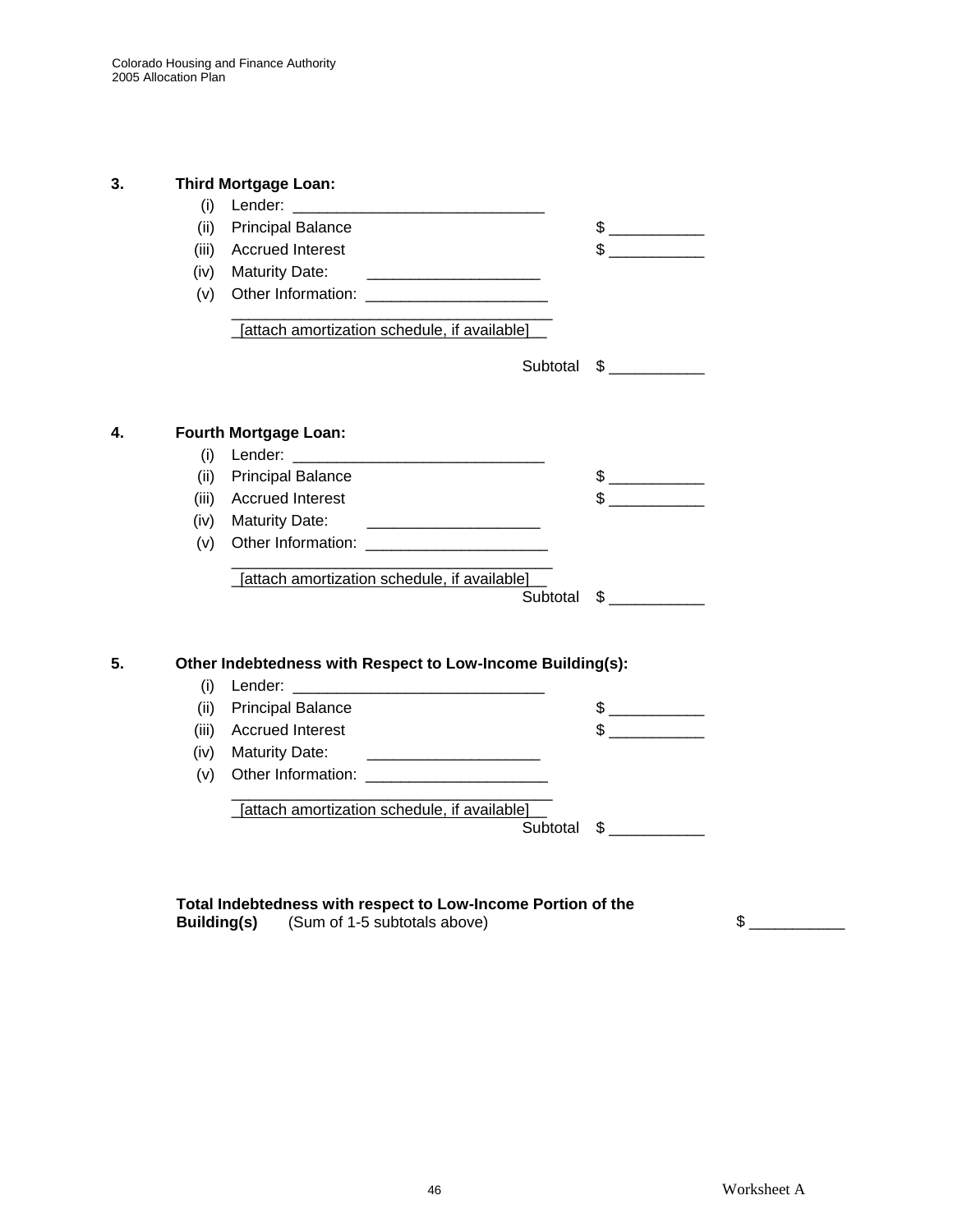**3. Third Mortgage Loan:**

(i) Lender: ____________________________

(ii) Principal Balance $ __________

(iii) Accrued Interest $ __________

(iv) Maturity Date: ___________________

(v) Other Information: ____________________

____________________________________

_[attach amortization schedule, if available]__

Subtotal $ __________

**4. Fourth Mortgage Loan:**

(i) Lender: ____________________________

(ii) Principal Balance $ __________

(iii) Accrued Interest $ __________

(iv) Maturity Date: ___________________

(v) Other Information: ____________________

____________________________________

_[attach amortization schedule, if available]__

Subtotal $ __________

**5. Other Indebtedness with Respect to Low-Income Building(s):**

(i) Lender: ____________________________

(ii) Principal Balance $ __________

(iii) Accrued Interest $ __________

(iv) Maturity Date: ___________________

(v) Other Information: ____________________

____________________________________

_[attach amortization schedule, if available]__

Subtotal $ __________

**Total Indebtedness with respect to Low-Income Portion of the Building(s)** (Sum of 1-5 subtotals above) $ __________

Worksheet A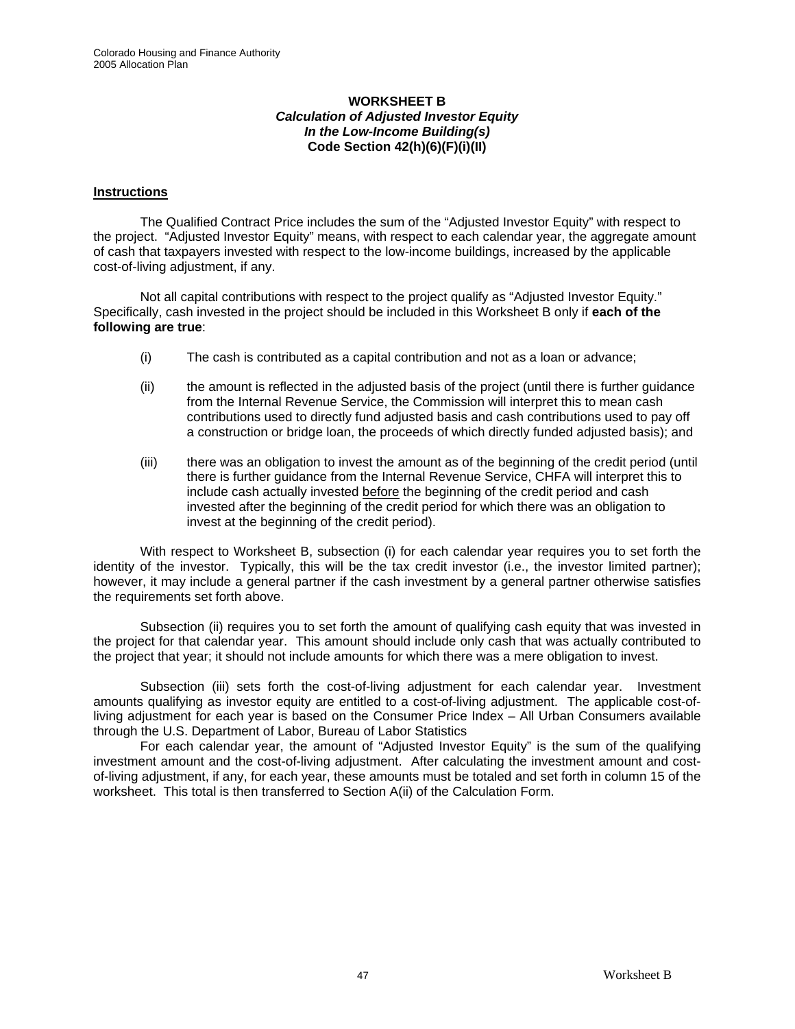# WORKSHEET B
### *Calculation of Adjusted Investor Equity*
### *In the Low-Income Building(s)*
### Code Section 42(h)(6)(F)(i)(II)

**Instructions**

The Qualified Contract Price includes the sum of the "Adjusted Investor Equity" with respect to the project. "Adjusted Investor Equity" means, with respect to each calendar year, the aggregate amount of cash that taxpayers invested with respect to the low-income buildings, increased by the applicable cost-of-living adjustment, if any.

Not all capital contributions with respect to the project qualify as "Adjusted Investor Equity." Specifically, cash invested in the project should be included in this Worksheet B only if **each of the following are true**:

(i) The cash is contributed as a capital contribution and not as a loan or advance;

(ii) the amount is reflected in the adjusted basis of the project (until there is further guidance from the Internal Revenue Service, the Commission will interpret this to mean cash contributions used to directly fund adjusted basis and cash contributions used to pay off a construction or bridge loan, the proceeds of which directly funded adjusted basis); and

(iii) there was an obligation to invest the amount as of the beginning of the credit period (until there is further guidance from the Internal Revenue Service, CHFA will interpret this to include cash actually invested before the beginning of the credit period and cash invested after the beginning of the credit period for which there was an obligation to invest at the beginning of the credit period).

With respect to Worksheet B, subsection (i) for each calendar year requires you to set forth the identity of the investor. Typically, this will be the tax credit investor (i.e., the investor limited partner); however, it may include a general partner if the cash investment by a general partner otherwise satisfies the requirements set forth above.

Subsection (ii) requires you to set forth the amount of qualifying cash equity that was invested in the project for that calendar year. This amount should include only cash that was actually contributed to the project that year; it should not include amounts for which there was a mere obligation to invest.

Subsection (iii) sets forth the cost-of-living adjustment for each calendar year. Investment amounts qualifying as investor equity are entitled to a cost-of-living adjustment. The applicable cost-of-living adjustment for each year is based on the Consumer Price Index – All Urban Consumers available through the U.S. Department of Labor, Bureau of Labor Statistics

For each calendar year, the amount of "Adjusted Investor Equity" is the sum of the qualifying investment amount and the cost-of-living adjustment. After calculating the investment amount and cost-of-living adjustment, if any, for each year, these amounts must be totaled and set forth in column 15 of the worksheet. This total is then transferred to Section A(ii) of the Calculation Form.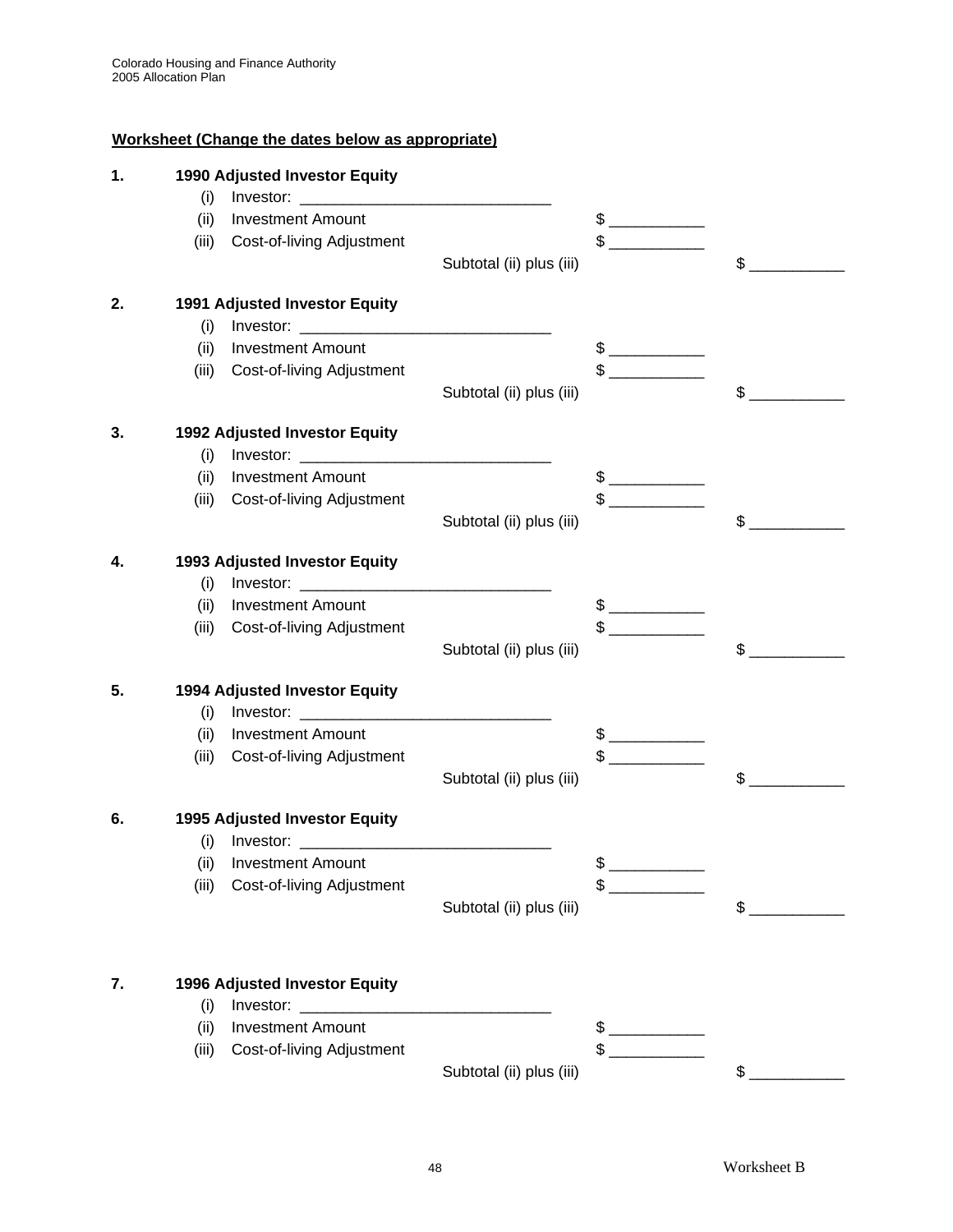**Worksheet (Change the dates below as appropriate)**

**1. 1990 Adjusted Investor Equity**

(i) Investor: ____________________________

(ii) Investment Amount $ __________

(iii) Cost-of-living Adjustment $ __________

Subtotal (ii) plus (iii) $ __________

**2. 1991 Adjusted Investor Equity**

(i) Investor: ____________________________

(ii) Investment Amount $ __________

(iii) Cost-of-living Adjustment $ __________

Subtotal (ii) plus (iii) $ __________

**3. 1992 Adjusted Investor Equity**

(i) Investor: ____________________________

(ii) Investment Amount $ __________

(iii) Cost-of-living Adjustment $ __________

Subtotal (ii) plus (iii) $ __________

**4. 1993 Adjusted Investor Equity**

(i) Investor: ____________________________

(ii) Investment Amount $ __________

(iii) Cost-of-living Adjustment $ __________

Subtotal (ii) plus (iii) $ __________

**5. 1994 Adjusted Investor Equity**

(i) Investor: ____________________________

(ii) Investment Amount $ __________

(iii) Cost-of-living Adjustment $ __________

Subtotal (ii) plus (iii) $ __________

**6. 1995 Adjusted Investor Equity**

(i) Investor: ____________________________

(ii) Investment Amount $ __________

(iii) Cost-of-living Adjustment $ __________

Subtotal (ii) plus (iii) $ __________

**7. 1996 Adjusted Investor Equity**

(i) Investor: ____________________________

(ii) Investment Amount $ __________

(iii) Cost-of-living Adjustment $ __________

Subtotal (ii) plus (iii) $ __________

Worksheet B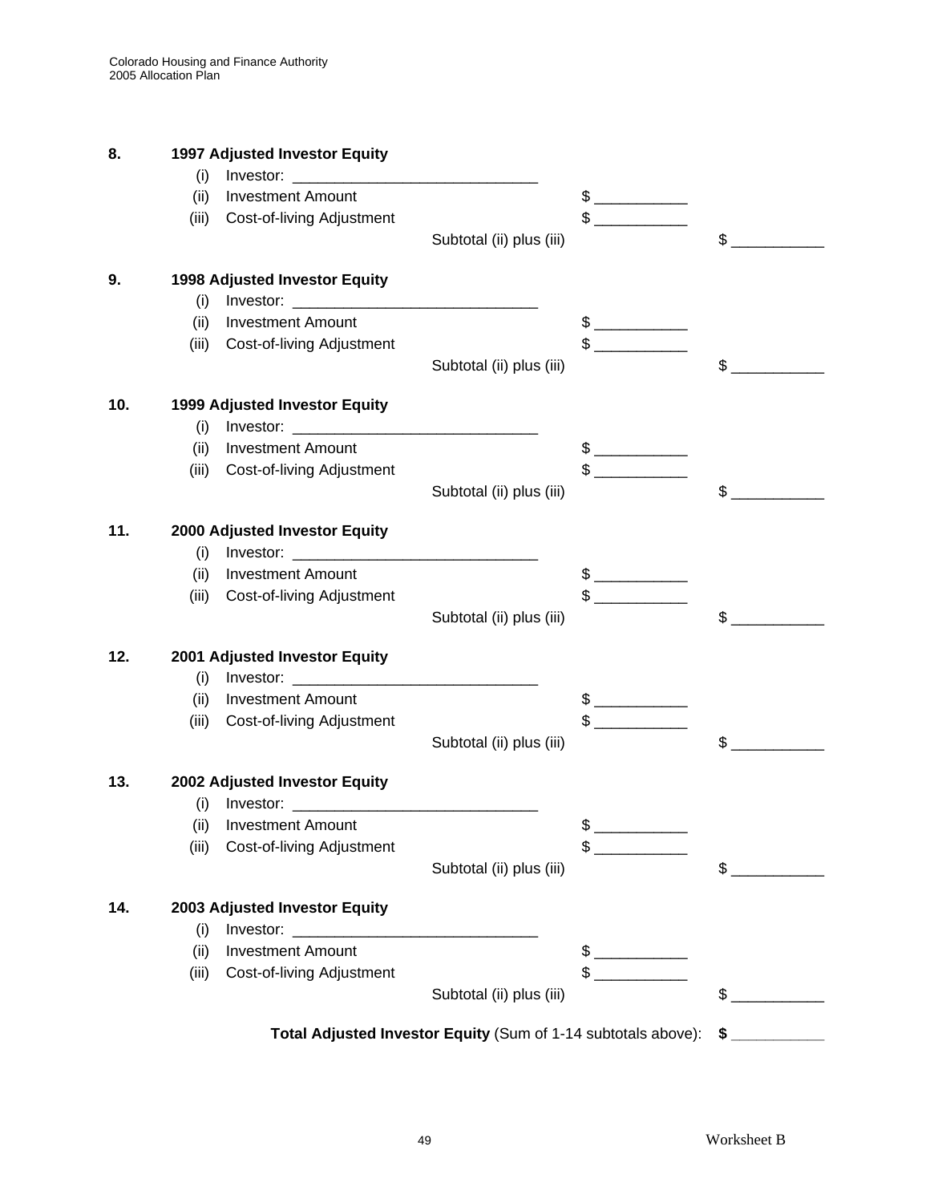**8. 1997 Adjusted Investor Equity**

(i) Investor: ______________________________

(ii) Investment Amount $ __________

(iii) Cost-of-living Adjustment $ __________

Subtotal (ii) plus (iii) $ __________

**9. 1998 Adjusted Investor Equity**

(i) Investor: ______________________________

(ii) Investment Amount $ __________

(iii) Cost-of-living Adjustment $ __________

Subtotal (ii) plus (iii) $ __________

**10. 1999 Adjusted Investor Equity**

(i) Investor: ______________________________

(ii) Investment Amount $ __________

(iii) Cost-of-living Adjustment $ __________

Subtotal (ii) plus (iii) $ __________

**11. 2000 Adjusted Investor Equity**

(i) Investor: ______________________________

(ii) Investment Amount $ __________

(iii) Cost-of-living Adjustment $ __________

Subtotal (ii) plus (iii) $ __________

**12. 2001 Adjusted Investor Equity**

(i) Investor: ______________________________

(ii) Investment Amount $ __________

(iii) Cost-of-living Adjustment $ __________

Subtotal (ii) plus (iii) $ __________

**13. 2002 Adjusted Investor Equity**

(i) Investor: ______________________________

(ii) Investment Amount $ __________

(iii) Cost-of-living Adjustment $ __________

Subtotal (ii) plus (iii) $ __________

**14. 2003 Adjusted Investor Equity**

(i) Investor: ______________________________

(ii) Investment Amount $ __________

(iii) Cost-of-living Adjustment $ __________

Subtotal (ii) plus (iii) $ __________

**Total Adjusted Investor Equity** (Sum of 1-14 subtotals above): **$ __________**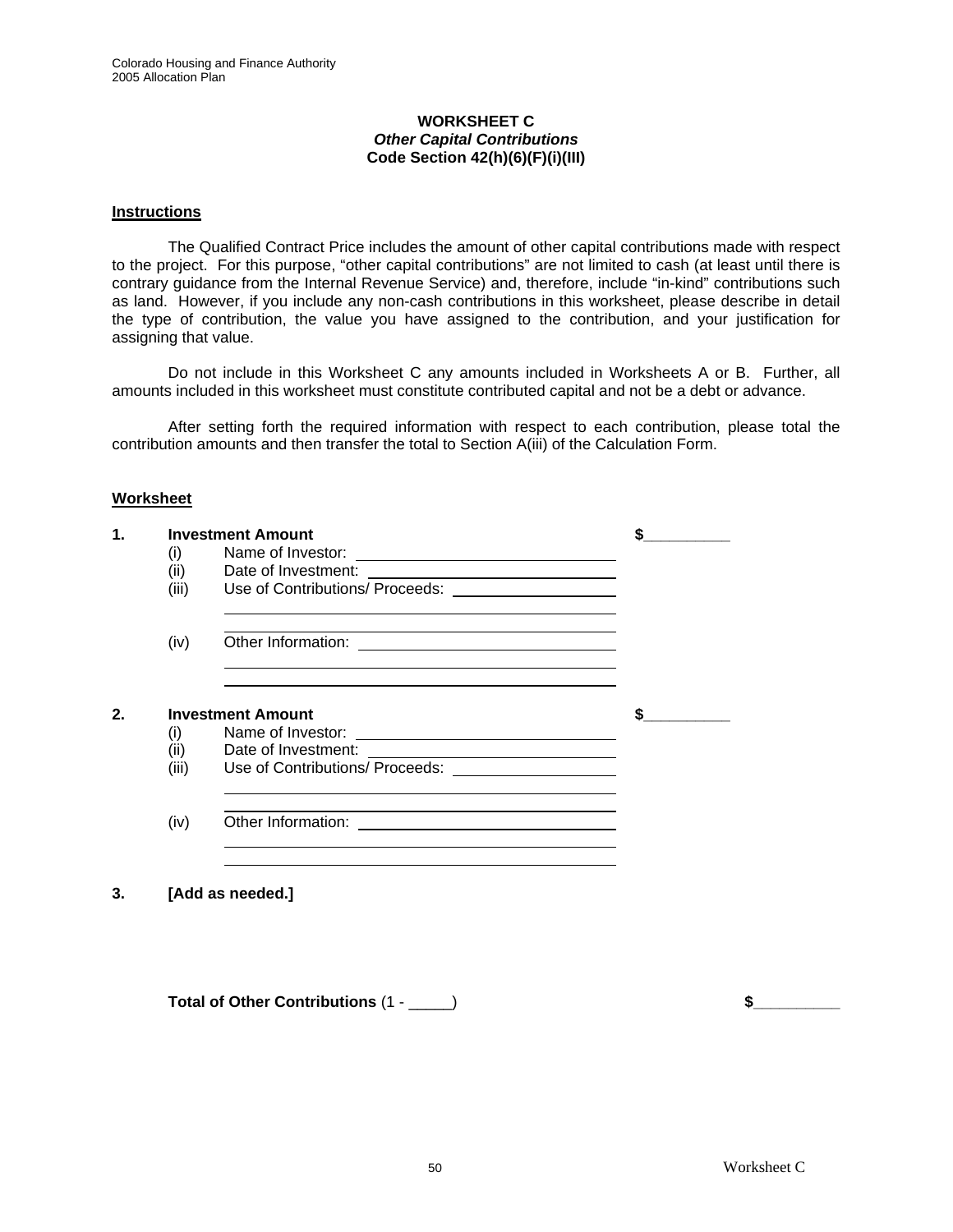# WORKSHEET C
## *Other Capital Contributions*
### Code Section 42(h)(6)(F)(i)(III)

**Instructions**

The Qualified Contract Price includes the amount of other capital contributions made with respect to the project. For this purpose, "other capital contributions" are not limited to cash (at least until there is contrary guidance from the Internal Revenue Service) and, therefore, include "in-kind" contributions such as land. However, if you include any non-cash contributions in this worksheet, please describe in detail the type of contribution, the value you have assigned to the contribution, and your justification for assigning that value.

Do not include in this Worksheet C any amounts included in Worksheets A or B. Further, all amounts included in this worksheet must constitute contributed capital and not be a debt or advance.

After setting forth the required information with respect to each contribution, please total the contribution amounts and then transfer the total to Section A(iii) of the Calculation Form.

**Worksheet**

**1. Investment Amount** $__________

(i) Name of Investor: ______________________________

(ii) Date of Investment: ______________________________

(iii) Use of Contributions/ Proceeds: ______________________________

______________________________

______________________________

(iv) Other Information: ______________________________

______________________________

______________________________

**2. Investment Amount** $__________

(i) Name of Investor: ______________________________

(ii) Date of Investment: ______________________________

(iii) Use of Contributions/ Proceeds: ______________________________

______________________________

______________________________

(iv) Other Information: ______________________________

______________________________

______________________________

**3. [Add as needed.]**

**Total of Other Contributions** (1 - _____) $__________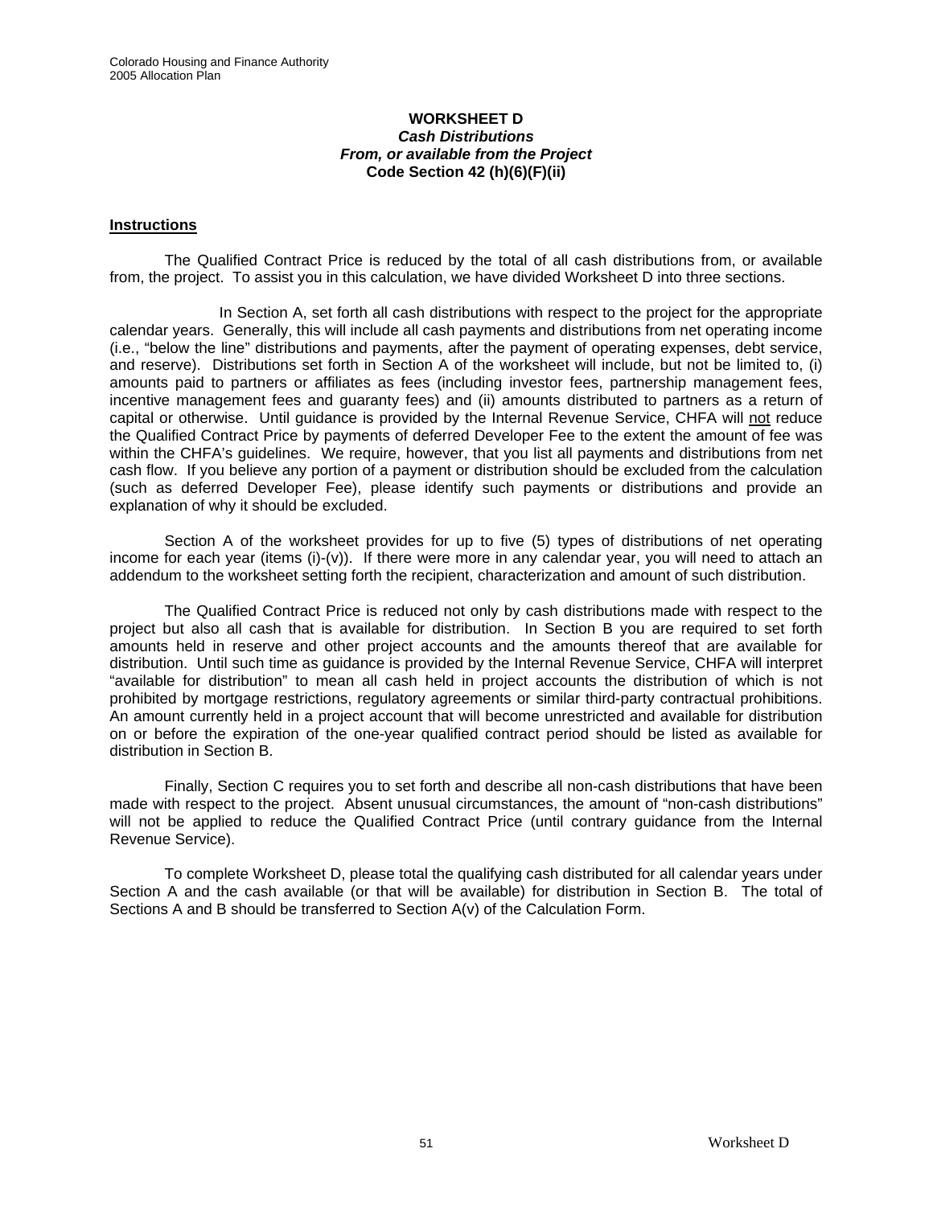**WORKSHEET D**
***Cash Distributions***
***From, or available from the Project***
**Code Section 42 (h)(6)(F)(ii)**

**Instructions**

The Qualified Contract Price is reduced by the total of all cash distributions from, or available from, the project. To assist you in this calculation, we have divided Worksheet D into three sections.

In Section A, set forth all cash distributions with respect to the project for the appropriate calendar years. Generally, this will include all cash payments and distributions from net operating income (i.e., "below the line" distributions and payments, after the payment of operating expenses, debt service, and reserve). Distributions set forth in Section A of the worksheet will include, but not be limited to, (i) amounts paid to partners or affiliates as fees (including investor fees, partnership management fees, incentive management fees and guaranty fees) and (ii) amounts distributed to partners as a return of capital or otherwise. Until guidance is provided by the Internal Revenue Service, CHFA will not reduce the Qualified Contract Price by payments of deferred Developer Fee to the extent the amount of fee was within the CHFA's guidelines. We require, however, that you list all payments and distributions from net cash flow. If you believe any portion of a payment or distribution should be excluded from the calculation (such as deferred Developer Fee), please identify such payments or distributions and provide an explanation of why it should be excluded.

Section A of the worksheet provides for up to five (5) types of distributions of net operating income for each year (items (i)-(v)). If there were more in any calendar year, you will need to attach an addendum to the worksheet setting forth the recipient, characterization and amount of such distribution.

The Qualified Contract Price is reduced not only by cash distributions made with respect to the project but also all cash that is available for distribution. In Section B you are required to set forth amounts held in reserve and other project accounts and the amounts thereof that are available for distribution. Until such time as guidance is provided by the Internal Revenue Service, CHFA will interpret "available for distribution" to mean all cash held in project accounts the distribution of which is not prohibited by mortgage restrictions, regulatory agreements or similar third-party contractual prohibitions. An amount currently held in a project account that will become unrestricted and available for distribution on or before the expiration of the one-year qualified contract period should be listed as available for distribution in Section B.

Finally, Section C requires you to set forth and describe all non-cash distributions that have been made with respect to the project. Absent unusual circumstances, the amount of "non-cash distributions" will not be applied to reduce the Qualified Contract Price (until contrary guidance from the Internal Revenue Service).

To complete Worksheet D, please total the qualifying cash distributed for all calendar years under Section A and the cash available (or that will be available) for distribution in Section B. The total of Sections A and B should be transferred to Section A(v) of the Calculation Form.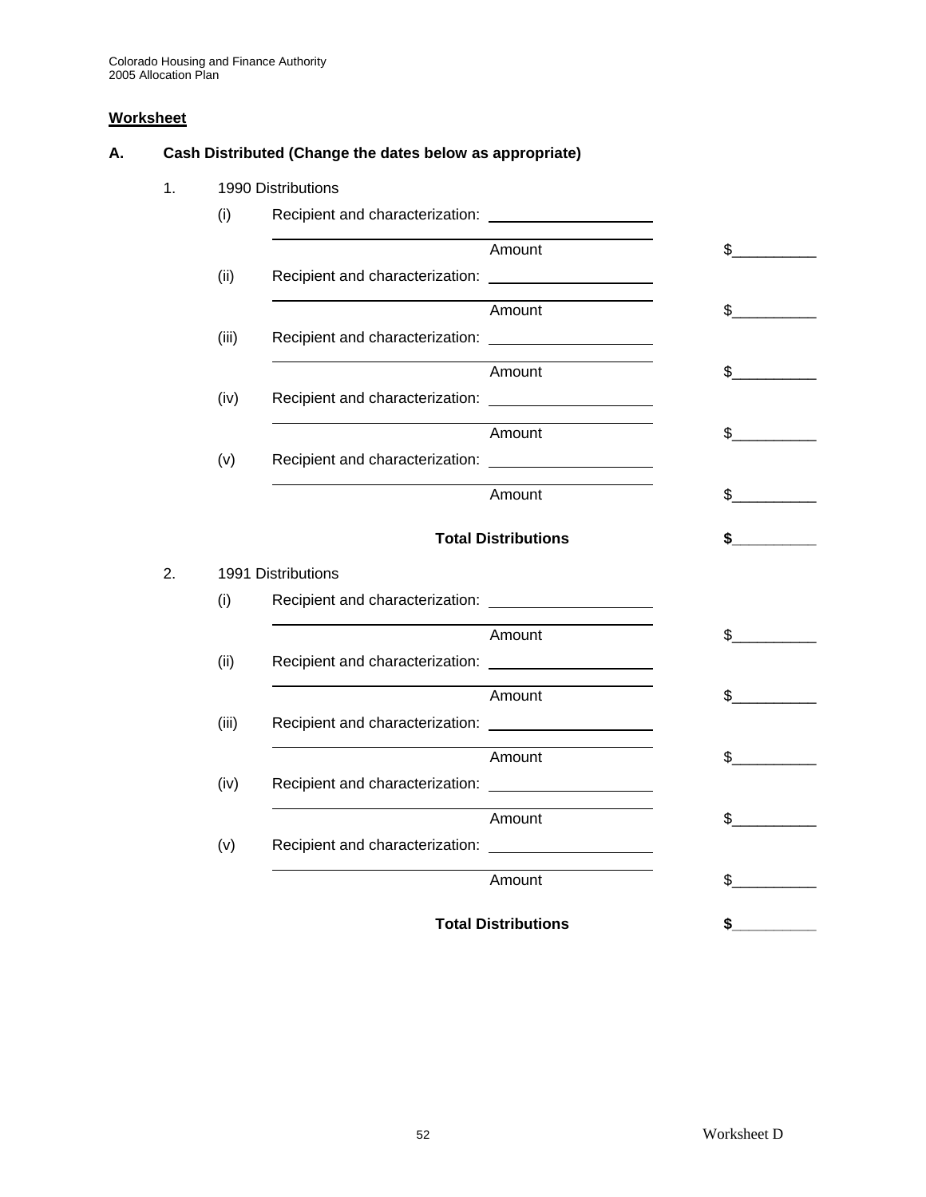**Worksheet**

**A. Cash Distributed (Change the dates below as appropriate)**

1. 1990 Distributions

(i) Recipient and characterization: ____________________

____________________ Amount $__________

(ii) Recipient and characterization: ____________________

____________________ Amount $__________

(iii) Recipient and characterization: ____________________

____________________ Amount $__________

(iv) Recipient and characterization: ____________________

____________________ Amount $__________

(v) Recipient and characterization: ____________________

____________________ Amount $__________

**Total Distributions** **$__________**

2. 1991 Distributions

(i) Recipient and characterization: ____________________

____________________ Amount $__________

(ii) Recipient and characterization: ____________________

____________________ Amount $__________

(iii) Recipient and characterization: ____________________

____________________ Amount $__________

(iv) Recipient and characterization: ____________________

____________________ Amount $__________

(v) Recipient and characterization: ____________________

____________________ Amount $__________

**Total Distributions** **$__________**

Worksheet D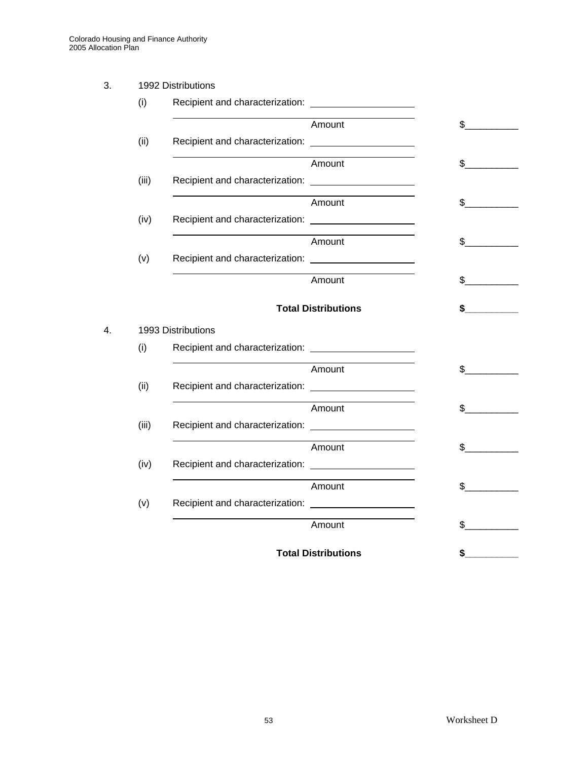3. 1992 Distributions

(i) Recipient and characterization: ____________________

____________________ Amount $__________

(ii) Recipient and characterization: ____________________

____________________ Amount $__________

(iii) Recipient and characterization: ____________________

____________________ Amount $__________

(iv) Recipient and characterization: ____________________

____________________ Amount $__________

(v) Recipient and characterization: ____________________

____________________ Amount $__________

**Total Distributions** **$__________**

4. 1993 Distributions

(i) Recipient and characterization: ____________________

____________________ Amount $__________

(ii) Recipient and characterization: ____________________

____________________ Amount $__________

(iii) Recipient and characterization: ____________________

____________________ Amount $__________

(iv) Recipient and characterization: ____________________

____________________ Amount $__________

(v) Recipient and characterization: ____________________

____________________ Amount $__________

**Total Distributions** **$__________**

Worksheet D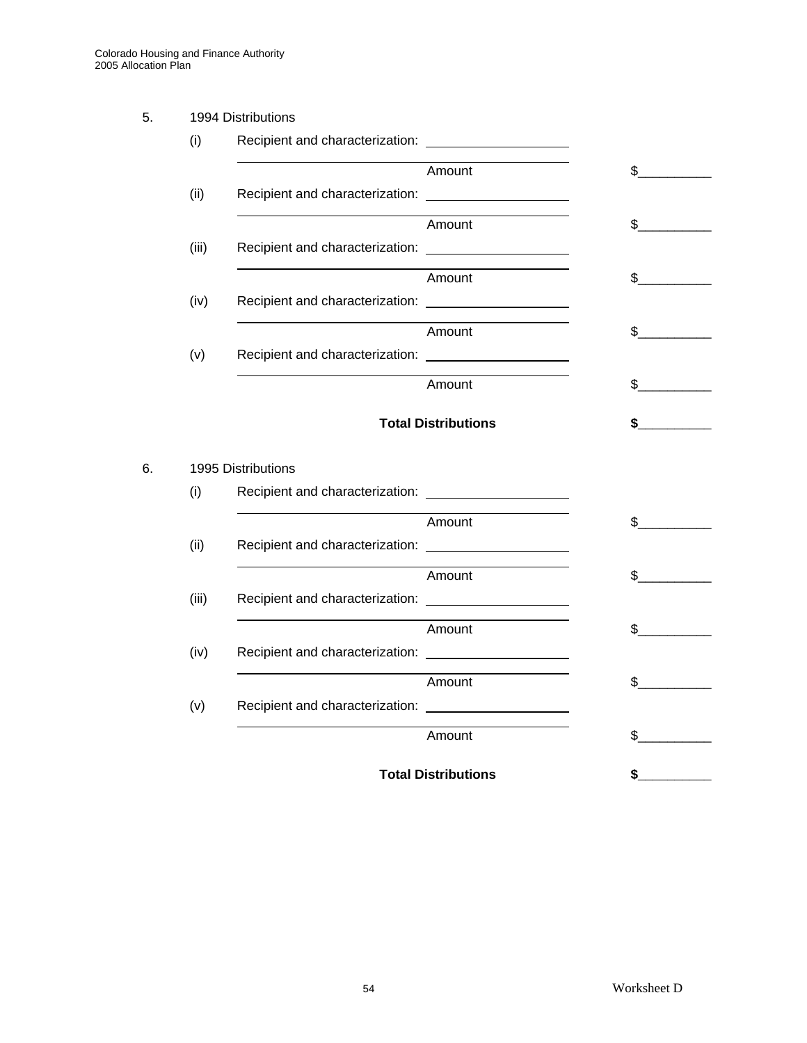5. 1994 Distributions

(i) Recipient and characterization: ____________________

____________________ Amount $__________

(ii) Recipient and characterization: ____________________

____________________ Amount $__________

(iii) Recipient and characterization: ____________________

____________________ Amount $__________

(iv) Recipient and characterization: ____________________

____________________ Amount $__________

(v) Recipient and characterization: ____________________

____________________ Amount $__________

**Total Distributions** **$__________**

6. 1995 Distributions

(i) Recipient and characterization: ____________________

____________________ Amount $__________

(ii) Recipient and characterization: ____________________

____________________ Amount $__________

(iii) Recipient and characterization: ____________________

____________________ Amount $__________

(iv) Recipient and characterization: ____________________

____________________ Amount $__________

(v) Recipient and characterization: ____________________

____________________ Amount $__________

**Total Distributions** **$__________**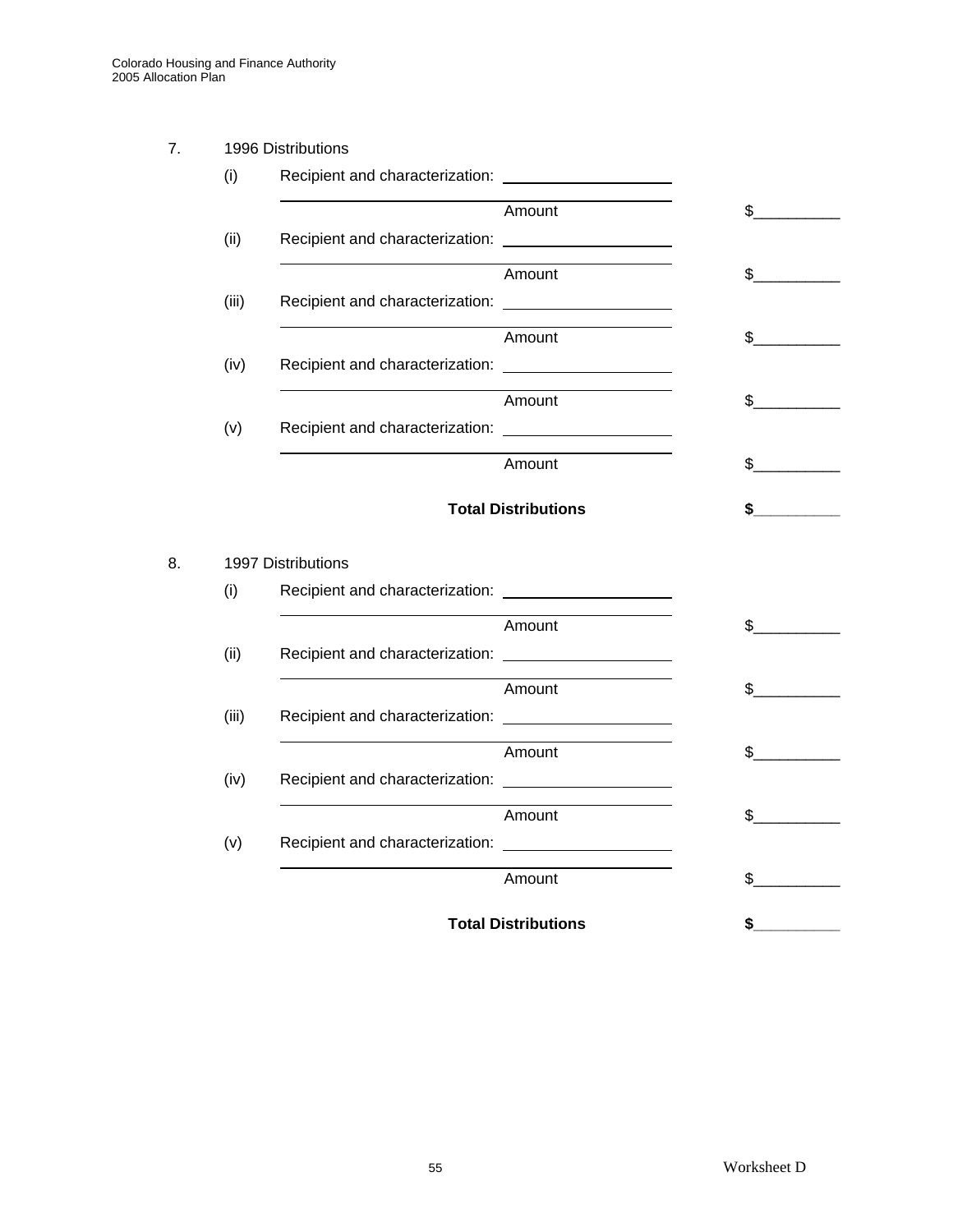7. 1996 Distributions

(i) Recipient and characterization: ____________________

____________________ Amount $__________

(ii) Recipient and characterization: ____________________

____________________ Amount $__________

(iii) Recipient and characterization: ____________________

____________________ Amount $__________

(iv) Recipient and characterization: ____________________

____________________ Amount $__________

(v) Recipient and characterization: ____________________

____________________ Amount $__________

**Total Distributions** **$__________**

8. 1997 Distributions

(i) Recipient and characterization: ____________________

____________________ Amount $__________

(ii) Recipient and characterization: ____________________

____________________ Amount $__________

(iii) Recipient and characterization: ____________________

____________________ Amount $__________

(iv) Recipient and characterization: ____________________

____________________ Amount $__________

(v) Recipient and characterization: ____________________

____________________ Amount $__________

**Total Distributions** **$__________**

Worksheet D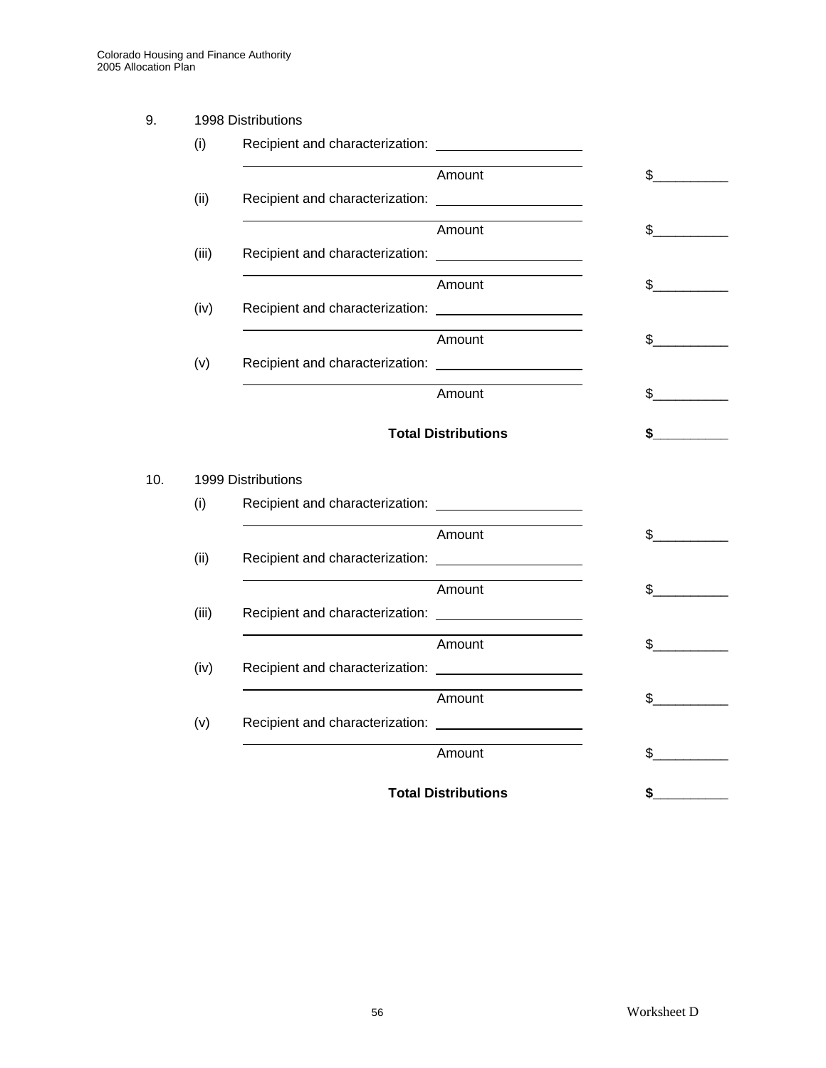9. 1998 Distributions

(i) Recipient and characterization: ____________________

____________________ Amount $__________

(ii) Recipient and characterization: ____________________

____________________ Amount $__________

(iii) Recipient and characterization: ____________________

____________________ Amount $__________

(iv) Recipient and characterization: ____________________

____________________ Amount $__________

(v) Recipient and characterization: ____________________

____________________ Amount $__________

**Total Distributions** **$__________**

10. 1999 Distributions

(i) Recipient and characterization: ____________________

____________________ Amount $__________

(ii) Recipient and characterization: ____________________

____________________ Amount $__________

(iii) Recipient and characterization: ____________________

____________________ Amount $__________

(iv) Recipient and characterization: ____________________

____________________ Amount $__________

(v) Recipient and characterization: ____________________

____________________ Amount $__________

**Total Distributions** **$__________**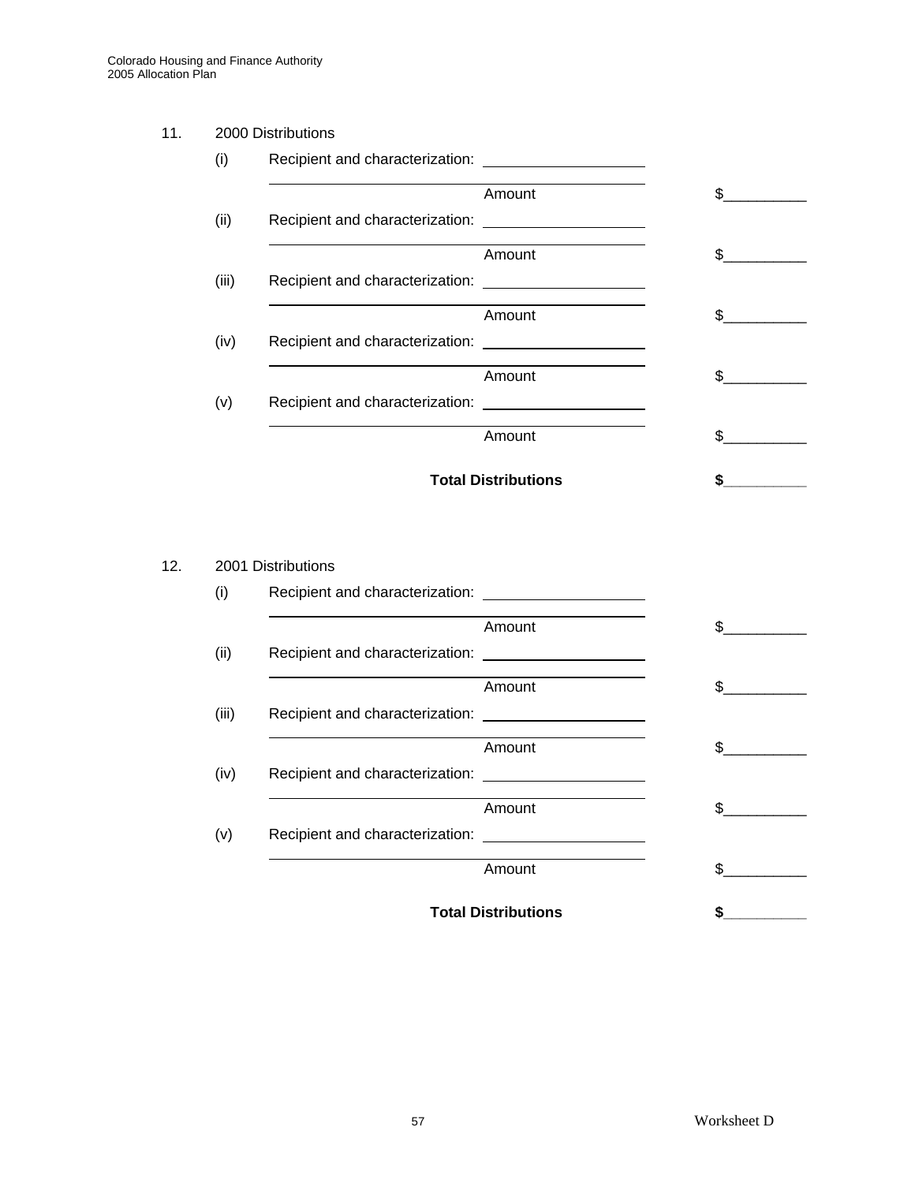11. 2000 Distributions

(i) Recipient and characterization: ____________________

_____________________________________________ Amount $__________

(ii) Recipient and characterization: ____________________

_____________________________________________ Amount $__________

(iii) Recipient and characterization: ____________________

_____________________________________________ Amount $__________

(iv) Recipient and characterization: ____________________

_____________________________________________ Amount $__________

(v) Recipient and characterization: ____________________

_____________________________________________ Amount $__________

**Total Distributions** **$__________**

12. 2001 Distributions

(i) Recipient and characterization: ____________________

_____________________________________________ Amount $__________

(ii) Recipient and characterization: ____________________

_____________________________________________ Amount $__________

(iii) Recipient and characterization: ____________________

_____________________________________________ Amount $__________

(iv) Recipient and characterization: ____________________

_____________________________________________ Amount $__________

(v) Recipient and characterization: ____________________

_____________________________________________ Amount $__________

**Total Distributions** **$__________**

Worksheet D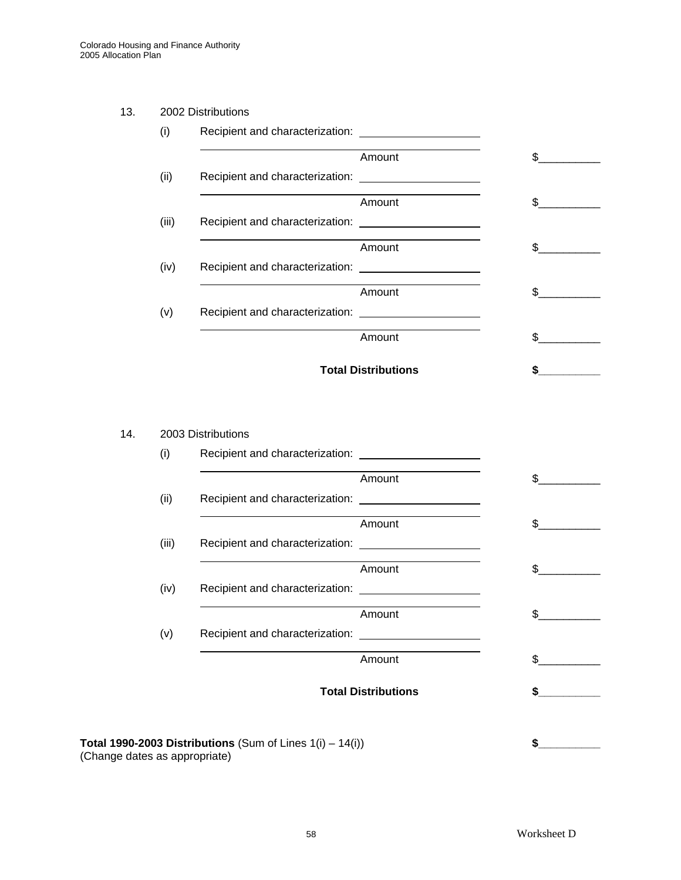13. 2002 Distributions

(i) Recipient and characterization: ____________________

____________________ Amount $__________

(ii) Recipient and characterization: ____________________

____________________ Amount $__________

(iii) Recipient and characterization: ____________________

____________________ Amount $__________

(iv) Recipient and characterization: ____________________

____________________ Amount $__________

(v) Recipient and characterization: ____________________

____________________ Amount $__________

**Total Distributions** **$__________**

14. 2003 Distributions

(i) Recipient and characterization: ____________________

____________________ Amount $__________

(ii) Recipient and characterization: ____________________

____________________ Amount $__________

(iii) Recipient and characterization: ____________________

____________________ Amount $__________

(iv) Recipient and characterization: ____________________

____________________ Amount $__________

(v) Recipient and characterization: ____________________

____________________ Amount $__________

**Total Distributions** **$__________**

**Total 1990-2003 Distributions** (Sum of Lines 1(i) – 14(i)) **$__________**
(Change dates as appropriate)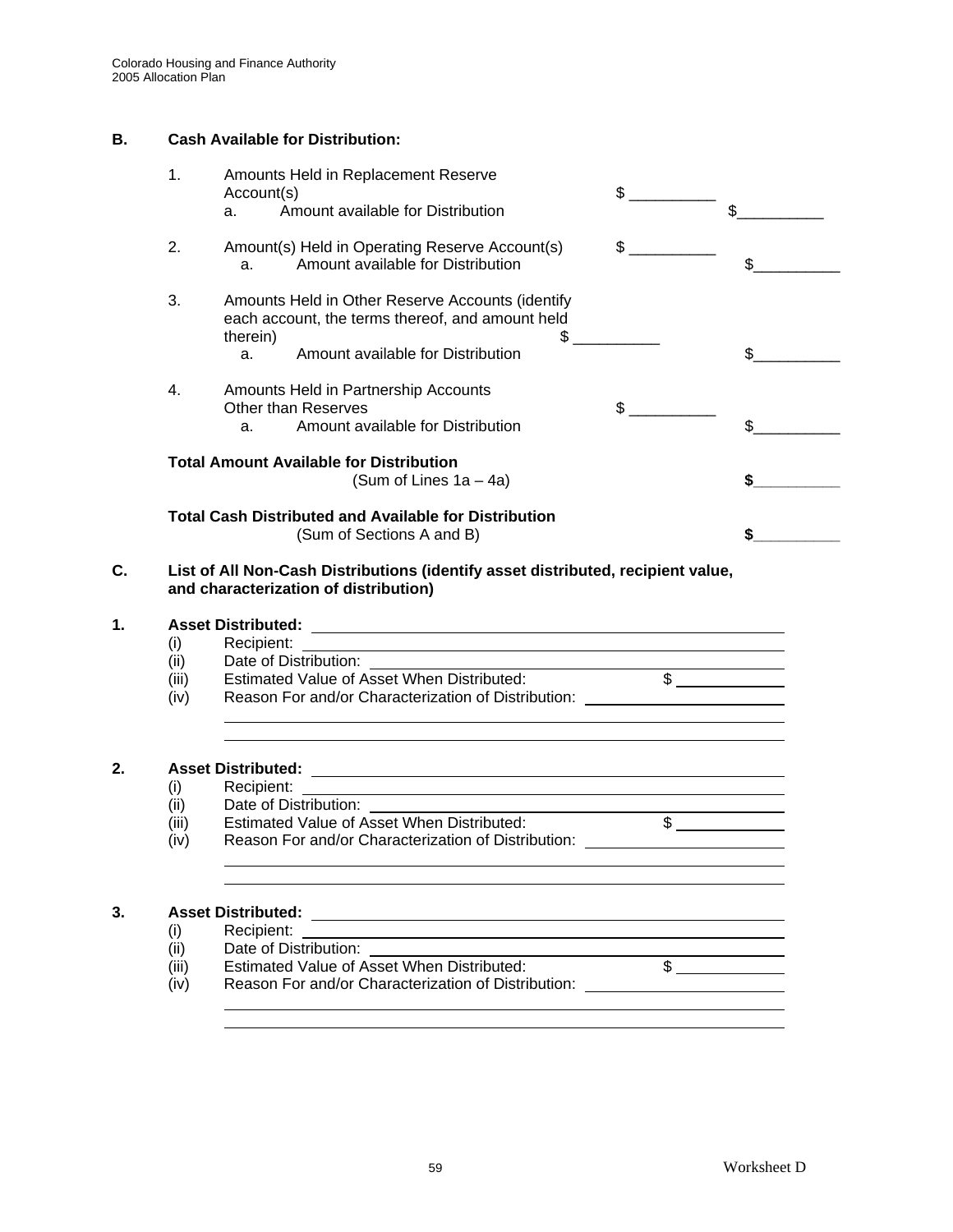## B. Cash Available for Distribution:

1. Amounts Held in Replacement Reserve Account(s) $ __________
   a. Amount available for Distribution $__________

2. Amount(s) Held in Operating Reserve Account(s) $ __________
   a. Amount available for Distribution $__________

3. Amounts Held in Other Reserve Accounts (identify each account, the terms thereof, and amount held therein) $ __________
   a. Amount available for Distribution $__________

4. Amounts Held in Partnership Accounts Other than Reserves $ __________
   a. Amount available for Distribution $__________

**Total Amount Available for Distribution**
(Sum of Lines 1a – 4a) **$__________**

**Total Cash Distributed and Available for Distribution**
(Sum of Sections A and B) **$__________**

## C. List of All Non-Cash Distributions (identify asset distributed, recipient value, and characterization of distribution)

**1. Asset Distributed:** ____________________
- (i) Recipient: ____________________
- (ii) Date of Distribution: ____________________
- (iii) Estimated Value of Asset When Distributed: $ __________
- (iv) Reason For and/or Characterization of Distribution: ____________________

____________________

____________________

**2. Asset Distributed:** ____________________
- (i) Recipient: ____________________
- (ii) Date of Distribution: ____________________
- (iii) Estimated Value of Asset When Distributed: $ __________
- (iv) Reason For and/or Characterization of Distribution: ____________________

____________________

____________________

**3. Asset Distributed:** ____________________
- (i) Recipient: ____________________
- (ii) Date of Distribution: ____________________
- (iii) Estimated Value of Asset When Distributed: $ __________
- (iv) Reason For and/or Characterization of Distribution: ____________________

____________________

____________________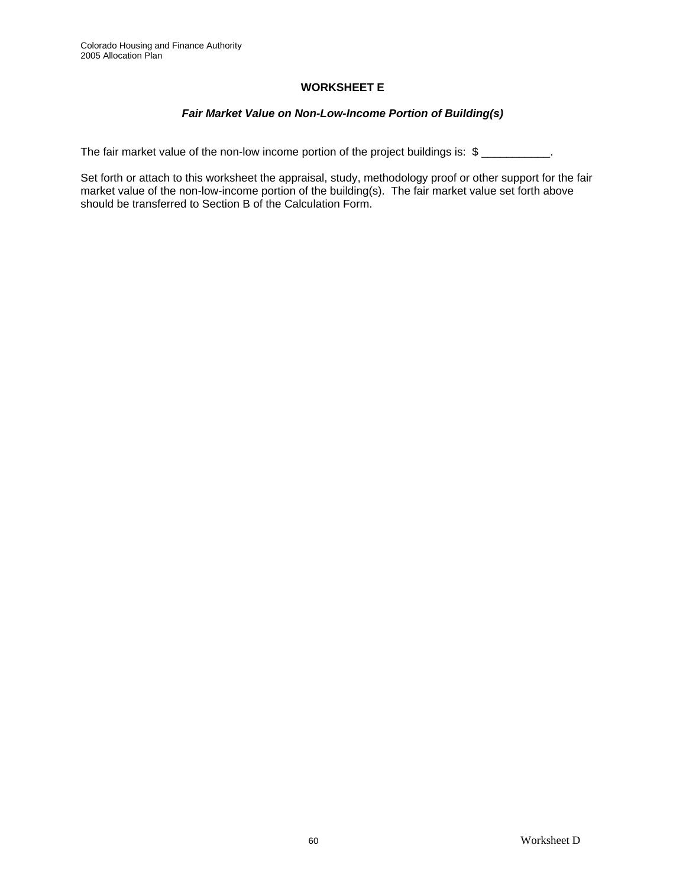# WORKSHEET E

***Fair Market Value on Non-Low-Income Portion of Building(s)***

The fair market value of the non-low income portion of the project buildings is: $ ___________.

Set forth or attach to this worksheet the appraisal, study, methodology proof or other support for the fair market value of the non-low-income portion of the building(s). The fair market value set forth above should be transferred to Section B of the Calculation Form.